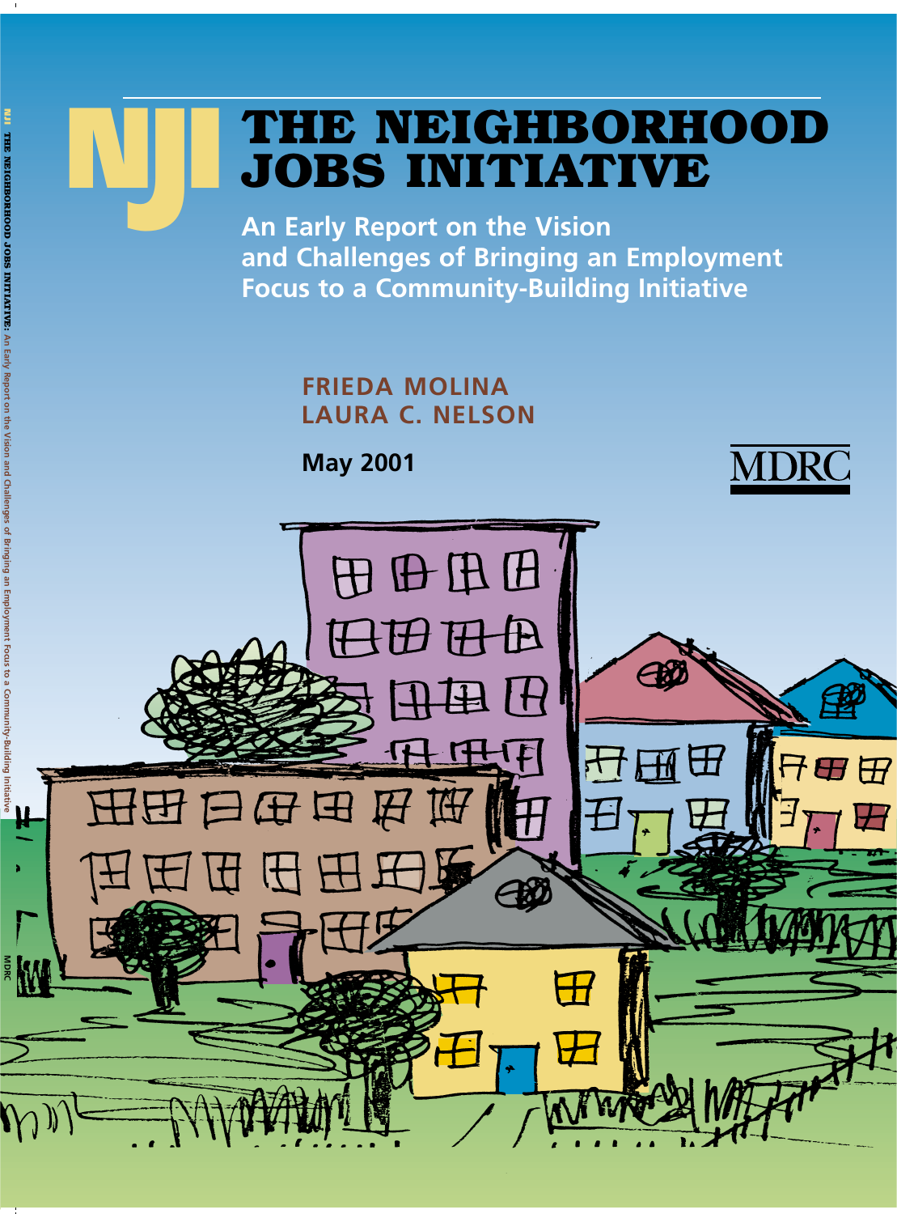NJI

# THE NEIGHBORHOOD JOBS INITIATIVE

## An Early Report on the Vision and Challenges of Bringing an Employment Focus to a Community-Building Initiative

**FRIEDA MOLINA**
**LAURA C. NELSON**

**May 2001**

MDRC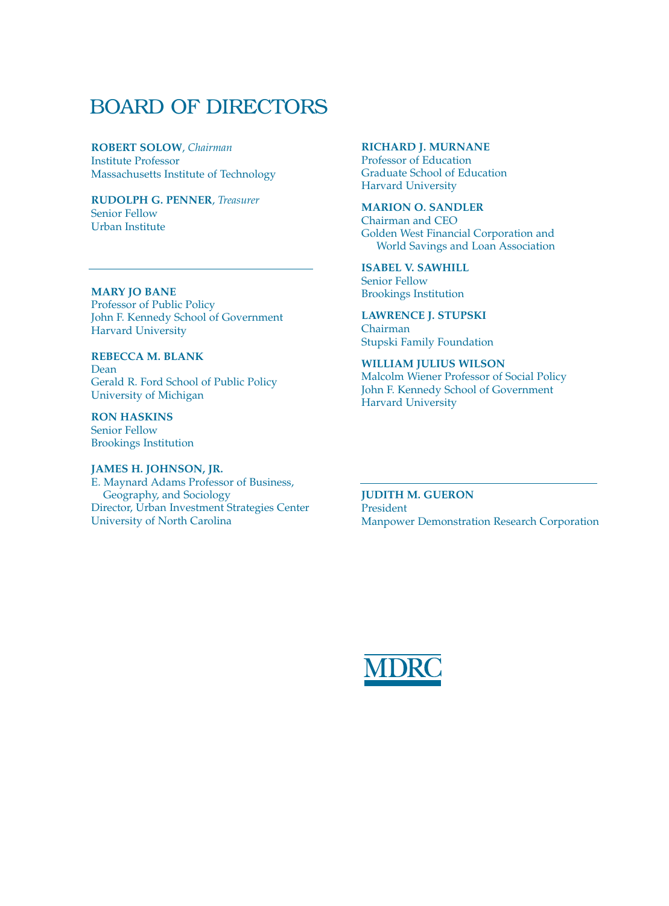# BOARD OF DIRECTORS

**ROBERT SOLOW**, *Chairman*
Institute Professor
Massachusetts Institute of Technology

**RUDOLPH G. PENNER**, *Treasurer*
Senior Fellow
Urban Institute

---

**MARY JO BANE**
Professor of Public Policy
John F. Kennedy School of Government
Harvard University

**REBECCA M. BLANK**
Dean
Gerald R. Ford School of Public Policy
University of Michigan

**RON HASKINS**
Senior Fellow
Brookings Institution

**JAMES H. JOHNSON, JR.**
E. Maynard Adams Professor of Business, Geography, and Sociology
Director, Urban Investment Strategies Center
University of North Carolina

**RICHARD J. MURNANE**
Professor of Education
Graduate School of Education
Harvard University

**MARION O. SANDLER**
Chairman and CEO
Golden West Financial Corporation and World Savings and Loan Association

**ISABEL V. SAWHILL**
Senior Fellow
Brookings Institution

**LAWRENCE J. STUPSKI**
Chairman
Stupski Family Foundation

**WILLIAM JULIUS WILSON**
Malcolm Wiener Professor of Social Policy
John F. Kennedy School of Government
Harvard University

---

**JUDITH M. GUERON**
President
Manpower Demonstration Research Corporation

MDRC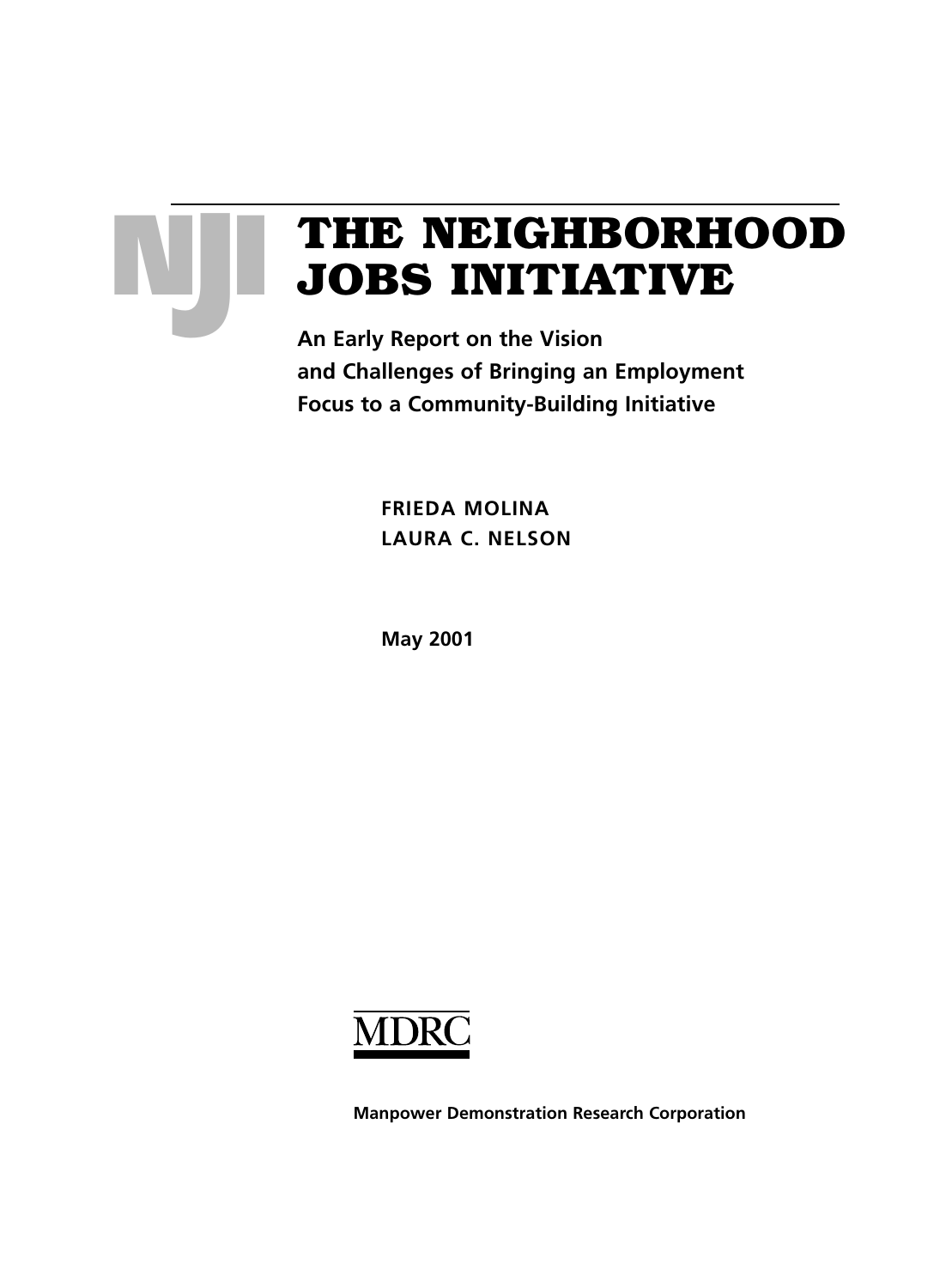NJI

# THE NEIGHBORHOOD JOBS INITIATIVE

**An Early Report on the Vision and Challenges of Bringing an Employment Focus to a Community-Building Initiative**

**FRIEDA MOLINA**
**LAURA C. NELSON**

**May 2001**

MDRC

**Manpower Demonstration Research Corporation**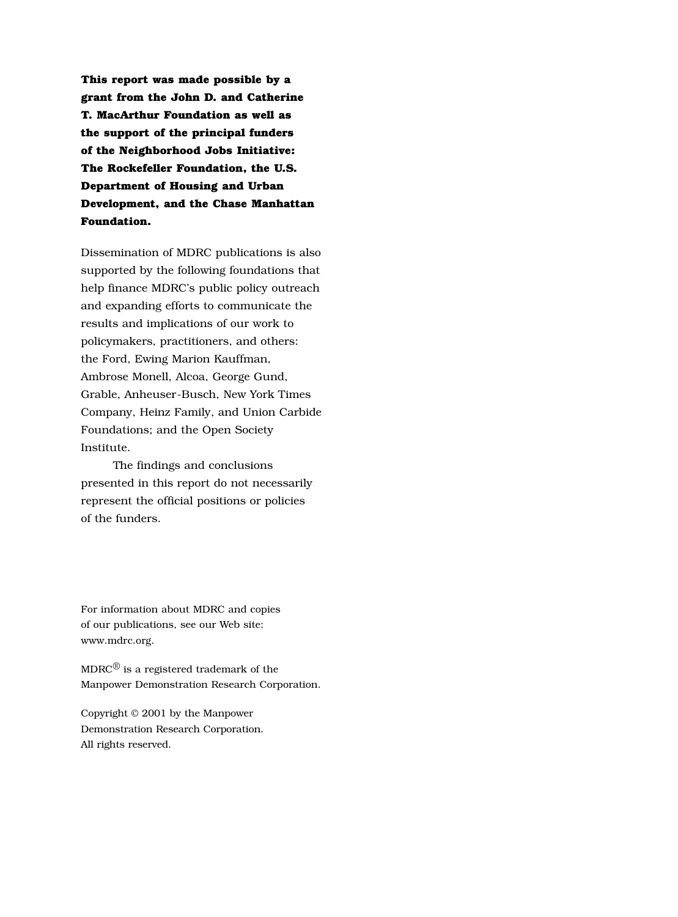**This report was made possible by a grant from the John D. and Catherine T. MacArthur Foundation as well as the support of the principal funders of the Neighborhood Jobs Initiative: The Rockefeller Foundation, the U.S. Department of Housing and Urban Development, and the Chase Manhattan Foundation.**

Dissemination of MDRC publications is also supported by the following foundations that help finance MDRC's public policy outreach and expanding efforts to communicate the results and implications of our work to policymakers, practitioners, and others: the Ford, Ewing Marion Kauffman, Ambrose Monell, Alcoa, George Gund, Grable, Anheuser-Busch, New York Times Company, Heinz Family, and Union Carbide Foundations; and the Open Society Institute.

The findings and conclusions presented in this report do not necessarily represent the official positions or policies of the funders.

For information about MDRC and copies of our publications, see our Web site: www.mdrc.org.

MDRC® is a registered trademark of the Manpower Demonstration Research Corporation.

Copyright © 2001 by the Manpower Demonstration Research Corporation. All rights reserved.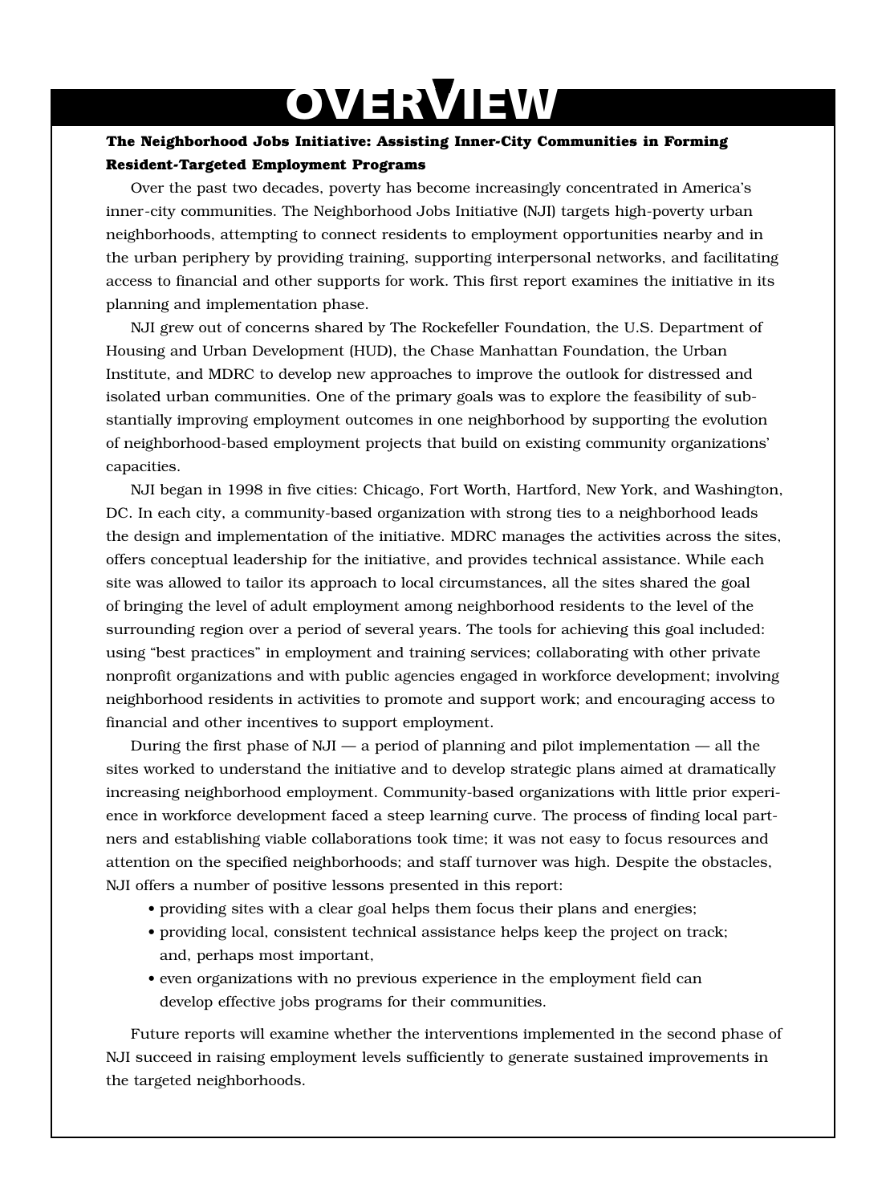# OVERVIEW

**The Neighborhood Jobs Initiative: Assisting Inner-City Communities in Forming Resident-Targeted Employment Programs**

Over the past two decades, poverty has become increasingly concentrated in America's inner-city communities. The Neighborhood Jobs Initiative (NJI) targets high-poverty urban neighborhoods, attempting to connect residents to employment opportunities nearby and in the urban periphery by providing training, supporting interpersonal networks, and facilitating access to financial and other supports for work. This first report examines the initiative in its planning and implementation phase.

NJI grew out of concerns shared by The Rockefeller Foundation, the U.S. Department of Housing and Urban Development (HUD), the Chase Manhattan Foundation, the Urban Institute, and MDRC to develop new approaches to improve the outlook for distressed and isolated urban communities. One of the primary goals was to explore the feasibility of substantially improving employment outcomes in one neighborhood by supporting the evolution of neighborhood-based employment projects that build on existing community organizations' capacities.

NJI began in 1998 in five cities: Chicago, Fort Worth, Hartford, New York, and Washington, DC. In each city, a community-based organization with strong ties to a neighborhood leads the design and implementation of the initiative. MDRC manages the activities across the sites, offers conceptual leadership for the initiative, and provides technical assistance. While each site was allowed to tailor its approach to local circumstances, all the sites shared the goal of bringing the level of adult employment among neighborhood residents to the level of the surrounding region over a period of several years. The tools for achieving this goal included: using "best practices" in employment and training services; collaborating with other private nonprofit organizations and with public agencies engaged in workforce development; involving neighborhood residents in activities to promote and support work; and encouraging access to financial and other incentives to support employment.

During the first phase of NJI — a period of planning and pilot implementation — all the sites worked to understand the initiative and to develop strategic plans aimed at dramatically increasing neighborhood employment. Community-based organizations with little prior experience in workforce development faced a steep learning curve. The process of finding local partners and establishing viable collaborations took time; it was not easy to focus resources and attention on the specified neighborhoods; and staff turnover was high. Despite the obstacles, NJI offers a number of positive lessons presented in this report:

- providing sites with a clear goal helps them focus their plans and energies;
- providing local, consistent technical assistance helps keep the project on track; and, perhaps most important,
- even organizations with no previous experience in the employment field can develop effective jobs programs for their communities.

Future reports will examine whether the interventions implemented in the second phase of NJI succeed in raising employment levels sufficiently to generate sustained improvements in the targeted neighborhoods.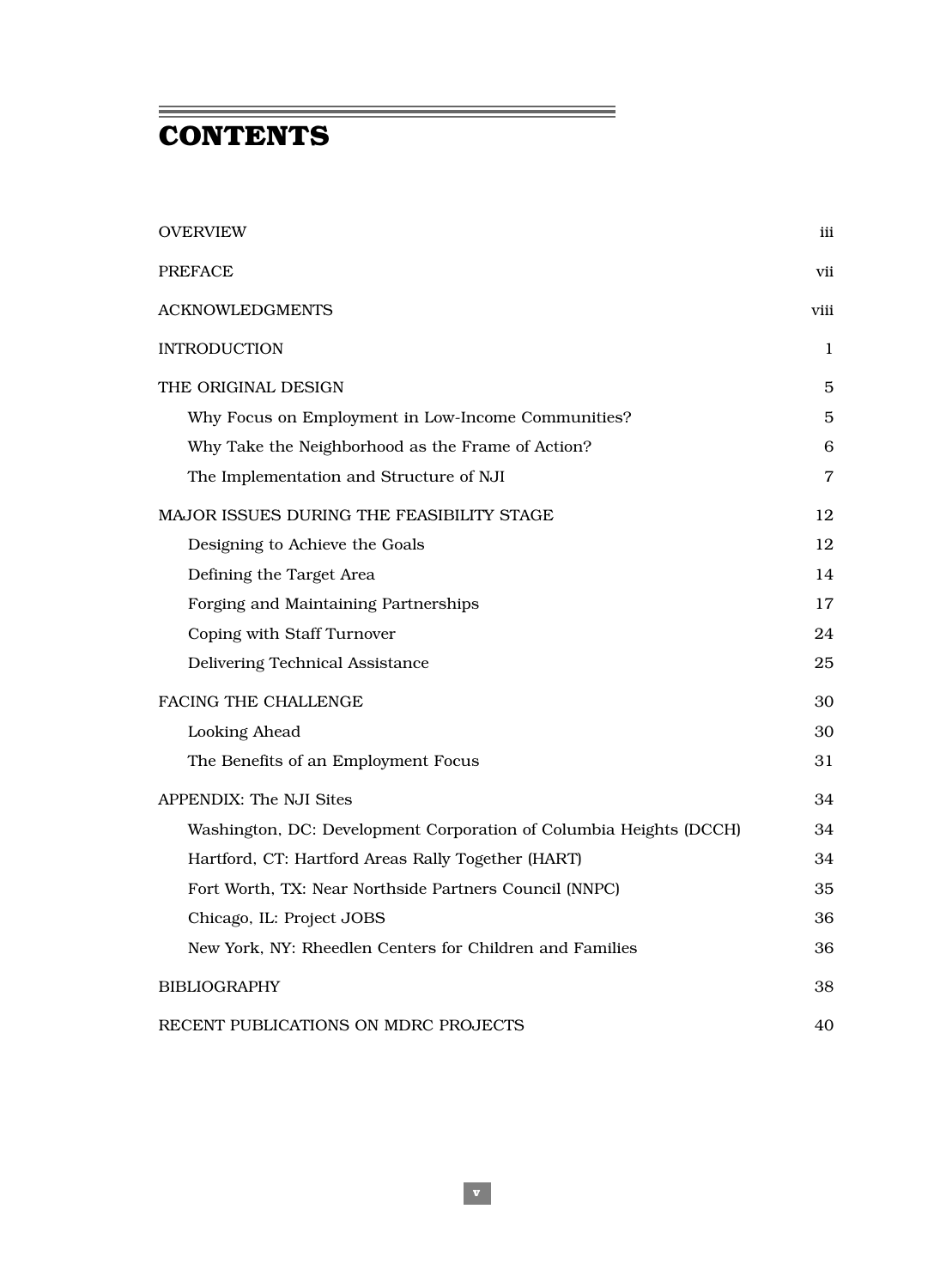# CONTENTS

| | |
|---|---|
| OVERVIEW | iii |
| PREFACE | vii |
| ACKNOWLEDGMENTS | viii |
| INTRODUCTION | 1 |
| THE ORIGINAL DESIGN | 5 |
| Why Focus on Employment in Low-Income Communities? | 5 |
| Why Take the Neighborhood as the Frame of Action? | 6 |
| The Implementation and Structure of NJI | 7 |
| MAJOR ISSUES DURING THE FEASIBILITY STAGE | 12 |
| Designing to Achieve the Goals | 12 |
| Defining the Target Area | 14 |
| Forging and Maintaining Partnerships | 17 |
| Coping with Staff Turnover | 24 |
| Delivering Technical Assistance | 25 |
| FACING THE CHALLENGE | 30 |
| Looking Ahead | 30 |
| The Benefits of an Employment Focus | 31 |
| APPENDIX: The NJI Sites | 34 |
| Washington, DC: Development Corporation of Columbia Heights (DCCH) | 34 |
| Hartford, CT: Hartford Areas Rally Together (HART) | 34 |
| Fort Worth, TX: Near Northside Partners Council (NNPC) | 35 |
| Chicago, IL: Project JOBS | 36 |
| New York, NY: Rheedlen Centers for Children and Families | 36 |
| BIBLIOGRAPHY | 38 |
| RECENT PUBLICATIONS ON MDRC PROJECTS | 40 |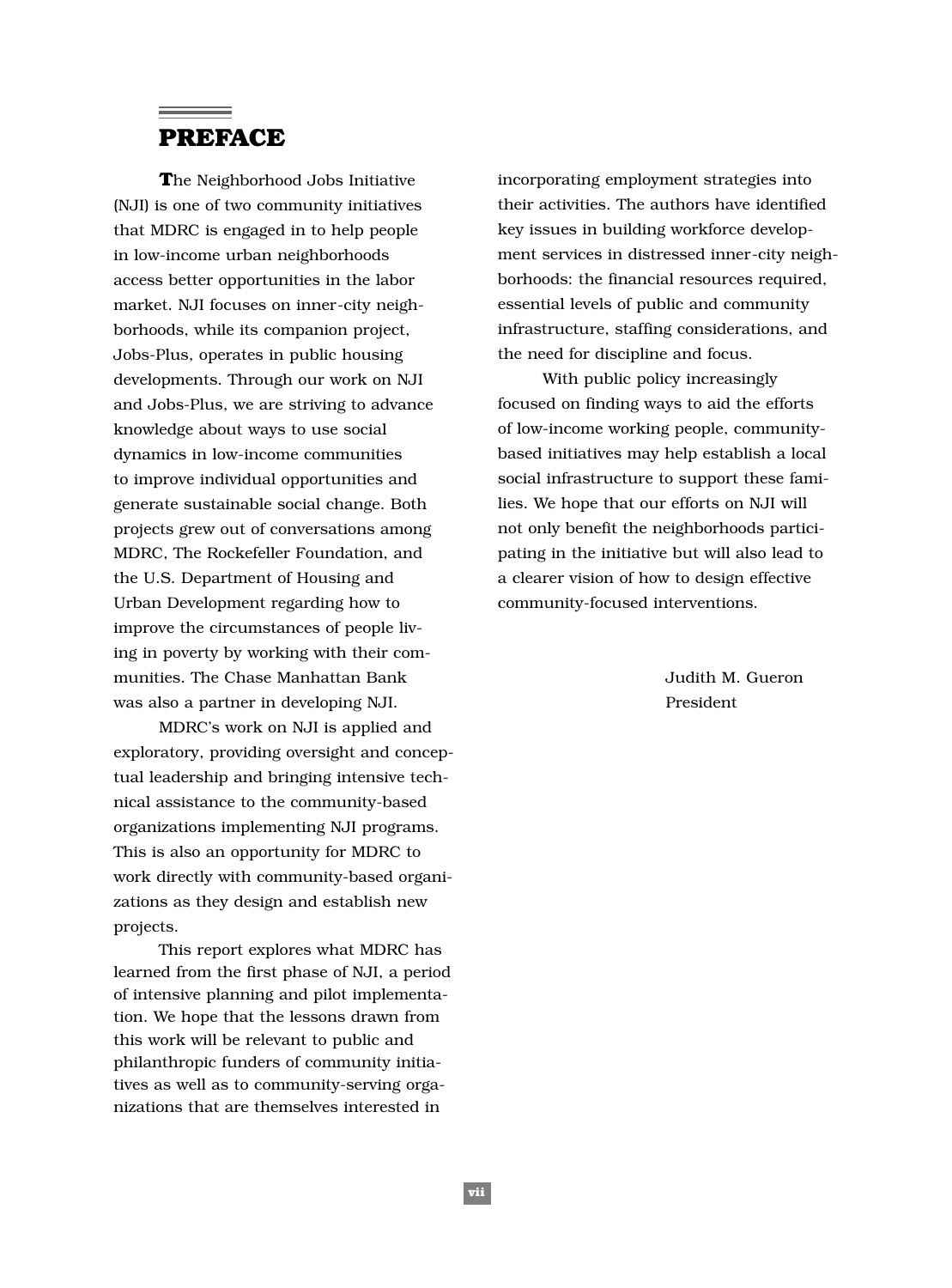# PREFACE

The Neighborhood Jobs Initiative (NJI) is one of two community initiatives that MDRC is engaged in to help people in low-income urban neighborhoods access better opportunities in the labor market. NJI focuses on inner-city neighborhoods, while its companion project, Jobs-Plus, operates in public housing developments. Through our work on NJI and Jobs-Plus, we are striving to advance knowledge about ways to use social dynamics in low-income communities to improve individual opportunities and generate sustainable social change. Both projects grew out of conversations among MDRC, The Rockefeller Foundation, and the U.S. Department of Housing and Urban Development regarding how to improve the circumstances of people living in poverty by working with their communities. The Chase Manhattan Bank was also a partner in developing NJI.

MDRC's work on NJI is applied and exploratory, providing oversight and conceptual leadership and bringing intensive technical assistance to the community-based organizations implementing NJI programs. This is also an opportunity for MDRC to work directly with community-based organizations as they design and establish new projects.

This report explores what MDRC has learned from the first phase of NJI, a period of intensive planning and pilot implementation. We hope that the lessons drawn from this work will be relevant to public and philanthropic funders of community initiatives as well as to community-serving organizations that are themselves interested in incorporating employment strategies into their activities. The authors have identified key issues in building workforce development services in distressed inner-city neighborhoods: the financial resources required, essential levels of public and community infrastructure, staffing considerations, and the need for discipline and focus.

With public policy increasingly focused on finding ways to aid the efforts of low-income working people, community-based initiatives may help establish a local social infrastructure to support these families. We hope that our efforts on NJI will not only benefit the neighborhoods participating in the initiative but will also lead to a clearer vision of how to design effective community-focused interventions.

Judith M. Gueron
President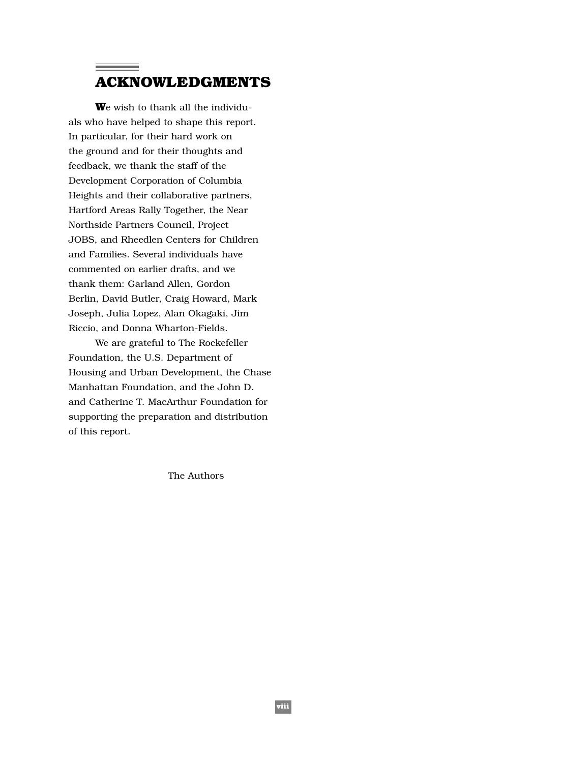# ACKNOWLEDGMENTS

We wish to thank all the individuals who have helped to shape this report. In particular, for their hard work on the ground and for their thoughts and feedback, we thank the staff of the Development Corporation of Columbia Heights and their collaborative partners, Hartford Areas Rally Together, the Near Northside Partners Council, Project JOBS, and Rheedlen Centers for Children and Families. Several individuals have commented on earlier drafts, and we thank them: Garland Allen, Gordon Berlin, David Butler, Craig Howard, Mark Joseph, Julia Lopez, Alan Okagaki, Jim Riccio, and Donna Wharton-Fields.

We are grateful to The Rockefeller Foundation, the U.S. Department of Housing and Urban Development, the Chase Manhattan Foundation, and the John D. and Catherine T. MacArthur Foundation for supporting the preparation and distribution of this report.

The Authors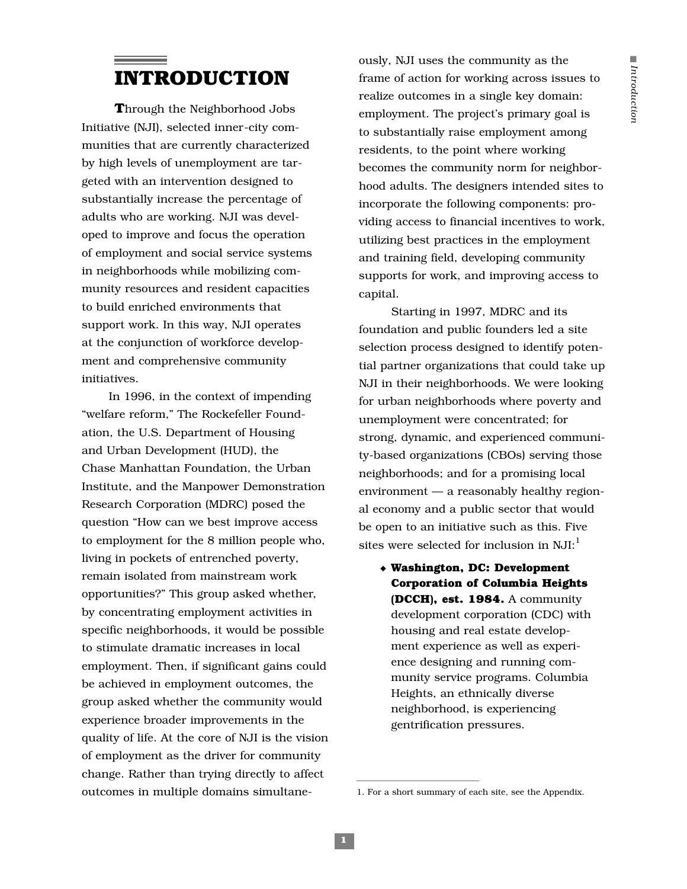# INTRODUCTION

Through the Neighborhood Jobs Initiative (NJI), selected inner-city communities that are currently characterized by high levels of unemployment are targeted with an intervention designed to substantially increase the percentage of adults who are working. NJI was developed to improve and focus the operation of employment and social service systems in neighborhoods while mobilizing community resources and resident capacities to build enriched environments that support work. In this way, NJI operates at the conjunction of workforce development and comprehensive community initiatives.

In 1996, in the context of impending "welfare reform," The Rockefeller Foundation, the U.S. Department of Housing and Urban Development (HUD), the Chase Manhattan Foundation, the Urban Institute, and the Manpower Demonstration Research Corporation (MDRC) posed the question "How can we best improve access to employment for the 8 million people who, living in pockets of entrenched poverty, remain isolated from mainstream work opportunities?" This group asked whether, by concentrating employment activities in specific neighborhoods, it would be possible to stimulate dramatic increases in local employment. Then, if significant gains could be achieved in employment outcomes, the group asked whether the community would experience broader improvements in the quality of life. At the core of NJI is the vision of employment as the driver for community change. Rather than trying directly to affect outcomes in multiple domains simultaneously, NJI uses the community as the frame of action for working across issues to realize outcomes in a single key domain: employment. The project's primary goal is to substantially raise employment among residents, to the point where working becomes the community norm for neighborhood adults. The designers intended sites to incorporate the following components: providing access to financial incentives to work, utilizing best practices in the employment and training field, developing community supports for work, and improving access to capital.

Starting in 1997, MDRC and its foundation and public founders led a site selection process designed to identify potential partner organizations that could take up NJI in their neighborhoods. We were looking for urban neighborhoods where poverty and unemployment were concentrated; for strong, dynamic, and experienced community-based organizations (CBOs) serving those neighborhoods; and for a promising local environment — a reasonably healthy regional economy and a public sector that would be open to an initiative such as this. Five sites were selected for inclusion in NJI:[1]

- **Washington, DC: Development Corporation of Columbia Heights (DCCH), est. 1984.** A community development corporation (CDC) with housing and real estate development experience as well as experience designing and running community service programs. Columbia Heights, an ethnically diverse neighborhood, is experiencing gentrification pressures.

1. For a short summary of each site, see the Appendix.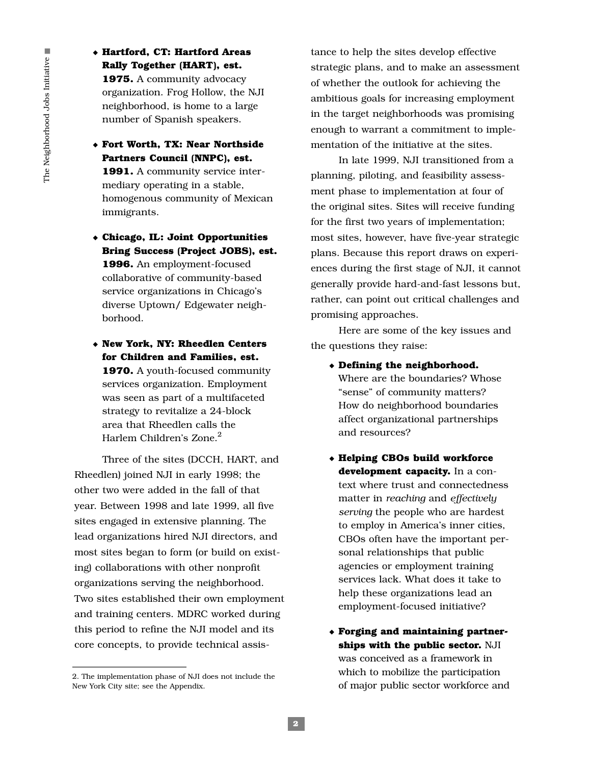- **Hartford, CT: Hartford Areas Rally Together (HART), est. 1975.** A community advocacy organization. Frog Hollow, the NJI neighborhood, is home to a large number of Spanish speakers.

- **Fort Worth, TX: Near Northside Partners Council (NNPC), est. 1991.** A community service intermediary operating in a stable, homogenous community of Mexican immigrants.

- **Chicago, IL: Joint Opportunities Bring Success (Project JOBS), est. 1996.** An employment-focused collaborative of community-based service organizations in Chicago's diverse Uptown/ Edgewater neighborhood.

- **New York, NY: Rheedlen Centers for Children and Families, est. 1970.** A youth-focused community services organization. Employment was seen as part of a multifaceted strategy to revitalize a 24-block area that Rheedlen calls the Harlem Children's Zone.[2]

Three of the sites (DCCH, HART, and Rheedlen) joined NJI in early 1998; the other two were added in the fall of that year. Between 1998 and late 1999, all five sites engaged in extensive planning. The lead organizations hired NJI directors, and most sites began to form (or build on existing) collaborations with other nonprofit organizations serving the neighborhood. Two sites established their own employment and training centers. MDRC worked during this period to refine the NJI model and its core concepts, to provide technical assistance to help the sites develop effective strategic plans, and to make an assessment of whether the outlook for achieving the ambitious goals for increasing employment in the target neighborhoods was promising enough to warrant a commitment to implementation of the initiative at the sites.

In late 1999, NJI transitioned from a planning, piloting, and feasibility assessment phase to implementation at four of the original sites. Sites will receive funding for the first two years of implementation; most sites, however, have five-year strategic plans. Because this report draws on experiences during the first stage of NJI, it cannot generally provide hard-and-fast lessons but, rather, can point out critical challenges and promising approaches.

Here are some of the key issues and the questions they raise:

- **Defining the neighborhood.** Where are the boundaries? Whose "sense" of community matters? How do neighborhood boundaries affect organizational partnerships and resources?

- **Helping CBOs build workforce development capacity.** In a context where trust and connectedness matter in *reaching* and *effectively serving* the people who are hardest to employ in America's inner cities, CBOs often have the important personal relationships that public agencies or employment training services lack. What does it take to help these organizations lead an employment-focused initiative?

- **Forging and maintaining partnerships with the public sector.** NJI was conceived as a framework in which to mobilize the participation of major public sector workforce and

2. The implementation phase of NJI does not include the New York City site; see the Appendix.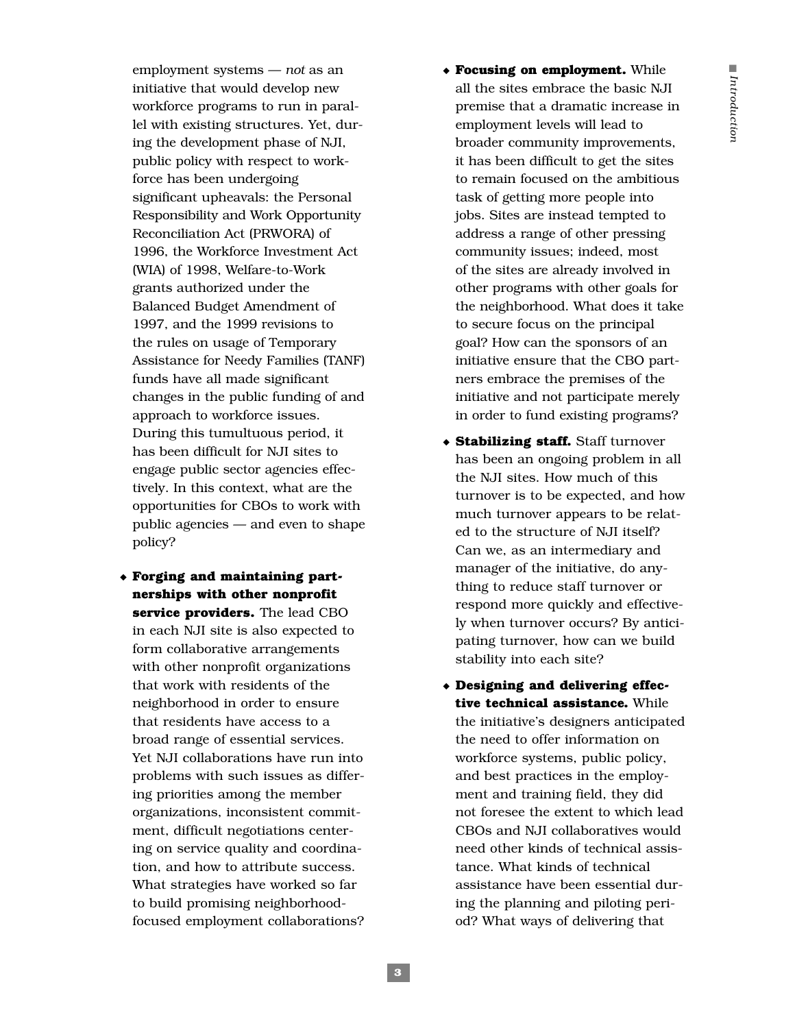employment systems — *not* as an initiative that would develop new workforce programs to run in parallel with existing structures. Yet, during the development phase of NJI, public policy with respect to workforce has been undergoing significant upheavals: the Personal Responsibility and Work Opportunity Reconciliation Act (PRWORA) of 1996, the Workforce Investment Act (WIA) of 1998, Welfare-to-Work grants authorized under the Balanced Budget Amendment of 1997, and the 1999 revisions to the rules on usage of Temporary Assistance for Needy Families (TANF) funds have all made significant changes in the public funding of and approach to workforce issues. During this tumultuous period, it has been difficult for NJI sites to engage public sector agencies effectively. In this context, what are the opportunities for CBOs to work with public agencies — and even to shape policy?

- **Forging and maintaining partnerships with other nonprofit service providers.** The lead CBO in each NJI site is also expected to form collaborative arrangements with other nonprofit organizations that work with residents of the neighborhood in order to ensure that residents have access to a broad range of essential services. Yet NJI collaborations have run into problems with such issues as differing priorities among the member organizations, inconsistent commitment, difficult negotiations centering on service quality and coordination, and how to attribute success. What strategies have worked so far to build promising neighborhood-focused employment collaborations?

- **Focusing on employment.** While all the sites embrace the basic NJI premise that a dramatic increase in employment levels will lead to broader community improvements, it has been difficult to get the sites to remain focused on the ambitious task of getting more people into jobs. Sites are instead tempted to address a range of other pressing community issues; indeed, most of the sites are already involved in other programs with other goals for the neighborhood. What does it take to secure focus on the principal goal? How can the sponsors of an initiative ensure that the CBO partners embrace the premises of the initiative and not participate merely in order to fund existing programs?

- **Stabilizing staff.** Staff turnover has been an ongoing problem in all the NJI sites. How much of this turnover is to be expected, and how much turnover appears to be related to the structure of NJI itself? Can we, as an intermediary and manager of the initiative, do anything to reduce staff turnover or respond more quickly and effectively when turnover occurs? By anticipating turnover, how can we build stability into each site?

- **Designing and delivering effective technical assistance.** While the initiative's designers anticipated the need to offer information on workforce systems, public policy, and best practices in the employment and training field, they did not foresee the extent to which lead CBOs and NJI collaboratives would need other kinds of technical assistance. What kinds of technical assistance have been essential during the planning and piloting period? What ways of delivering that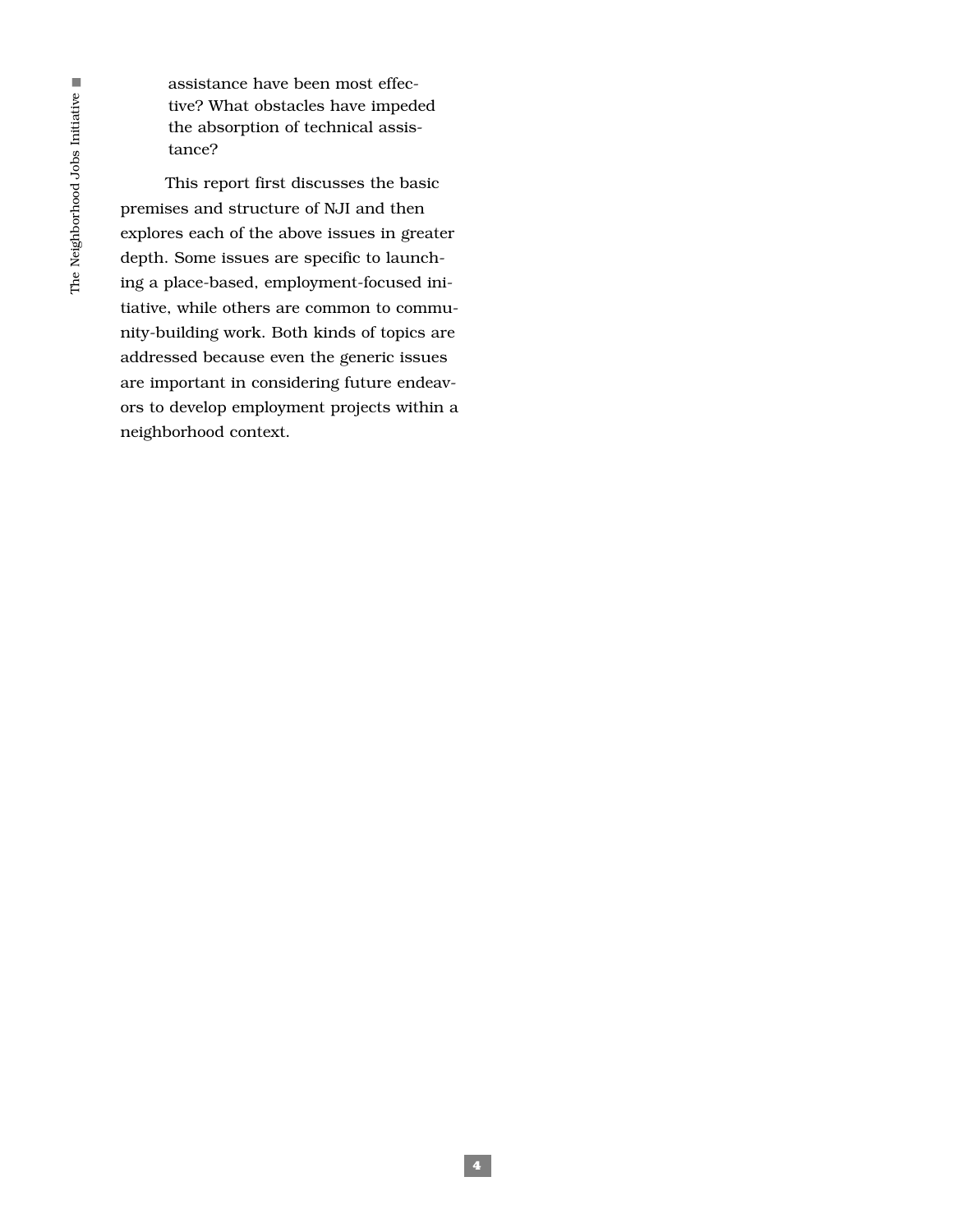assistance have been most effective? What obstacles have impeded the absorption of technical assistance?

This report first discusses the basic premises and structure of NJI and then explores each of the above issues in greater depth. Some issues are specific to launching a place-based, employment-focused initiative, while others are common to community-building work. Both kinds of topics are addressed because even the generic issues are important in considering future endeavors to develop employment projects within a neighborhood context.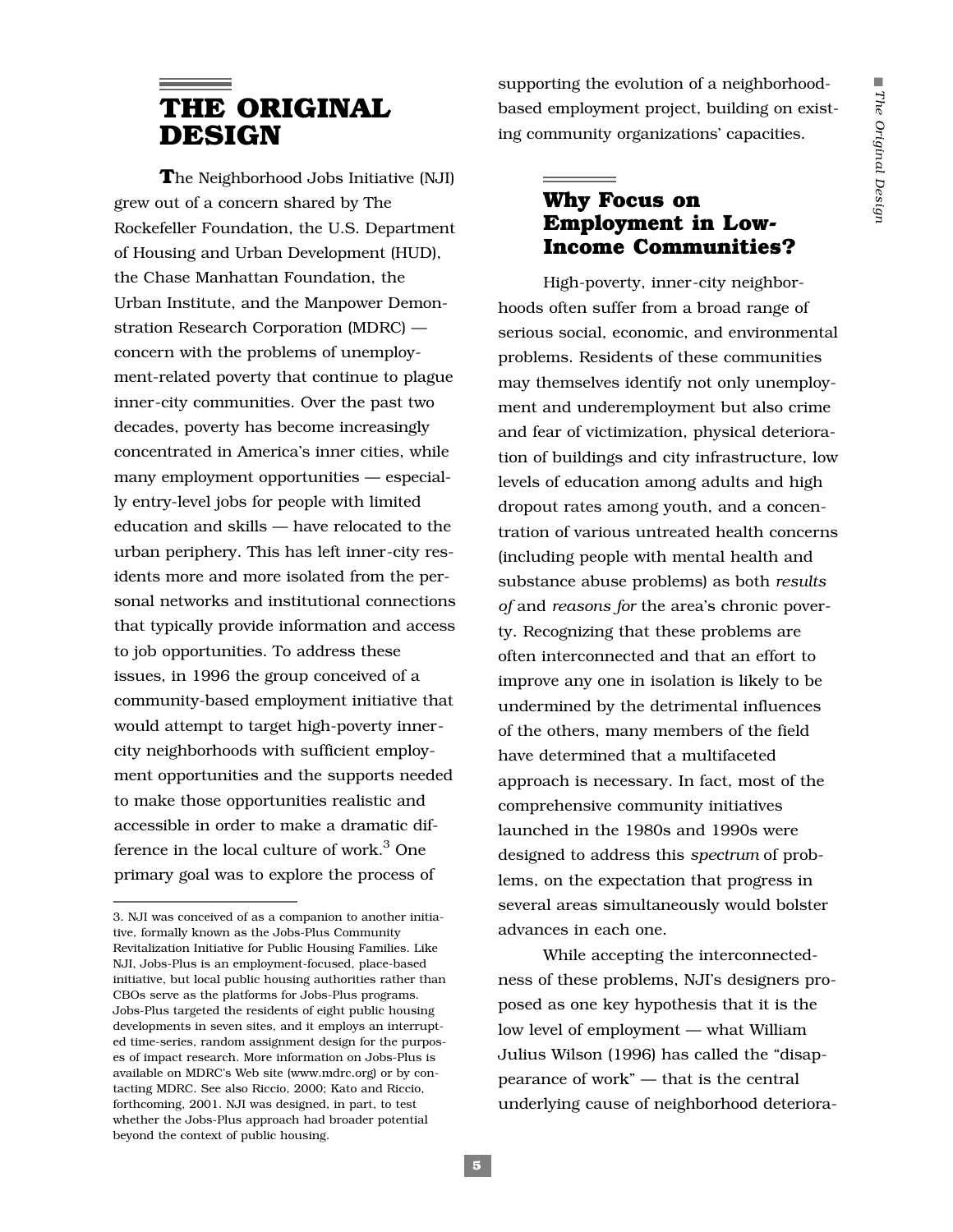# THE ORIGINAL DESIGN

The Neighborhood Jobs Initiative (NJI) grew out of a concern shared by The Rockefeller Foundation, the U.S. Department of Housing and Urban Development (HUD), the Chase Manhattan Foundation, the Urban Institute, and the Manpower Demonstration Research Corporation (MDRC) — concern with the problems of unemployment-related poverty that continue to plague inner-city communities. Over the past two decades, poverty has become increasingly concentrated in America's inner cities, while many employment opportunities — especially entry-level jobs for people with limited education and skills — have relocated to the urban periphery. This has left inner-city residents more and more isolated from the personal networks and institutional connections that typically provide information and access to job opportunities. To address these issues, in 1996 the group conceived of a community-based employment initiative that would attempt to target high-poverty inner-city neighborhoods with sufficient employment opportunities and the supports needed to make those opportunities realistic and accessible in order to make a dramatic difference in the local culture of work.[3] One primary goal was to explore the process of supporting the evolution of a neighborhood-based employment project, building on existing community organizations' capacities.

## Why Focus on Employment in Low-Income Communities?

High-poverty, inner-city neighborhoods often suffer from a broad range of serious social, economic, and environmental problems. Residents of these communities may themselves identify not only unemployment and underemployment but also crime and fear of victimization, physical deterioration of buildings and city infrastructure, low levels of education among adults and high dropout rates among youth, and a concentration of various untreated health concerns (including people with mental health and substance abuse problems) as both *results of* and *reasons for* the area's chronic poverty. Recognizing that these problems are often interconnected and that an effort to improve any one in isolation is likely to be undermined by the detrimental influences of the others, many members of the field have determined that a multifaceted approach is necessary. In fact, most of the comprehensive community initiatives launched in the 1980s and 1990s were designed to address this *spectrum* of problems, on the expectation that progress in several areas simultaneously would bolster advances in each one.

While accepting the interconnectedness of these problems, NJI's designers proposed as one key hypothesis that it is the low level of employment — what William Julius Wilson (1996) has called the "disappearance of work" — that is the central underlying cause of neighborhood deteriora-

---

3. NJI was conceived of as a companion to another initiative, formally known as the Jobs-Plus Community Revitalization Initiative for Public Housing Families. Like NJI, Jobs-Plus is an employment-focused, place-based initiative, but local public housing authorities rather than CBOs serve as the platforms for Jobs-Plus programs. Jobs-Plus targeted the residents of eight public housing developments in seven sites, and it employs an interrupted time-series, random assignment design for the purposes of impact research. More information on Jobs-Plus is available on MDRC's Web site (www.mdrc.org) or by contacting MDRC. See also Riccio, 2000; Kato and Riccio, forthcoming, 2001. NJI was designed, in part, to test whether the Jobs-Plus approach had broader potential beyond the context of public housing.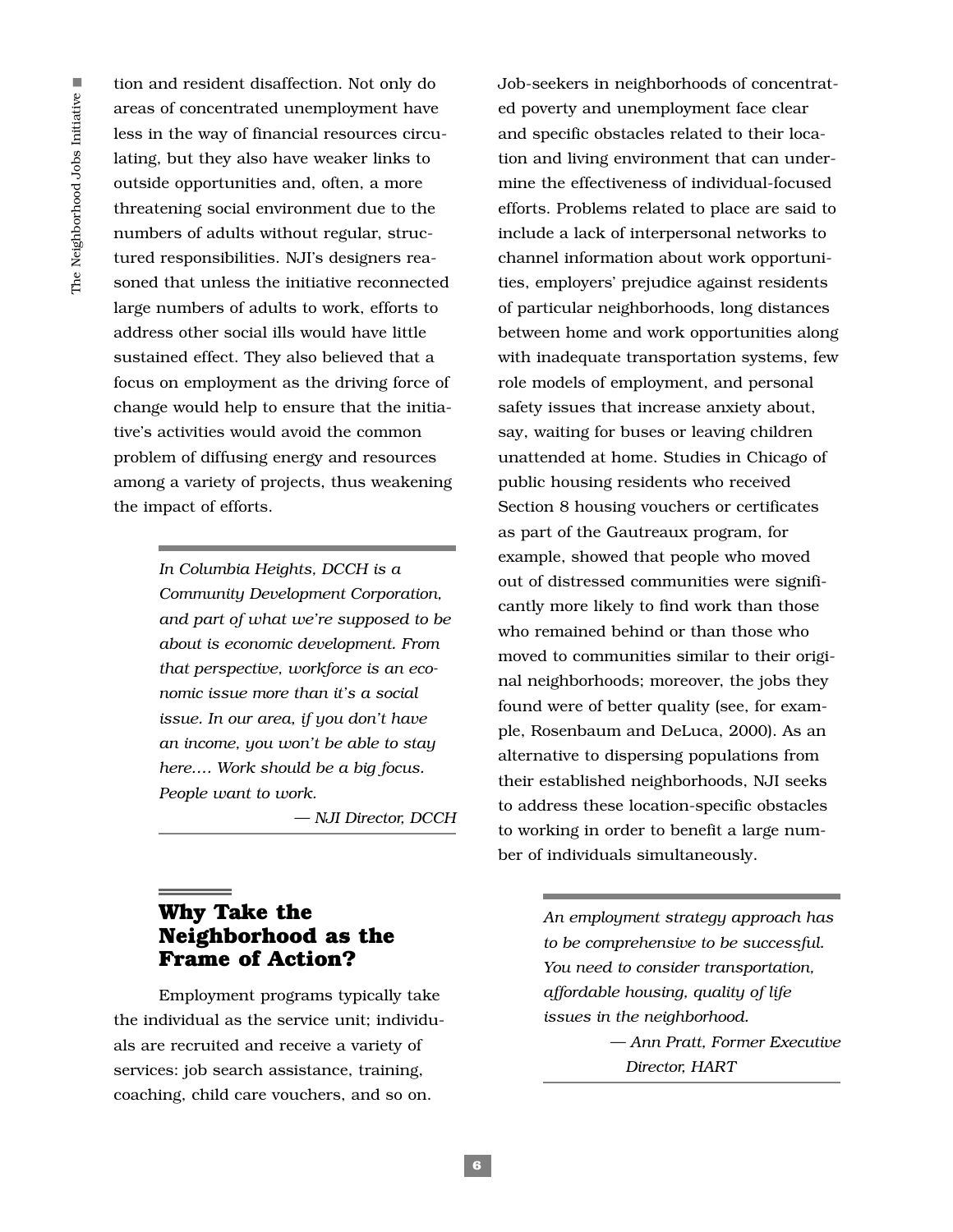tion and resident disaffection. Not only do areas of concentrated unemployment have less in the way of financial resources circulating, but they also have weaker links to outside opportunities and, often, a more threatening social environment due to the numbers of adults without regular, structured responsibilities. NJI's designers reasoned that unless the initiative reconnected large numbers of adults to work, efforts to address other social ills would have little sustained effect. They also believed that a focus on employment as the driving force of change would help to ensure that the initiative's activities would avoid the common problem of diffusing energy and resources among a variety of projects, thus weakening the impact of efforts.

> *In Columbia Heights, DCCH is a Community Development Corporation, and part of what we're supposed to be about is economic development. From that perspective, workforce is an economic issue more than it's a social issue. In our area, if you don't have an income, you won't be able to stay here.... Work should be a big focus. People want to work.*
>
> *— NJI Director, DCCH*

## Why Take the Neighborhood as the Frame of Action?

Employment programs typically take the individual as the service unit; individuals are recruited and receive a variety of services: job search assistance, training, coaching, child care vouchers, and so on. Job-seekers in neighborhoods of concentrated poverty and unemployment face clear and specific obstacles related to their location and living environment that can undermine the effectiveness of individual-focused efforts. Problems related to place are said to include a lack of interpersonal networks to channel information about work opportunities, employers' prejudice against residents of particular neighborhoods, long distances between home and work opportunities along with inadequate transportation systems, few role models of employment, and personal safety issues that increase anxiety about, say, waiting for buses or leaving children unattended at home. Studies in Chicago of public housing residents who received Section 8 housing vouchers or certificates as part of the Gautreaux program, for example, showed that people who moved out of distressed communities were significantly more likely to find work than those who remained behind or than those who moved to communities similar to their original neighborhoods; moreover, the jobs they found were of better quality (see, for example, Rosenbaum and DeLuca, 2000). As an alternative to dispersing populations from their established neighborhoods, NJI seeks to address these location-specific obstacles to working in order to benefit a large number of individuals simultaneously.

> *An employment strategy approach has to be comprehensive to be successful. You need to consider transportation, affordable housing, quality of life issues in the neighborhood.*
>
> *— Ann Pratt, Former Executive Director, HART*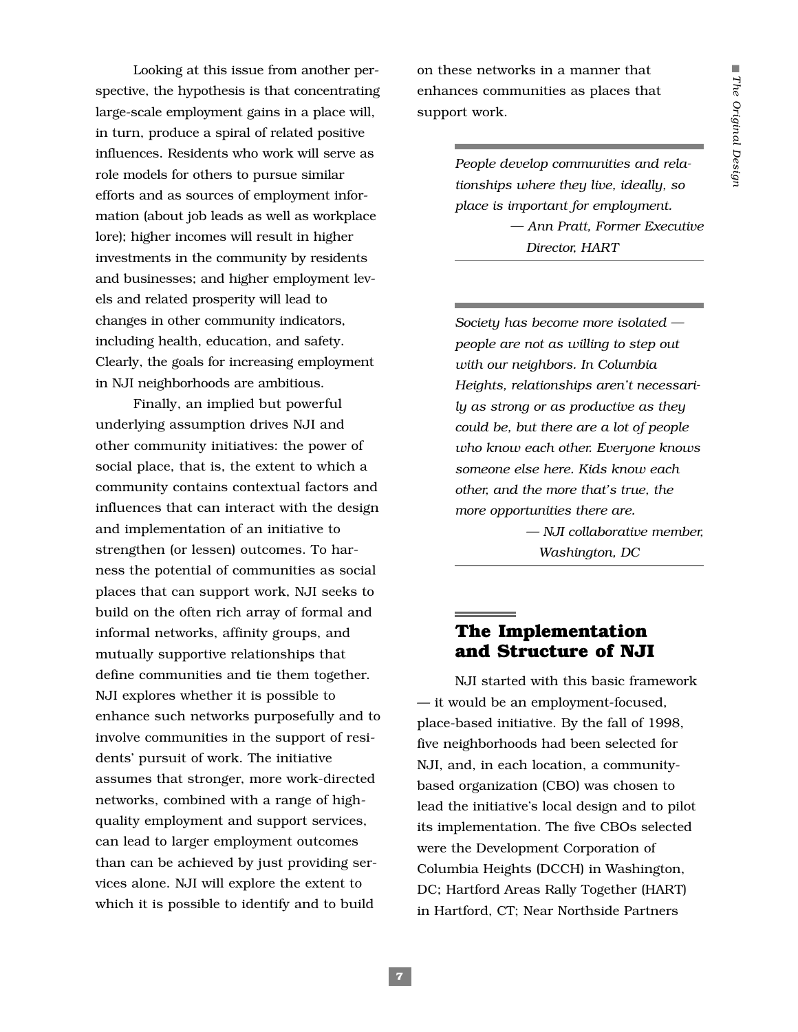Looking at this issue from another perspective, the hypothesis is that concentrating large-scale employment gains in a place will, in turn, produce a spiral of related positive influences. Residents who work will serve as role models for others to pursue similar efforts and as sources of employment information (about job leads as well as workplace lore); higher incomes will result in higher investments in the community by residents and businesses; and higher employment levels and related prosperity will lead to changes in other community indicators, including health, education, and safety. Clearly, the goals for increasing employment in NJI neighborhoods are ambitious.

Finally, an implied but powerful underlying assumption drives NJI and other community initiatives: the power of social place, that is, the extent to which a community contains contextual factors and influences that can interact with the design and implementation of an initiative to strengthen (or lessen) outcomes. To harness the potential of communities as social places that can support work, NJI seeks to build on the often rich array of formal and informal networks, affinity groups, and mutually supportive relationships that define communities and tie them together. NJI explores whether it is possible to enhance such networks purposefully and to involve communities in the support of residents' pursuit of work. The initiative assumes that stronger, more work-directed networks, combined with a range of high-quality employment and support services, can lead to larger employment outcomes than can be achieved by just providing services alone. NJI will explore the extent to which it is possible to identify and to build on these networks in a manner that enhances communities as places that support work.

> *People develop communities and relationships where they live, ideally, so place is important for employment.*
>
> *— Ann Pratt, Former Executive Director, HART*

> *Society has become more isolated — people are not as willing to step out with our neighbors. In Columbia Heights, relationships aren't necessarily as strong or as productive as they could be, but there are a lot of people who know each other. Everyone knows someone else here. Kids know each other, and the more that's true, the more opportunities there are.*
>
> *— NJI collaborative member, Washington, DC*

## The Implementation and Structure of NJI

NJI started with this basic framework — it would be an employment-focused, place-based initiative. By the fall of 1998, five neighborhoods had been selected for NJI, and, in each location, a community-based organization (CBO) was chosen to lead the initiative's local design and to pilot its implementation. The five CBOs selected were the Development Corporation of Columbia Heights (DCCH) in Washington, DC; Hartford Areas Rally Together (HART) in Hartford, CT; Near Northside Partners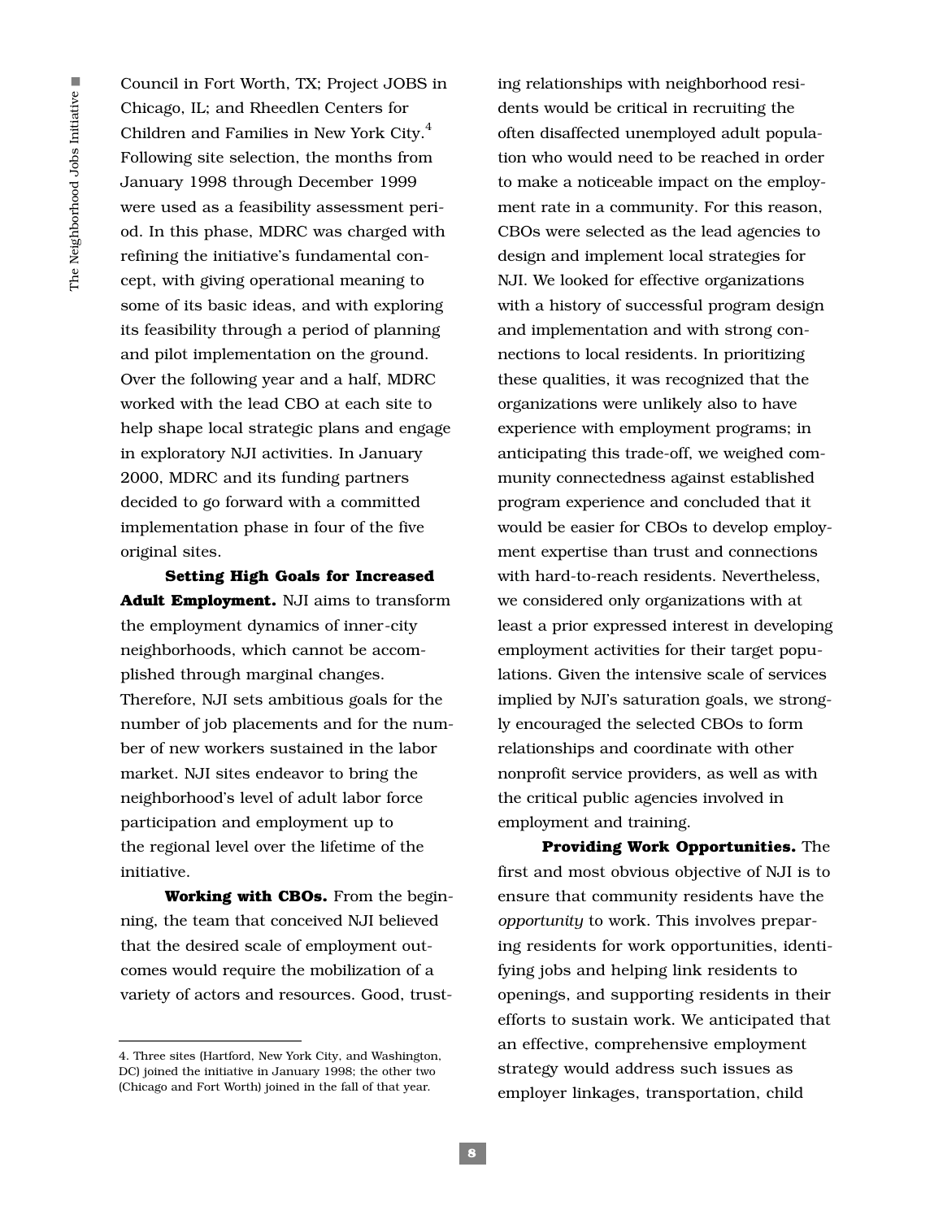Council in Fort Worth, TX; Project JOBS in Chicago, IL; and Rheedlen Centers for Children and Families in New York City.[4] Following site selection, the months from January 1998 through December 1999 were used as a feasibility assessment period. In this phase, MDRC was charged with refining the initiative's fundamental concept, with giving operational meaning to some of its basic ideas, and with exploring its feasibility through a period of planning and pilot implementation on the ground. Over the following year and a half, MDRC worked with the lead CBO at each site to help shape local strategic plans and engage in exploratory NJI activities. In January 2000, MDRC and its funding partners decided to go forward with a committed implementation phase in four of the five original sites.

**Setting High Goals for Increased Adult Employment.** NJI aims to transform the employment dynamics of inner-city neighborhoods, which cannot be accomplished through marginal changes. Therefore, NJI sets ambitious goals for the number of job placements and for the number of new workers sustained in the labor market. NJI sites endeavor to bring the neighborhood's level of adult labor force participation and employment up to the regional level over the lifetime of the initiative.

**Working with CBOs.** From the beginning, the team that conceived NJI believed that the desired scale of employment outcomes would require the mobilization of a variety of actors and resources. Good, trusting relationships with neighborhood residents would be critical in recruiting the often disaffected unemployed adult population who would need to be reached in order to make a noticeable impact on the employment rate in a community. For this reason, CBOs were selected as the lead agencies to design and implement local strategies for NJI. We looked for effective organizations with a history of successful program design and implementation and with strong connections to local residents. In prioritizing these qualities, it was recognized that the organizations were unlikely also to have experience with employment programs; in anticipating this trade-off, we weighed community connectedness against established program experience and concluded that it would be easier for CBOs to develop employment expertise than trust and connections with hard-to-reach residents. Nevertheless, we considered only organizations with at least a prior expressed interest in developing employment activities for their target populations. Given the intensive scale of services implied by NJI's saturation goals, we strongly encouraged the selected CBOs to form relationships and coordinate with other nonprofit service providers, as well as with the critical public agencies involved in employment and training.

**Providing Work Opportunities.** The first and most obvious objective of NJI is to ensure that community residents have the *opportunity* to work. This involves preparing residents for work opportunities, identifying jobs and helping link residents to openings, and supporting residents in their efforts to sustain work. We anticipated that an effective, comprehensive employment strategy would address such issues as employer linkages, transportation, child

---

4. Three sites (Hartford, New York City, and Washington, DC) joined the initiative in January 1998; the other two (Chicago and Fort Worth) joined in the fall of that year.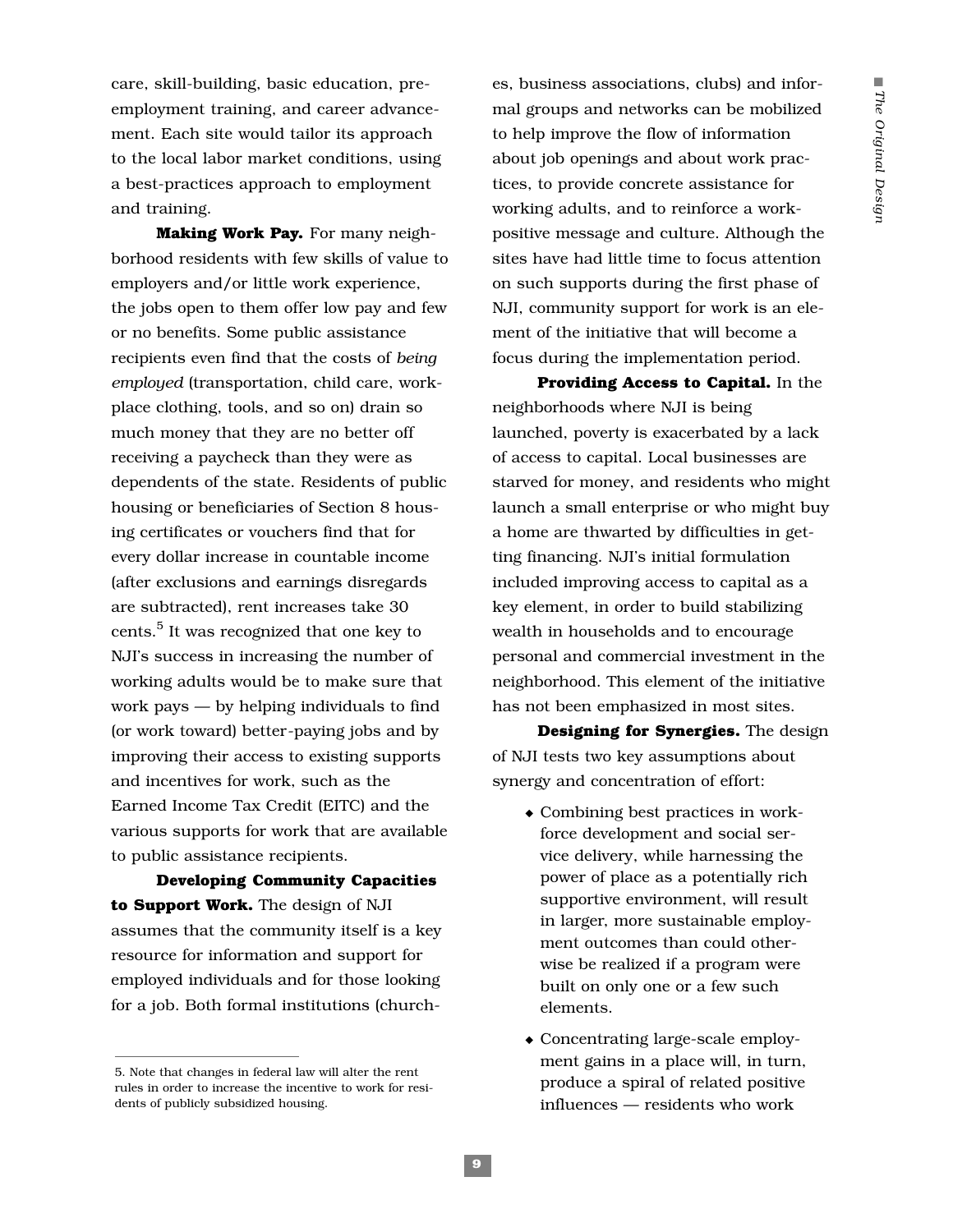care, skill-building, basic education, pre-employment training, and career advancement. Each site would tailor its approach to the local labor market conditions, using a best-practices approach to employment and training.

**Making Work Pay.** For many neighborhood residents with few skills of value to employers and/or little work experience, the jobs open to them offer low pay and few or no benefits. Some public assistance recipients even find that the costs of *being employed* (transportation, child care, workplace clothing, tools, and so on) drain so much money that they are no better off receiving a paycheck than they were as dependents of the state. Residents of public housing or beneficiaries of Section 8 housing certificates or vouchers find that for every dollar increase in countable income (after exclusions and earnings disregards are subtracted), rent increases take 30 cents.[5] It was recognized that one key to NJI's success in increasing the number of working adults would be to make sure that work pays — by helping individuals to find (or work toward) better-paying jobs and by improving their access to existing supports and incentives for work, such as the Earned Income Tax Credit (EITC) and the various supports for work that are available to public assistance recipients.

**Developing Community Capacities to Support Work.** The design of NJI assumes that the community itself is a key resource for information and support for employed individuals and for those looking for a job. Both formal institutions (churches, business associations, clubs) and informal groups and networks can be mobilized to help improve the flow of information about job openings and about work practices, to provide concrete assistance for working adults, and to reinforce a work-positive message and culture. Although the sites have had little time to focus attention on such supports during the first phase of NJI, community support for work is an element of the initiative that will become a focus during the implementation period.

**Providing Access to Capital.** In the neighborhoods where NJI is being launched, poverty is exacerbated by a lack of access to capital. Local businesses are starved for money, and residents who might launch a small enterprise or who might buy a home are thwarted by difficulties in getting financing. NJI's initial formulation included improving access to capital as a key element, in order to build stabilizing wealth in households and to encourage personal and commercial investment in the neighborhood. This element of the initiative has not been emphasized in most sites.

**Designing for Synergies.** The design of NJI tests two key assumptions about synergy and concentration of effort:

- Combining best practices in workforce development and social service delivery, while harnessing the power of place as a potentially rich supportive environment, will result in larger, more sustainable employment outcomes than could otherwise be realized if a program were built on only one or a few such elements.
- Concentrating large-scale employment gains in a place will, in turn, produce a spiral of related positive influences — residents who work

5. Note that changes in federal law will alter the rent rules in order to increase the incentive to work for residents of publicly subsidized housing.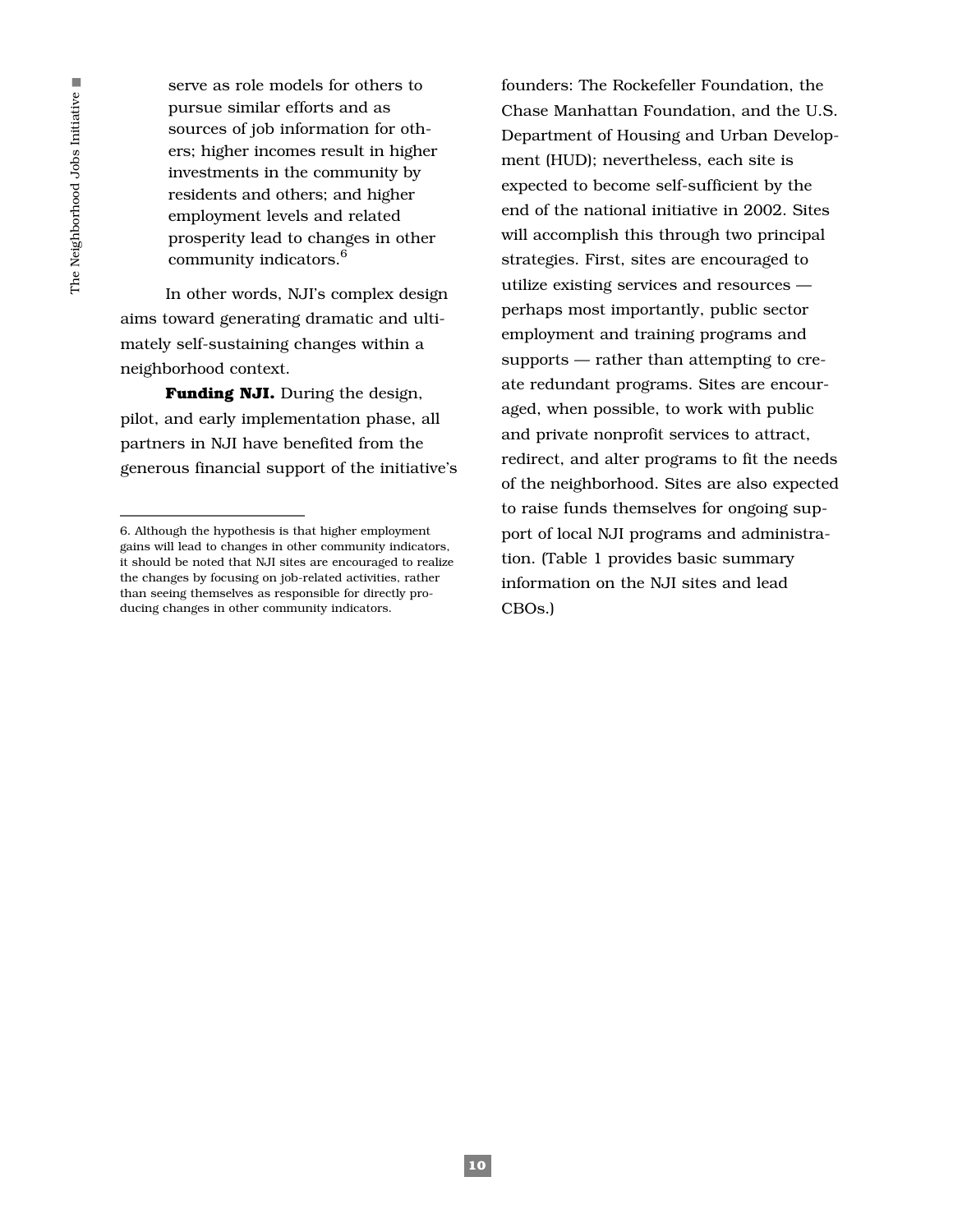serve as role models for others to pursue similar efforts and as sources of job information for others; higher incomes result in higher investments in the community by residents and others; and higher employment levels and related prosperity lead to changes in other community indicators.[6]

In other words, NJI's complex design aims toward generating dramatic and ultimately self-sustaining changes within a neighborhood context.

**Funding NJI.** During the design, pilot, and early implementation phase, all partners in NJI have benefited from the generous financial support of the initiative's founders: The Rockefeller Foundation, the Chase Manhattan Foundation, and the U.S. Department of Housing and Urban Development (HUD); nevertheless, each site is expected to become self-sufficient by the end of the national initiative in 2002. Sites will accomplish this through two principal strategies. First, sites are encouraged to utilize existing services and resources — perhaps most importantly, public sector employment and training programs and supports — rather than attempting to create redundant programs. Sites are encouraged, when possible, to work with public and private nonprofit services to attract, redirect, and alter programs to fit the needs of the neighborhood. Sites are also expected to raise funds themselves for ongoing support of local NJI programs and administration. (Table 1 provides basic summary information on the NJI sites and lead CBOs.)

---

6. Although the hypothesis is that higher employment gains will lead to changes in other community indicators, it should be noted that NJI sites are encouraged to realize the changes by focusing on job-related activities, rather than seeing themselves as responsible for directly producing changes in other community indicators.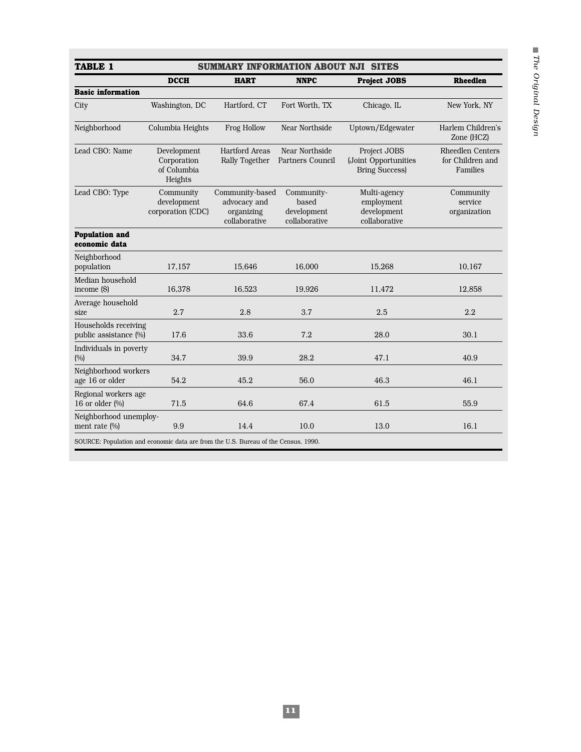**TABLE 1 SUMMARY INFORMATION ABOUT NJI SITES**

| | DCCH | HART | NNPC | Project JOBS | Rheedlen |
|---|---|---|---|---|---|
| **Basic information** | | | | | |
| City | Washington, DC | Hartford, CT | Fort Worth, TX | Chicago, IL | New York, NY |
| Neighborhood | Columbia Heights | Frog Hollow | Near Northside | Uptown/Edgewater | Harlem Children's Zone (HCZ) |
| Lead CBO: Name | Development Corporation of Columbia Heights | Hartford Areas Rally Together | Near Northside Partners Council | Project JOBS (Joint Opportunities Bring Success) | Rheedlen Centers for Children and Families |
| Lead CBO: Type | Community development corporation (CDC) | Community-based advocacy and organizing collaborative | Community-based development collaborative | Multi-agency employment development collaborative | Community service organization |
| **Population and economic data** | | | | | |
| Neighborhood population | 17,157 | 15,646 | 16,000 | 15,268 | 10,167 |
| Median household income ($) | 16,378 | 16,523 | 19,926 | 11,472 | 12,858 |
| Average household size | 2.7 | 2.8 | 3.7 | 2.5 | 2.2 |
| Households receiving public assistance (%) | 17.6 | 33.6 | 7.2 | 28.0 | 30.1 |
| Individuals in poverty (%) | 34.7 | 39.9 | 28.2 | 47.1 | 40.9 |
| Neighborhood workers age 16 or older | 54.2 | 45.2 | 56.0 | 46.3 | 46.1 |
| Regional workers age 16 or older (%) | 71.5 | 64.6 | 67.4 | 61.5 | 55.9 |
| Neighborhood unemployment rate (%) | 9.9 | 14.4 | 10.0 | 13.0 | 16.1 |

SOURCE: Population and economic data are from the U.S. Bureau of the Census, 1990.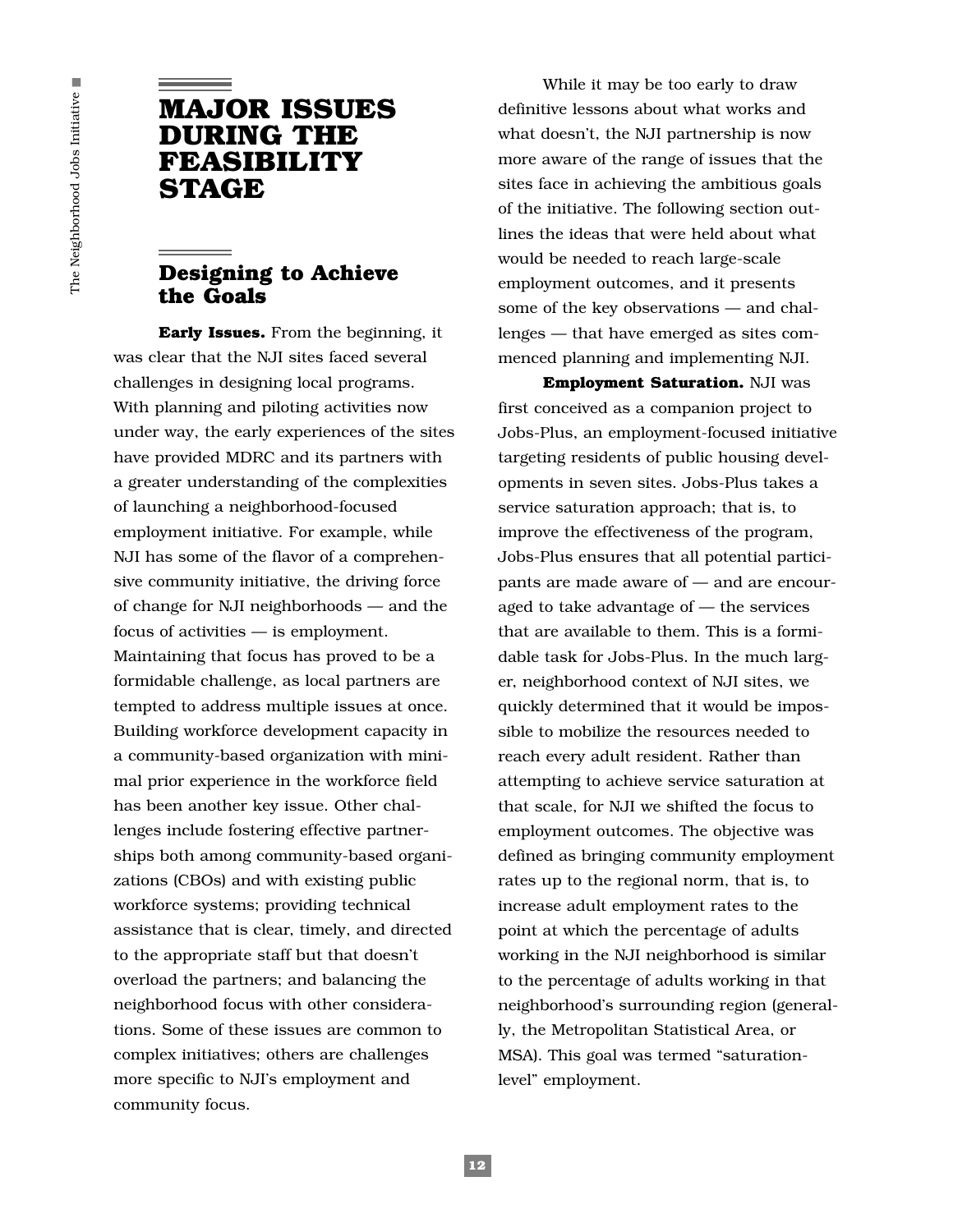# MAJOR ISSUES DURING THE FEASIBILITY STAGE

## Designing to Achieve the Goals

**Early Issues.** From the beginning, it was clear that the NJI sites faced several challenges in designing local programs. With planning and piloting activities now under way, the early experiences of the sites have provided MDRC and its partners with a greater understanding of the complexities of launching a neighborhood-focused employment initiative. For example, while NJI has some of the flavor of a comprehensive community initiative, the driving force of change for NJI neighborhoods — and the focus of activities — is employment. Maintaining that focus has proved to be a formidable challenge, as local partners are tempted to address multiple issues at once. Building workforce development capacity in a community-based organization with minimal prior experience in the workforce field has been another key issue. Other challenges include fostering effective partnerships both among community-based organizations (CBOs) and with existing public workforce systems; providing technical assistance that is clear, timely, and directed to the appropriate staff but that doesn't overload the partners; and balancing the neighborhood focus with other considerations. Some of these issues are common to complex initiatives; others are challenges more specific to NJI's employment and community focus.

While it may be too early to draw definitive lessons about what works and what doesn't, the NJI partnership is now more aware of the range of issues that the sites face in achieving the ambitious goals of the initiative. The following section outlines the ideas that were held about what would be needed to reach large-scale employment outcomes, and it presents some of the key observations — and challenges — that have emerged as sites commenced planning and implementing NJI.

**Employment Saturation.** NJI was first conceived as a companion project to Jobs-Plus, an employment-focused initiative targeting residents of public housing developments in seven sites. Jobs-Plus takes a service saturation approach; that is, to improve the effectiveness of the program, Jobs-Plus ensures that all potential participants are made aware of — and are encouraged to take advantage of — the services that are available to them. This is a formidable task for Jobs-Plus. In the much larger, neighborhood context of NJI sites, we quickly determined that it would be impossible to mobilize the resources needed to reach every adult resident. Rather than attempting to achieve service saturation at that scale, for NJI we shifted the focus to employment outcomes. The objective was defined as bringing community employment rates up to the regional norm, that is, to increase adult employment rates to the point at which the percentage of adults working in the NJI neighborhood is similar to the percentage of adults working in that neighborhood's surrounding region (generally, the Metropolitan Statistical Area, or MSA). This goal was termed "saturation-level" employment.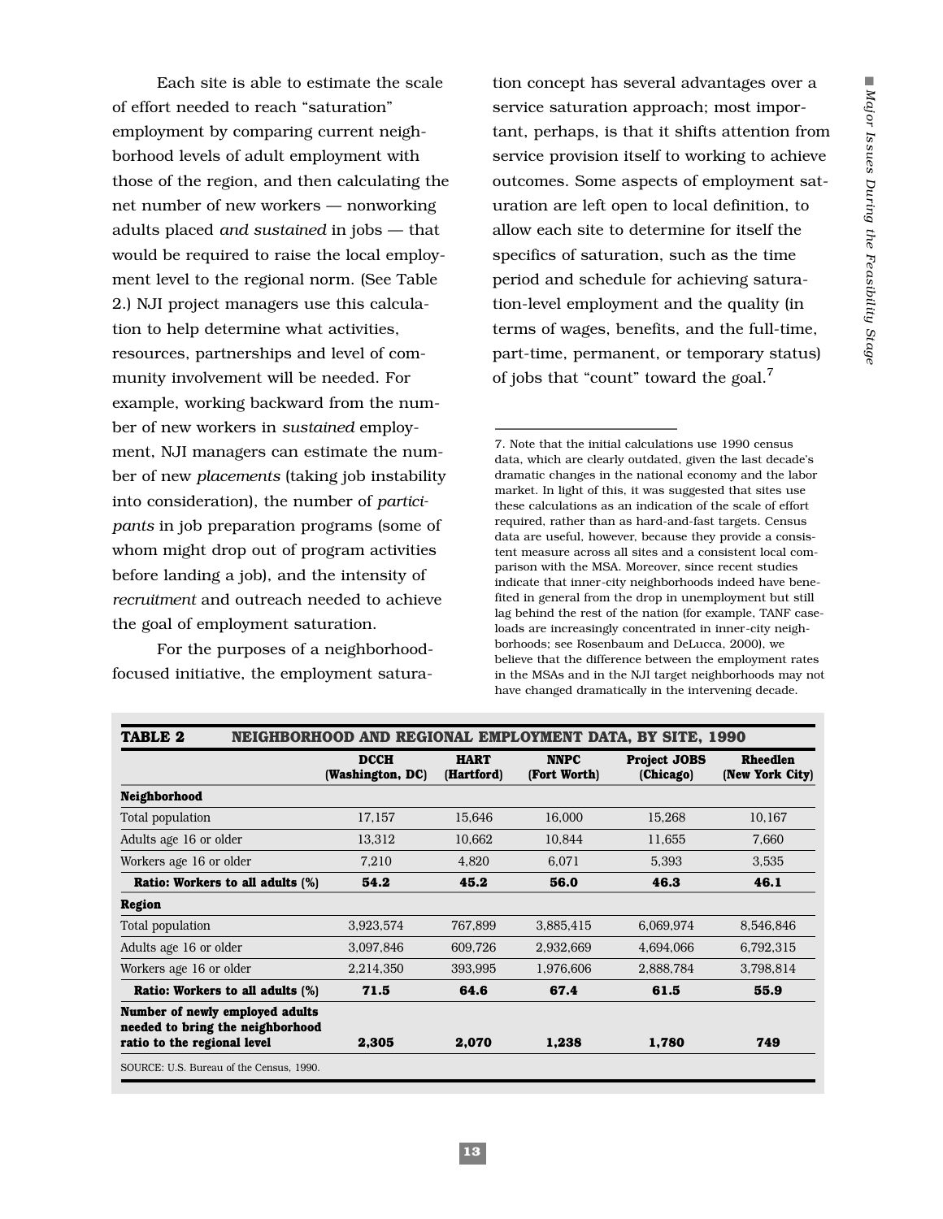Each site is able to estimate the scale of effort needed to reach "saturation" employment by comparing current neighborhood levels of adult employment with those of the region, and then calculating the net number of new workers — nonworking adults placed *and sustained* in jobs — that would be required to raise the local employment level to the regional norm. (See Table 2.) NJI project managers use this calculation to help determine what activities, resources, partnerships and level of community involvement will be needed. For example, working backward from the number of new workers in *sustained* employment, NJI managers can estimate the number of new *placements* (taking job instability into consideration), the number of *participants* in job preparation programs (some of whom might drop out of program activities before landing a job), and the intensity of *recruitment* and outreach needed to achieve the goal of employment saturation.

For the purposes of a neighborhood-focused initiative, the employment saturation concept has several advantages over a service saturation approach; most important, perhaps, is that it shifts attention from service provision itself to working to achieve outcomes. Some aspects of employment saturation are left open to local definition, to allow each site to determine for itself the specifics of saturation, such as the time period and schedule for achieving saturation-level employment and the quality (in terms of wages, benefits, and the full-time, part-time, permanent, or temporary status) of jobs that "count" toward the goal.[7]

7. Note that the initial calculations use 1990 census data, which are clearly outdated, given the last decade's dramatic changes in the national economy and the labor market. In light of this, it was suggested that sites use these calculations as an indication of the scale of effort required, rather than as hard-and-fast targets. Census data are useful, however, because they provide a consistent measure across all sites and a consistent local comparison with the MSA. Moreover, since recent studies indicate that inner-city neighborhoods indeed have benefited in general from the drop in unemployment but still lag behind the rest of the nation (for example, TANF caseloads are increasingly concentrated in inner-city neighborhoods; see Rosenbaum and DeLucca, 2000), we believe that the difference between the employment rates in the MSAs and in the NJI target neighborhoods may not have changed dramatically in the intervening decade.

**TABLE 2 NEIGHBORHOOD AND REGIONAL EMPLOYMENT DATA, BY SITE, 1990**

| | DCCH (Washington, DC) | HART (Hartford) | NNPC (Fort Worth) | Project JOBS (Chicago) | Rheedlen (New York City) |
|---|---|---|---|---|---|
| **Neighborhood** | | | | | |
| Total population | 17,157 | 15,646 | 16,000 | 15,268 | 10,167 |
| Adults age 16 or older | 13,312 | 10,662 | 10,844 | 11,655 | 7,660 |
| Workers age 16 or older | 7,210 | 4,820 | 6,071 | 5,393 | 3,535 |
| **Ratio: Workers to all adults (%)** | **54.2** | **45.2** | **56.0** | **46.3** | **46.1** |
| **Region** | | | | | |
| Total population | 3,923,574 | 767,899 | 3,885,415 | 6,069,974 | 8,546,846 |
| Adults age 16 or older | 3,097,846 | 609,726 | 2,932,669 | 4,694,066 | 6,792,315 |
| Workers age 16 or older | 2,214,350 | 393,995 | 1,976,606 | 2,888,784 | 3,798,814 |
| **Ratio: Workers to all adults (%)** | **71.5** | **64.6** | **67.4** | **61.5** | **55.9** |
| **Number of newly employed adults needed to bring the neighborhood ratio to the regional level** | **2,305** | **2,070** | **1,238** | **1,780** | **749** |

SOURCE: U.S. Bureau of the Census, 1990.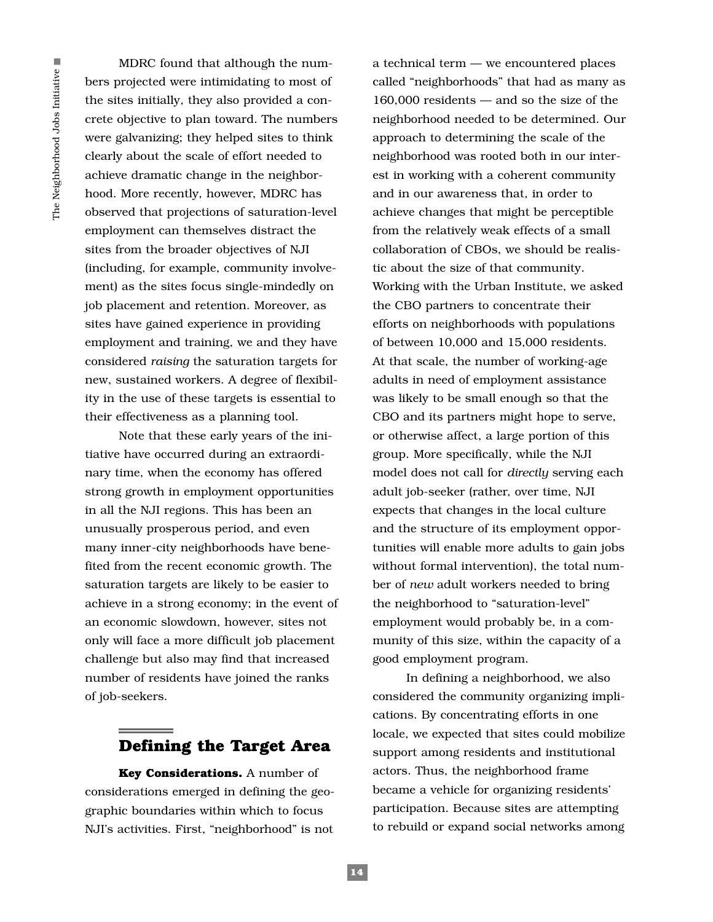MDRC found that although the numbers projected were intimidating to most of the sites initially, they also provided a concrete objective to plan toward. The numbers were galvanizing; they helped sites to think clearly about the scale of effort needed to achieve dramatic change in the neighborhood. More recently, however, MDRC has observed that projections of saturation-level employment can themselves distract the sites from the broader objectives of NJI (including, for example, community involvement) as the sites focus single-mindedly on job placement and retention. Moreover, as sites have gained experience in providing employment and training, we and they have considered *raising* the saturation targets for new, sustained workers. A degree of flexibility in the use of these targets is essential to their effectiveness as a planning tool.

Note that these early years of the initiative have occurred during an extraordinary time, when the economy has offered strong growth in employment opportunities in all the NJI regions. This has been an unusually prosperous period, and even many inner-city neighborhoods have benefited from the recent economic growth. The saturation targets are likely to be easier to achieve in a strong economy; in the event of an economic slowdown, however, sites not only will face a more difficult job placement challenge but also may find that increased number of residents have joined the ranks of job-seekers.

## Defining the Target Area

**Key Considerations.** A number of considerations emerged in defining the geographic boundaries within which to focus NJI's activities. First, "neighborhood" is not a technical term — we encountered places called "neighborhoods" that had as many as 160,000 residents — and so the size of the neighborhood needed to be determined. Our approach to determining the scale of the neighborhood was rooted both in our interest in working with a coherent community and in our awareness that, in order to achieve changes that might be perceptible from the relatively weak effects of a small collaboration of CBOs, we should be realistic about the size of that community. Working with the Urban Institute, we asked the CBO partners to concentrate their efforts on neighborhoods with populations of between 10,000 and 15,000 residents. At that scale, the number of working-age adults in need of employment assistance was likely to be small enough so that the CBO and its partners might hope to serve, or otherwise affect, a large portion of this group. More specifically, while the NJI model does not call for *directly* serving each adult job-seeker (rather, over time, NJI expects that changes in the local culture and the structure of its employment opportunities will enable more adults to gain jobs without formal intervention), the total number of *new* adult workers needed to bring the neighborhood to "saturation-level" employment would probably be, in a community of this size, within the capacity of a good employment program.

In defining a neighborhood, we also considered the community organizing implications. By concentrating efforts in one locale, we expected that sites could mobilize support among residents and institutional actors. Thus, the neighborhood frame became a vehicle for organizing residents' participation. Because sites are attempting to rebuild or expand social networks among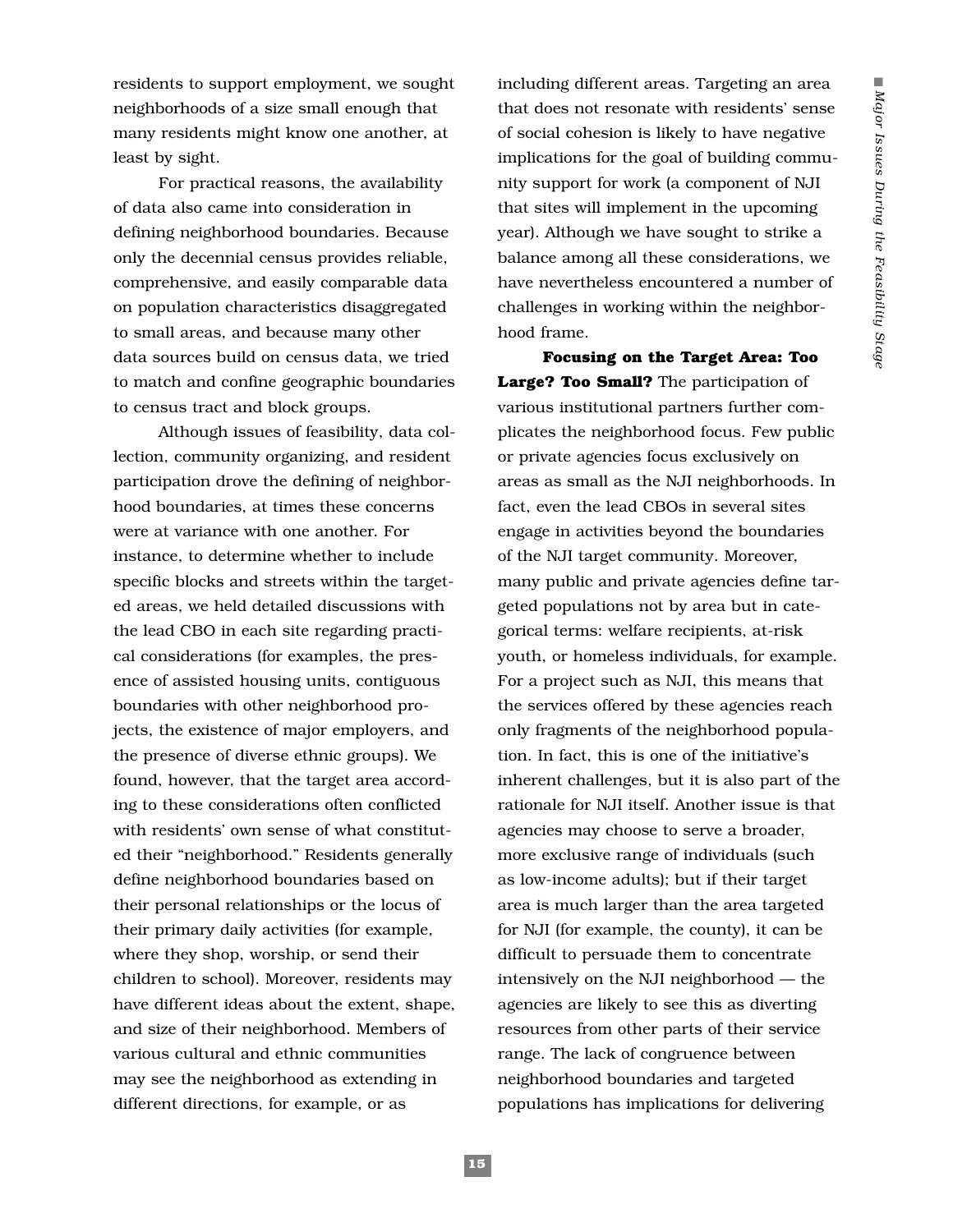residents to support employment, we sought neighborhoods of a size small enough that many residents might know one another, at least by sight.

For practical reasons, the availability of data also came into consideration in defining neighborhood boundaries. Because only the decennial census provides reliable, comprehensive, and easily comparable data on population characteristics disaggregated to small areas, and because many other data sources build on census data, we tried to match and confine geographic boundaries to census tract and block groups.

Although issues of feasibility, data collection, community organizing, and resident participation drove the defining of neighborhood boundaries, at times these concerns were at variance with one another. For instance, to determine whether to include specific blocks and streets within the targeted areas, we held detailed discussions with the lead CBO in each site regarding practical considerations (for examples, the presence of assisted housing units, contiguous boundaries with other neighborhood projects, the existence of major employers, and the presence of diverse ethnic groups). We found, however, that the target area according to these considerations often conflicted with residents' own sense of what constituted their "neighborhood." Residents generally define neighborhood boundaries based on their personal relationships or the locus of their primary daily activities (for example, where they shop, worship, or send their children to school). Moreover, residents may have different ideas about the extent, shape, and size of their neighborhood. Members of various cultural and ethnic communities may see the neighborhood as extending in different directions, for example, or as including different areas. Targeting an area that does not resonate with residents' sense of social cohesion is likely to have negative implications for the goal of building community support for work (a component of NJI that sites will implement in the upcoming year). Although we have sought to strike a balance among all these considerations, we have nevertheless encountered a number of challenges in working within the neighborhood frame.

**Focusing on the Target Area: Too Large? Too Small?** The participation of various institutional partners further complicates the neighborhood focus. Few public or private agencies focus exclusively on areas as small as the NJI neighborhoods. In fact, even the lead CBOs in several sites engage in activities beyond the boundaries of the NJI target community. Moreover, many public and private agencies define targeted populations not by area but in categorical terms: welfare recipients, at-risk youth, or homeless individuals, for example. For a project such as NJI, this means that the services offered by these agencies reach only fragments of the neighborhood population. In fact, this is one of the initiative's inherent challenges, but it is also part of the rationale for NJI itself. Another issue is that agencies may choose to serve a broader, more exclusive range of individuals (such as low-income adults); but if their target area is much larger than the area targeted for NJI (for example, the county), it can be difficult to persuade them to concentrate intensively on the NJI neighborhood — the agencies are likely to see this as diverting resources from other parts of their service range. The lack of congruence between neighborhood boundaries and targeted populations has implications for delivering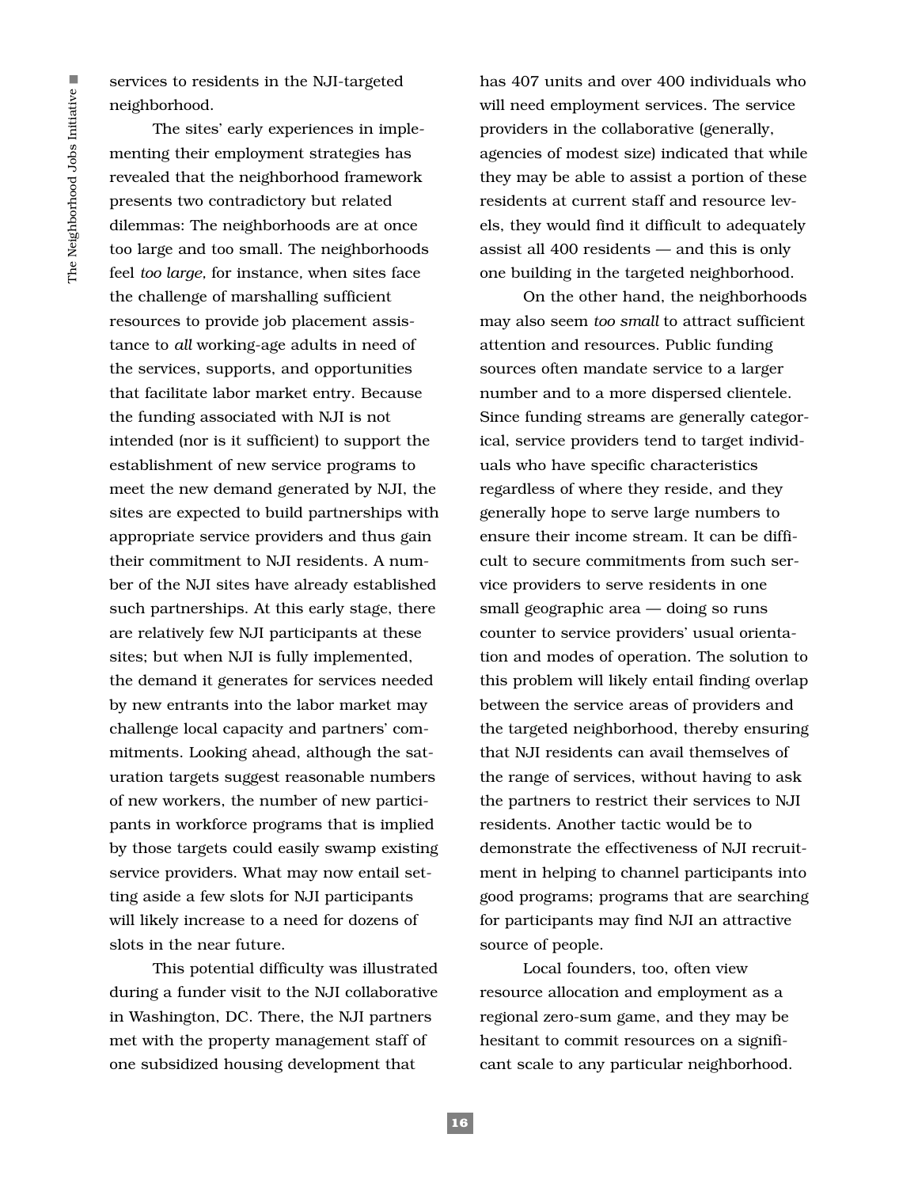services to residents in the NJI-targeted neighborhood.

The sites' early experiences in implementing their employment strategies has revealed that the neighborhood framework presents two contradictory but related dilemmas: The neighborhoods are at once too large and too small. The neighborhoods feel *too large,* for instance, when sites face the challenge of marshalling sufficient resources to provide job placement assistance to *all* working-age adults in need of the services, supports, and opportunities that facilitate labor market entry. Because the funding associated with NJI is not intended (nor is it sufficient) to support the establishment of new service programs to meet the new demand generated by NJI, the sites are expected to build partnerships with appropriate service providers and thus gain their commitment to NJI residents. A number of the NJI sites have already established such partnerships. At this early stage, there are relatively few NJI participants at these sites; but when NJI is fully implemented, the demand it generates for services needed by new entrants into the labor market may challenge local capacity and partners' commitments. Looking ahead, although the saturation targets suggest reasonable numbers of new workers, the number of new participants in workforce programs that is implied by those targets could easily swamp existing service providers. What may now entail setting aside a few slots for NJI participants will likely increase to a need for dozens of slots in the near future.

This potential difficulty was illustrated during a funder visit to the NJI collaborative in Washington, DC. There, the NJI partners met with the property management staff of one subsidized housing development that has 407 units and over 400 individuals who will need employment services. The service providers in the collaborative (generally, agencies of modest size) indicated that while they may be able to assist a portion of these residents at current staff and resource levels, they would find it difficult to adequately assist all 400 residents — and this is only one building in the targeted neighborhood.

On the other hand, the neighborhoods may also seem *too small* to attract sufficient attention and resources. Public funding sources often mandate service to a larger number and to a more dispersed clientele. Since funding streams are generally categorical, service providers tend to target individuals who have specific characteristics regardless of where they reside, and they generally hope to serve large numbers to ensure their income stream. It can be difficult to secure commitments from such service providers to serve residents in one small geographic area — doing so runs counter to service providers' usual orientation and modes of operation. The solution to this problem will likely entail finding overlap between the service areas of providers and the targeted neighborhood, thereby ensuring that NJI residents can avail themselves of the range of services, without having to ask the partners to restrict their services to NJI residents. Another tactic would be to demonstrate the effectiveness of NJI recruitment in helping to channel participants into good programs; programs that are searching for participants may find NJI an attractive source of people.

Local founders, too, often view resource allocation and employment as a regional zero-sum game, and they may be hesitant to commit resources on a significant scale to any particular neighborhood.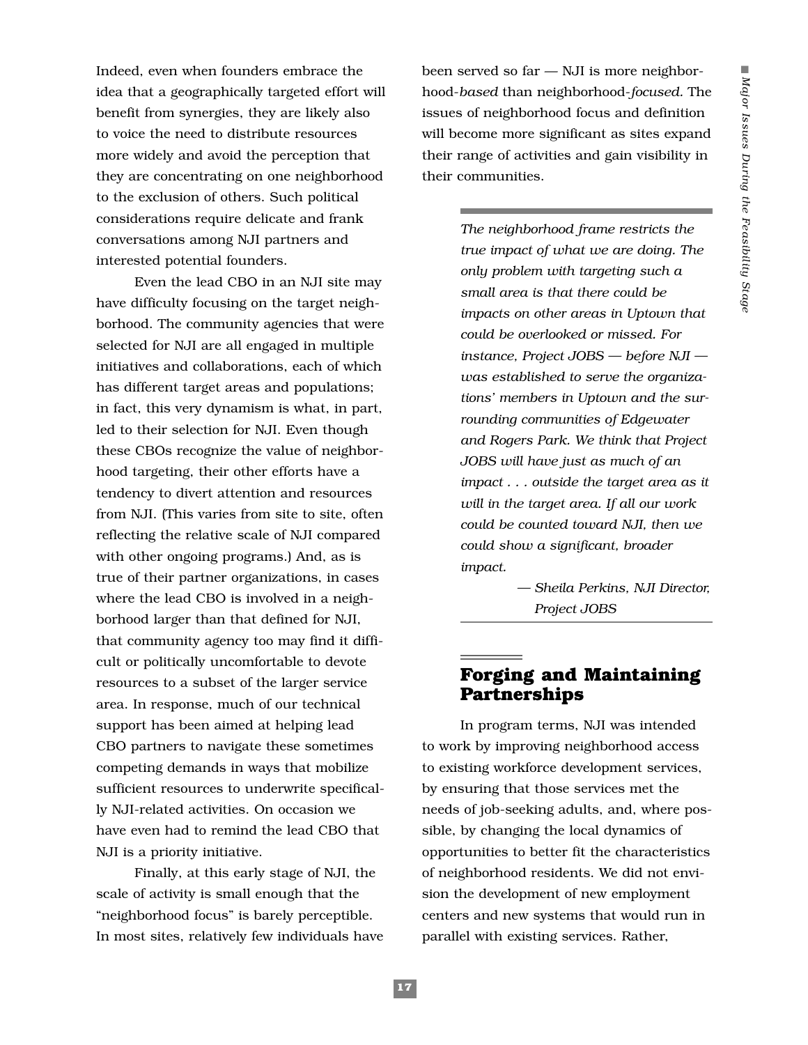Indeed, even when founders embrace the idea that a geographically targeted effort will benefit from synergies, they are likely also to voice the need to distribute resources more widely and avoid the perception that they are concentrating on one neighborhood to the exclusion of others. Such political considerations require delicate and frank conversations among NJI partners and interested potential founders.

Even the lead CBO in an NJI site may have difficulty focusing on the target neighborhood. The community agencies that were selected for NJI are all engaged in multiple initiatives and collaborations, each of which has different target areas and populations; in fact, this very dynamism is what, in part, led to their selection for NJI. Even though these CBOs recognize the value of neighborhood targeting, their other efforts have a tendency to divert attention and resources from NJI. (This varies from site to site, often reflecting the relative scale of NJI compared with other ongoing programs.) And, as is true of their partner organizations, in cases where the lead CBO is involved in a neighborhood larger than that defined for NJI, that community agency too may find it difficult or politically uncomfortable to devote resources to a subset of the larger service area. In response, much of our technical support has been aimed at helping lead CBO partners to navigate these sometimes competing demands in ways that mobilize sufficient resources to underwrite specifically NJI-related activities. On occasion we have even had to remind the lead CBO that NJI is a priority initiative.

Finally, at this early stage of NJI, the scale of activity is small enough that the "neighborhood focus" is barely perceptible. In most sites, relatively few individuals have been served so far — NJI is more neighborhood-*based* than neighborhood-*focused*. The issues of neighborhood focus and definition will become more significant as sites expand their range of activities and gain visibility in their communities.

> *The neighborhood frame restricts the true impact of what we are doing. The only problem with targeting such a small area is that there could be impacts on other areas in Uptown that could be overlooked or missed. For instance, Project JOBS — before NJI — was established to serve the organizations' members in Uptown and the surrounding communities of Edgewater and Rogers Park. We think that Project JOBS will have just as much of an impact . . . outside the target area as it will in the target area. If all our work could be counted toward NJI, then we could show a significant, broader impact.*
>
> *— Sheila Perkins, NJI Director, Project JOBS*

## Forging and Maintaining Partnerships

In program terms, NJI was intended to work by improving neighborhood access to existing workforce development services, by ensuring that those services met the needs of job-seeking adults, and, where possible, by changing the local dynamics of opportunities to better fit the characteristics of neighborhood residents. We did not envision the development of new employment centers and new systems that would run in parallel with existing services. Rather,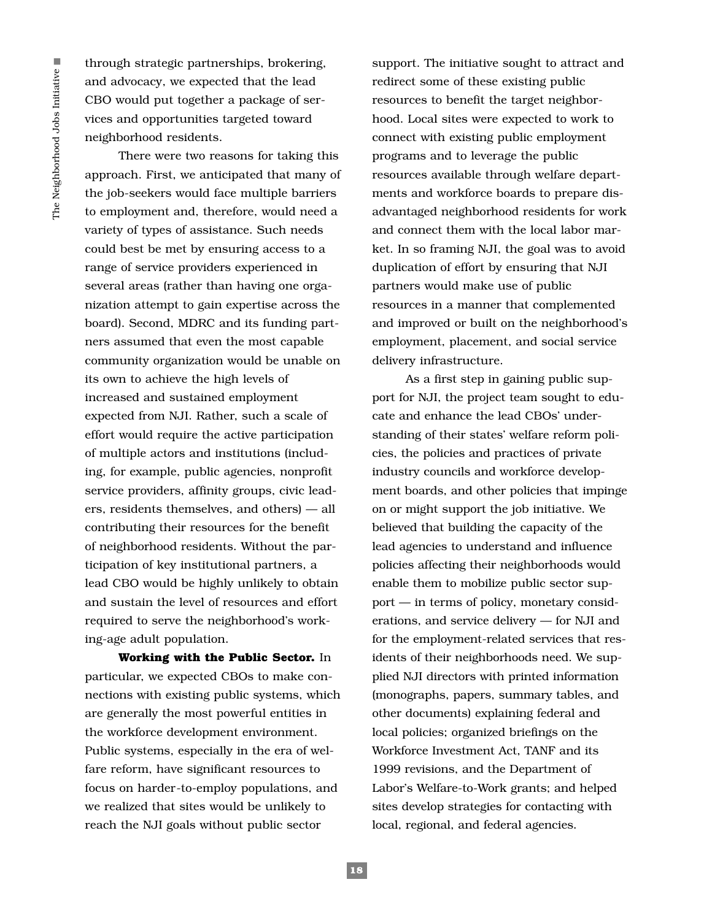through strategic partnerships, brokering, and advocacy, we expected that the lead CBO would put together a package of services and opportunities targeted toward neighborhood residents.

There were two reasons for taking this approach. First, we anticipated that many of the job-seekers would face multiple barriers to employment and, therefore, would need a variety of types of assistance. Such needs could best be met by ensuring access to a range of service providers experienced in several areas (rather than having one organization attempt to gain expertise across the board). Second, MDRC and its funding partners assumed that even the most capable community organization would be unable on its own to achieve the high levels of increased and sustained employment expected from NJI. Rather, such a scale of effort would require the active participation of multiple actors and institutions (including, for example, public agencies, nonprofit service providers, affinity groups, civic leaders, residents themselves, and others) — all contributing their resources for the benefit of neighborhood residents. Without the participation of key institutional partners, a lead CBO would be highly unlikely to obtain and sustain the level of resources and effort required to serve the neighborhood's working-age adult population.

**Working with the Public Sector.** In particular, we expected CBOs to make connections with existing public systems, which are generally the most powerful entities in the workforce development environment. Public systems, especially in the era of welfare reform, have significant resources to focus on harder-to-employ populations, and we realized that sites would be unlikely to reach the NJI goals without public sector support. The initiative sought to attract and redirect some of these existing public resources to benefit the target neighborhood. Local sites were expected to work to connect with existing public employment programs and to leverage the public resources available through welfare departments and workforce boards to prepare disadvantaged neighborhood residents for work and connect them with the local labor market. In so framing NJI, the goal was to avoid duplication of effort by ensuring that NJI partners would make use of public resources in a manner that complemented and improved or built on the neighborhood's employment, placement, and social service delivery infrastructure.

As a first step in gaining public support for NJI, the project team sought to educate and enhance the lead CBOs' understanding of their states' welfare reform policies, the policies and practices of private industry councils and workforce development boards, and other policies that impinge on or might support the job initiative. We believed that building the capacity of the lead agencies to understand and influence policies affecting their neighborhoods would enable them to mobilize public sector support — in terms of policy, monetary considerations, and service delivery — for NJI and for the employment-related services that residents of their neighborhoods need. We supplied NJI directors with printed information (monographs, papers, summary tables, and other documents) explaining federal and local policies; organized briefings on the Workforce Investment Act, TANF and its 1999 revisions, and the Department of Labor's Welfare-to-Work grants; and helped sites develop strategies for contacting with local, regional, and federal agencies.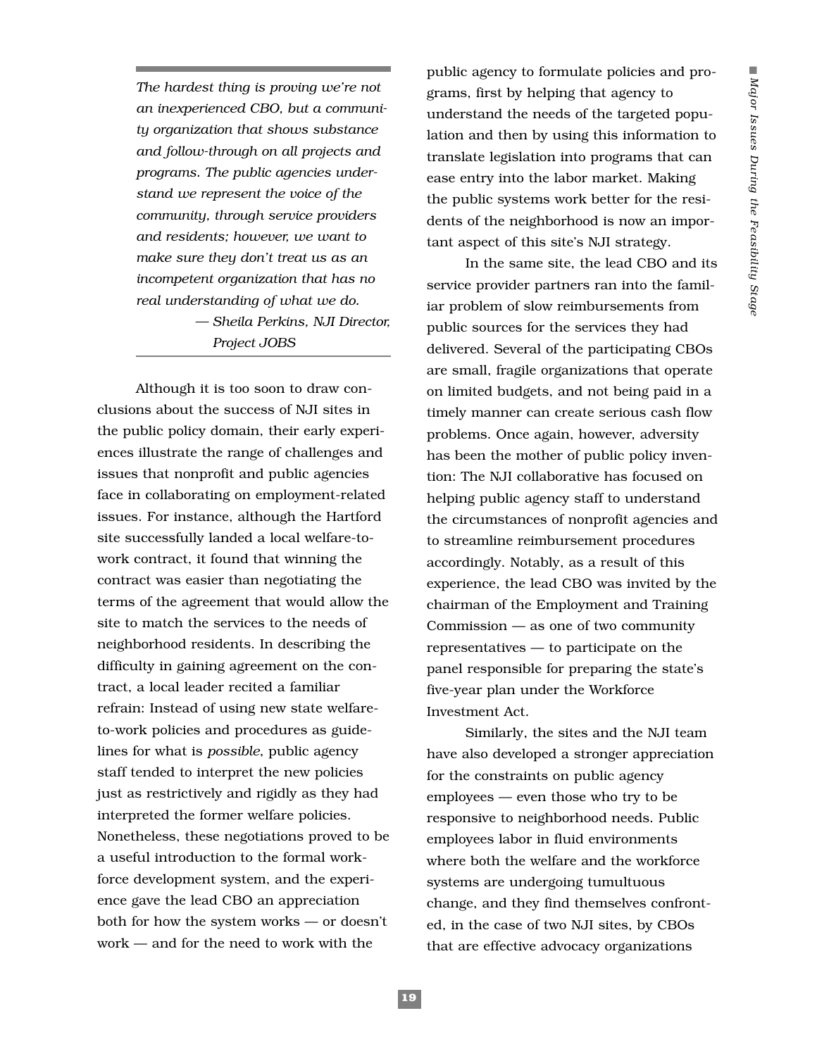*The hardest thing is proving we're not an inexperienced CBO, but a community organization that shows substance and follow-through on all projects and programs. The public agencies understand we represent the voice of the community, through service providers and residents; however, we want to make sure they don't treat us as an incompetent organization that has no real understanding of what we do.*

*— Sheila Perkins, NJI Director, Project JOBS*

Although it is too soon to draw conclusions about the success of NJI sites in the public policy domain, their early experiences illustrate the range of challenges and issues that nonprofit and public agencies face in collaborating on employment-related issues. For instance, although the Hartford site successfully landed a local welfare-to-work contract, it found that winning the contract was easier than negotiating the terms of the agreement that would allow the site to match the services to the needs of neighborhood residents. In describing the difficulty in gaining agreement on the contract, a local leader recited a familiar refrain: Instead of using new state welfare-to-work policies and procedures as guidelines for what is *possible*, public agency staff tended to interpret the new policies just as restrictively and rigidly as they had interpreted the former welfare policies. Nonetheless, these negotiations proved to be a useful introduction to the formal workforce development system, and the experience gave the lead CBO an appreciation both for how the system works — or doesn't work — and for the need to work with the public agency to formulate policies and programs, first by helping that agency to understand the needs of the targeted population and then by using this information to translate legislation into programs that can ease entry into the labor market. Making the public systems work better for the residents of the neighborhood is now an important aspect of this site's NJI strategy.

In the same site, the lead CBO and its service provider partners ran into the familiar problem of slow reimbursements from public sources for the services they had delivered. Several of the participating CBOs are small, fragile organizations that operate on limited budgets, and not being paid in a timely manner can create serious cash flow problems. Once again, however, adversity has been the mother of public policy invention: The NJI collaborative has focused on helping public agency staff to understand the circumstances of nonprofit agencies and to streamline reimbursement procedures accordingly. Notably, as a result of this experience, the lead CBO was invited by the chairman of the Employment and Training Commission — as one of two community representatives — to participate on the panel responsible for preparing the state's five-year plan under the Workforce Investment Act.

Similarly, the sites and the NJI team have also developed a stronger appreciation for the constraints on public agency employees — even those who try to be responsive to neighborhood needs. Public employees labor in fluid environments where both the welfare and the workforce systems are undergoing tumultuous change, and they find themselves confronted, in the case of two NJI sites, by CBOs that are effective advocacy organizations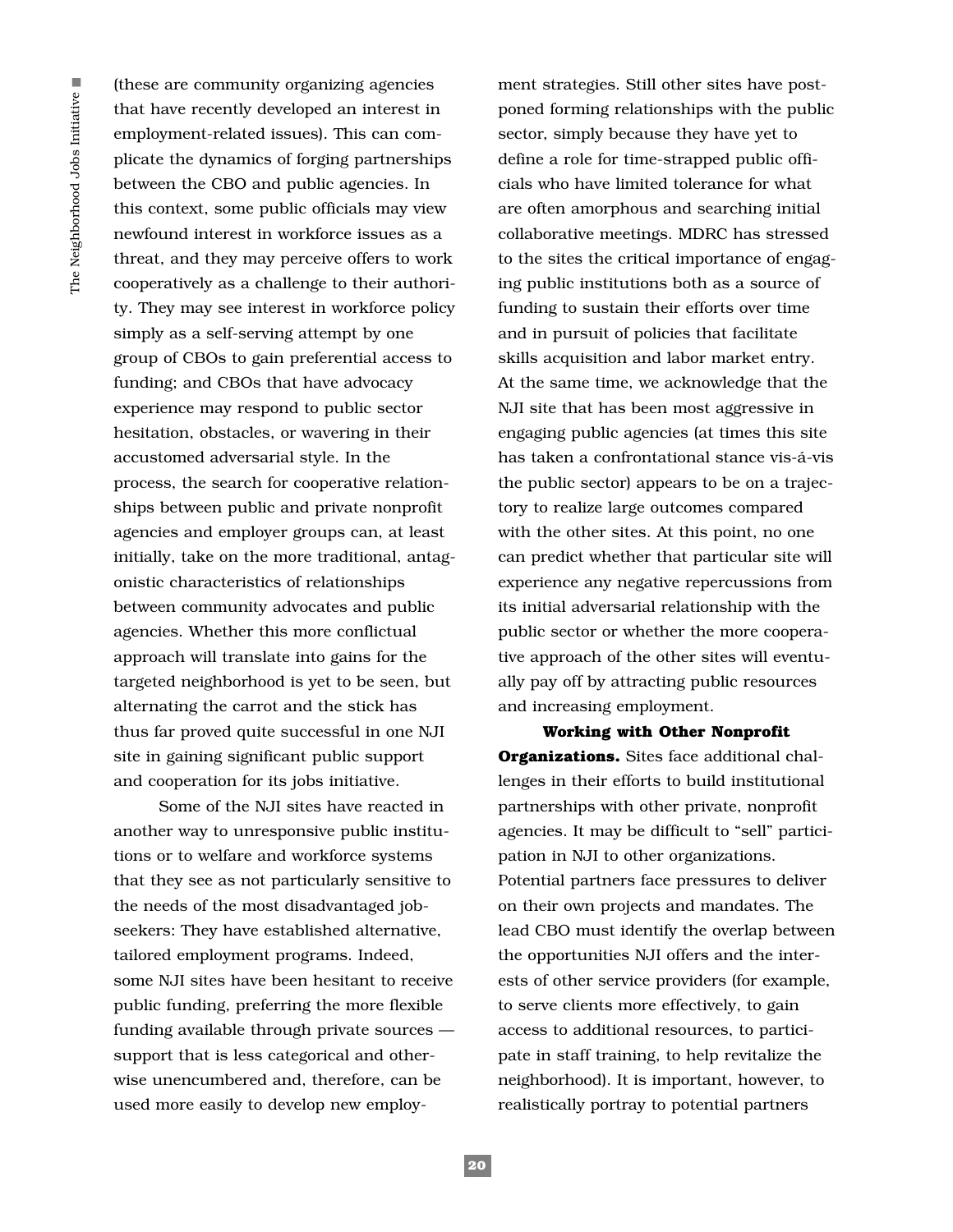(these are community organizing agencies that have recently developed an interest in employment-related issues). This can complicate the dynamics of forging partnerships between the CBO and public agencies. In this context, some public officials may view newfound interest in workforce issues as a threat, and they may perceive offers to work cooperatively as a challenge to their authority. They may see interest in workforce policy simply as a self-serving attempt by one group of CBOs to gain preferential access to funding; and CBOs that have advocacy experience may respond to public sector hesitation, obstacles, or wavering in their accustomed adversarial style. In the process, the search for cooperative relationships between public and private nonprofit agencies and employer groups can, at least initially, take on the more traditional, antagonistic characteristics of relationships between community advocates and public agencies. Whether this more conflictual approach will translate into gains for the targeted neighborhood is yet to be seen, but alternating the carrot and the stick has thus far proved quite successful in one NJI site in gaining significant public support and cooperation for its jobs initiative.

Some of the NJI sites have reacted in another way to unresponsive public institutions or to welfare and workforce systems that they see as not particularly sensitive to the needs of the most disadvantaged jobseekers: They have established alternative, tailored employment programs. Indeed, some NJI sites have been hesitant to receive public funding, preferring the more flexible funding available through private sources — support that is less categorical and otherwise unencumbered and, therefore, can be used more easily to develop new employment strategies. Still other sites have postponed forming relationships with the public sector, simply because they have yet to define a role for time-strapped public officials who have limited tolerance for what are often amorphous and searching initial collaborative meetings. MDRC has stressed to the sites the critical importance of engaging public institutions both as a source of funding to sustain their efforts over time and in pursuit of policies that facilitate skills acquisition and labor market entry. At the same time, we acknowledge that the NJI site that has been most aggressive in engaging public agencies (at times this site has taken a confrontational stance vis-á-vis the public sector) appears to be on a trajectory to realize large outcomes compared with the other sites. At this point, no one can predict whether that particular site will experience any negative repercussions from its initial adversarial relationship with the public sector or whether the more cooperative approach of the other sites will eventually pay off by attracting public resources and increasing employment.

**Working with Other Nonprofit Organizations.** Sites face additional challenges in their efforts to build institutional partnerships with other private, nonprofit agencies. It may be difficult to "sell" participation in NJI to other organizations. Potential partners face pressures to deliver on their own projects and mandates. The lead CBO must identify the overlap between the opportunities NJI offers and the interests of other service providers (for example, to serve clients more effectively, to gain access to additional resources, to participate in staff training, to help revitalize the neighborhood). It is important, however, to realistically portray to potential partners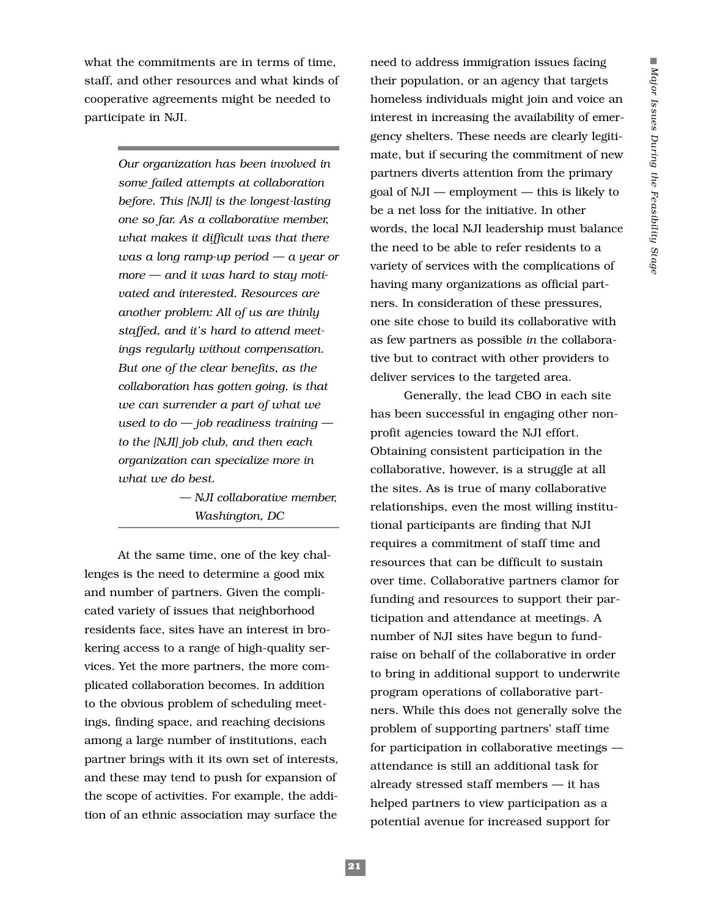what the commitments are in terms of time, staff, and other resources and what kinds of cooperative agreements might be needed to participate in NJI.

> *Our organization has been involved in some failed attempts at collaboration before. This [NJI] is the longest-lasting one so far. As a collaborative member, what makes it difficult was that there was a long ramp-up period — a year or more — and it was hard to stay motivated and interested. Resources are another problem: All of us are thinly staffed, and it's hard to attend meetings regularly without compensation. But one of the clear benefits, as the collaboration has gotten going, is that we can surrender a part of what we used to do — job readiness training — to the [NJI] job club, and then each organization can specialize more in what we do best.*
>
> *— NJI collaborative member, Washington, DC*

At the same time, one of the key challenges is the need to determine a good mix and number of partners. Given the complicated variety of issues that neighborhood residents face, sites have an interest in brokering access to a range of high-quality services. Yet the more partners, the more complicated collaboration becomes. In addition to the obvious problem of scheduling meetings, finding space, and reaching decisions among a large number of institutions, each partner brings with it its own set of interests, and these may tend to push for expansion of the scope of activities. For example, the addition of an ethnic association may surface the need to address immigration issues facing their population, or an agency that targets homeless individuals might join and voice an interest in increasing the availability of emergency shelters. These needs are clearly legitimate, but if securing the commitment of new partners diverts attention from the primary goal of NJI — employment — this is likely to be a net loss for the initiative. In other words, the local NJI leadership must balance the need to be able to refer residents to a variety of services with the complications of having many organizations as official partners. In consideration of these pressures, one site chose to build its collaborative with as few partners as possible *in* the collaborative but to contract with other providers to deliver services to the targeted area.

Generally, the lead CBO in each site has been successful in engaging other nonprofit agencies toward the NJI effort. Obtaining consistent participation in the collaborative, however, is a struggle at all the sites. As is true of many collaborative relationships, even the most willing institutional participants are finding that NJI requires a commitment of staff time and resources that can be difficult to sustain over time. Collaborative partners clamor for funding and resources to support their participation and attendance at meetings. A number of NJI sites have begun to fundraise on behalf of the collaborative in order to bring in additional support to underwrite program operations of collaborative partners. While this does not generally solve the problem of supporting partners' staff time for participation in collaborative meetings — attendance is still an additional task for already stressed staff members — it has helped partners to view participation as a potential avenue for increased support for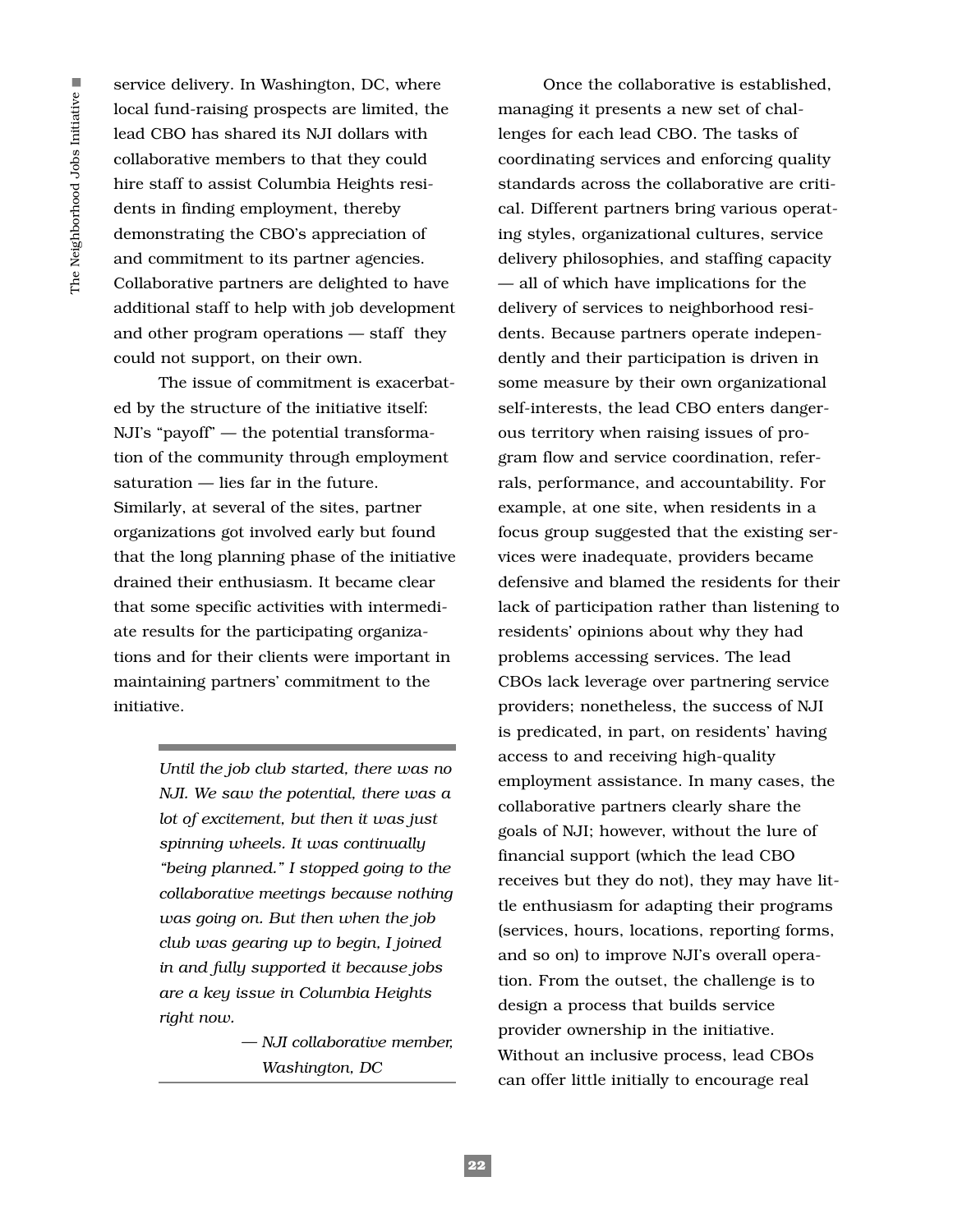service delivery. In Washington, DC, where local fund-raising prospects are limited, the lead CBO has shared its NJI dollars with collaborative members to that they could hire staff to assist Columbia Heights residents in finding employment, thereby demonstrating the CBO's appreciation of and commitment to its partner agencies. Collaborative partners are delighted to have additional staff to help with job development and other program operations — staff they could not support, on their own.

The issue of commitment is exacerbated by the structure of the initiative itself: NJI's "payoff" — the potential transformation of the community through employment saturation — lies far in the future. Similarly, at several of the sites, partner organizations got involved early but found that the long planning phase of the initiative drained their enthusiasm. It became clear that some specific activities with intermediate results for the participating organizations and for their clients were important in maintaining partners' commitment to the initiative.

> *Until the job club started, there was no NJI. We saw the potential, there was a lot of excitement, but then it was just spinning wheels. It was continually "being planned." I stopped going to the collaborative meetings because nothing was going on. But then when the job club was gearing up to begin, I joined in and fully supported it because jobs are a key issue in Columbia Heights right now.*
>
> *— NJI collaborative member, Washington, DC*

Once the collaborative is established, managing it presents a new set of challenges for each lead CBO. The tasks of coordinating services and enforcing quality standards across the collaborative are critical. Different partners bring various operating styles, organizational cultures, service delivery philosophies, and staffing capacity — all of which have implications for the delivery of services to neighborhood residents. Because partners operate independently and their participation is driven in some measure by their own organizational self-interests, the lead CBO enters dangerous territory when raising issues of program flow and service coordination, referrals, performance, and accountability. For example, at one site, when residents in a focus group suggested that the existing services were inadequate, providers became defensive and blamed the residents for their lack of participation rather than listening to residents' opinions about why they had problems accessing services. The lead CBOs lack leverage over partnering service providers; nonetheless, the success of NJI is predicated, in part, on residents' having access to and receiving high-quality employment assistance. In many cases, the collaborative partners clearly share the goals of NJI; however, without the lure of financial support (which the lead CBO receives but they do not), they may have little enthusiasm for adapting their programs (services, hours, locations, reporting forms, and so on) to improve NJI's overall operation. From the outset, the challenge is to design a process that builds service provider ownership in the initiative. Without an inclusive process, lead CBOs can offer little initially to encourage real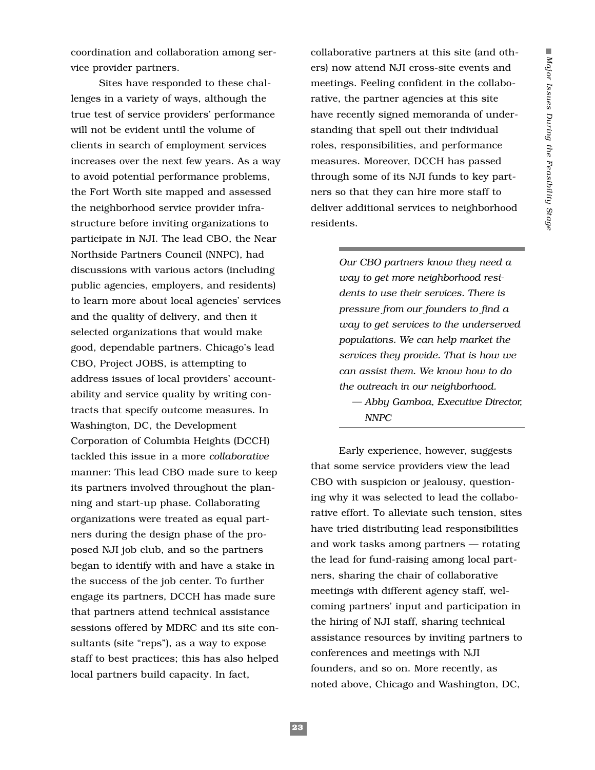coordination and collaboration among service provider partners.

Sites have responded to these challenges in a variety of ways, although the true test of service providers' performance will not be evident until the volume of clients in search of employment services increases over the next few years. As a way to avoid potential performance problems, the Fort Worth site mapped and assessed the neighborhood service provider infrastructure before inviting organizations to participate in NJI. The lead CBO, the Near Northside Partners Council (NNPC), had discussions with various actors (including public agencies, employers, and residents) to learn more about local agencies' services and the quality of delivery, and then it selected organizations that would make good, dependable partners. Chicago's lead CBO, Project JOBS, is attempting to address issues of local providers' accountability and service quality by writing contracts that specify outcome measures. In Washington, DC, the Development Corporation of Columbia Heights (DCCH) tackled this issue in a more *collaborative* manner: This lead CBO made sure to keep its partners involved throughout the planning and start-up phase. Collaborating organizations were treated as equal partners during the design phase of the proposed NJI job club, and so the partners began to identify with and have a stake in the success of the job center. To further engage its partners, DCCH has made sure that partners attend technical assistance sessions offered by MDRC and its site consultants (site "reps"), as a way to expose staff to best practices; this has also helped local partners build capacity. In fact, collaborative partners at this site (and others) now attend NJI cross-site events and meetings. Feeling confident in the collaborative, the partner agencies at this site have recently signed memoranda of understanding that spell out their individual roles, responsibilities, and performance measures. Moreover, DCCH has passed through some of its NJI funds to key partners so that they can hire more staff to deliver additional services to neighborhood residents.

> *Our CBO partners know they need a way to get more neighborhood residents to use their services. There is pressure from our founders to find a way to get services to the underserved populations. We can help market the services they provide. That is how we can assist them. We know how to do the outreach in our neighborhood.*
>
> *— Abby Gamboa, Executive Director, NNPC*

Early experience, however, suggests that some service providers view the lead CBO with suspicion or jealousy, questioning why it was selected to lead the collaborative effort. To alleviate such tension, sites have tried distributing lead responsibilities and work tasks among partners — rotating the lead for fund-raising among local partners, sharing the chair of collaborative meetings with different agency staff, welcoming partners' input and participation in the hiring of NJI staff, sharing technical assistance resources by inviting partners to conferences and meetings with NJI founders, and so on. More recently, as noted above, Chicago and Washington, DC,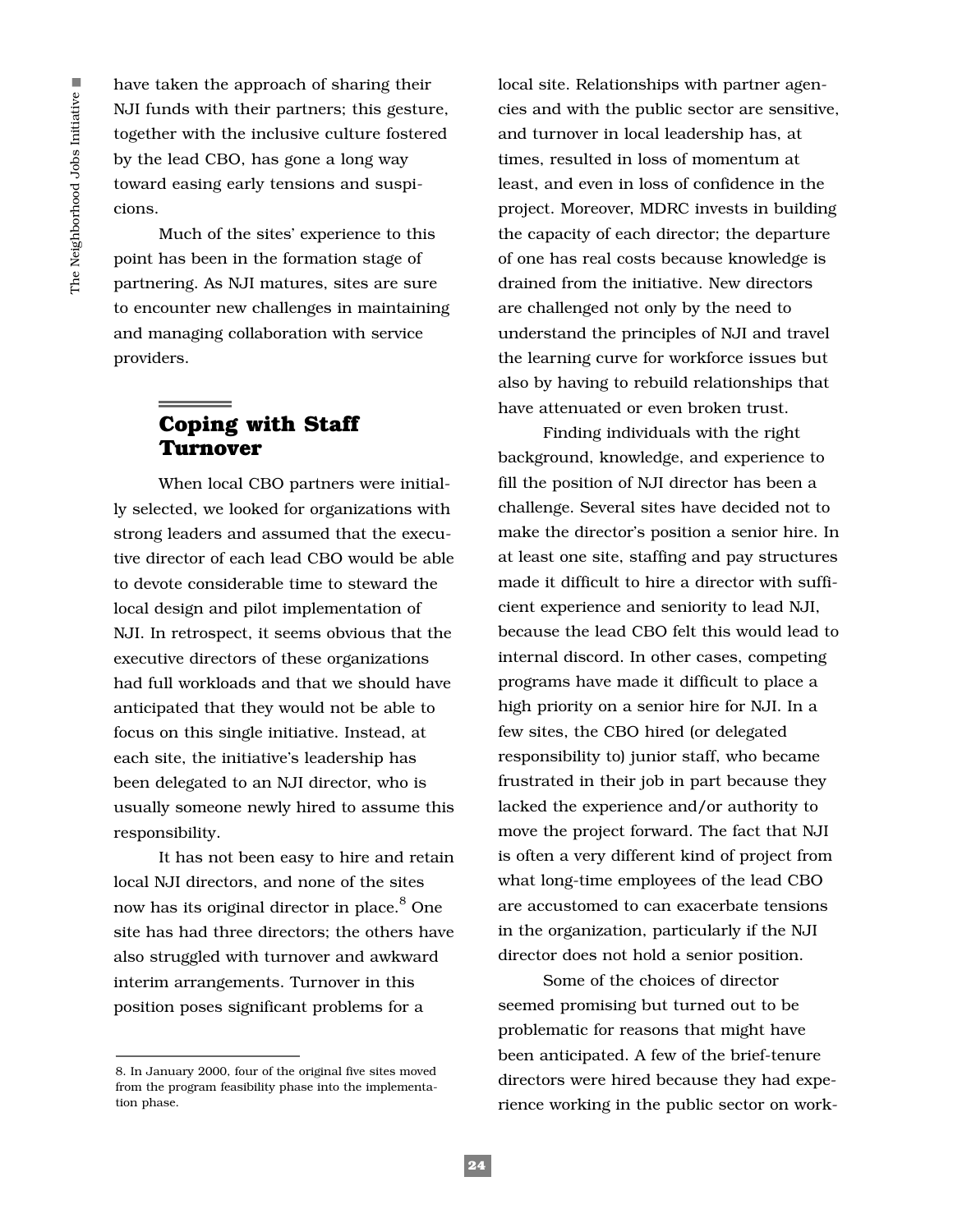have taken the approach of sharing their NJI funds with their partners; this gesture, together with the inclusive culture fostered by the lead CBO, has gone a long way toward easing early tensions and suspicions.

Much of the sites' experience to this point has been in the formation stage of partnering. As NJI matures, sites are sure to encounter new challenges in maintaining and managing collaboration with service providers.

## Coping with Staff Turnover

When local CBO partners were initially selected, we looked for organizations with strong leaders and assumed that the executive director of each lead CBO would be able to devote considerable time to steward the local design and pilot implementation of NJI. In retrospect, it seems obvious that the executive directors of these organizations had full workloads and that we should have anticipated that they would not be able to focus on this single initiative. Instead, at each site, the initiative's leadership has been delegated to an NJI director, who is usually someone newly hired to assume this responsibility.

It has not been easy to hire and retain local NJI directors, and none of the sites now has its original director in place.[8] One site has had three directors; the others have also struggled with turnover and awkward interim arrangements. Turnover in this position poses significant problems for a local site. Relationships with partner agencies and with the public sector are sensitive, and turnover in local leadership has, at times, resulted in loss of momentum at least, and even in loss of confidence in the project. Moreover, MDRC invests in building the capacity of each director; the departure of one has real costs because knowledge is drained from the initiative. New directors are challenged not only by the need to understand the principles of NJI and travel the learning curve for workforce issues but also by having to rebuild relationships that have attenuated or even broken trust.

Finding individuals with the right background, knowledge, and experience to fill the position of NJI director has been a challenge. Several sites have decided not to make the director's position a senior hire. In at least one site, staffing and pay structures made it difficult to hire a director with sufficient experience and seniority to lead NJI, because the lead CBO felt this would lead to internal discord. In other cases, competing programs have made it difficult to place a high priority on a senior hire for NJI. In a few sites, the CBO hired (or delegated responsibility to) junior staff, who became frustrated in their job in part because they lacked the experience and/or authority to move the project forward. The fact that NJI is often a very different kind of project from what long-time employees of the lead CBO are accustomed to can exacerbate tensions in the organization, particularly if the NJI director does not hold a senior position.

Some of the choices of director seemed promising but turned out to be problematic for reasons that might have been anticipated. A few of the brief-tenure directors were hired because they had experience working in the public sector on work-

---

8. In January 2000, four of the original five sites moved from the program feasibility phase into the implementation phase.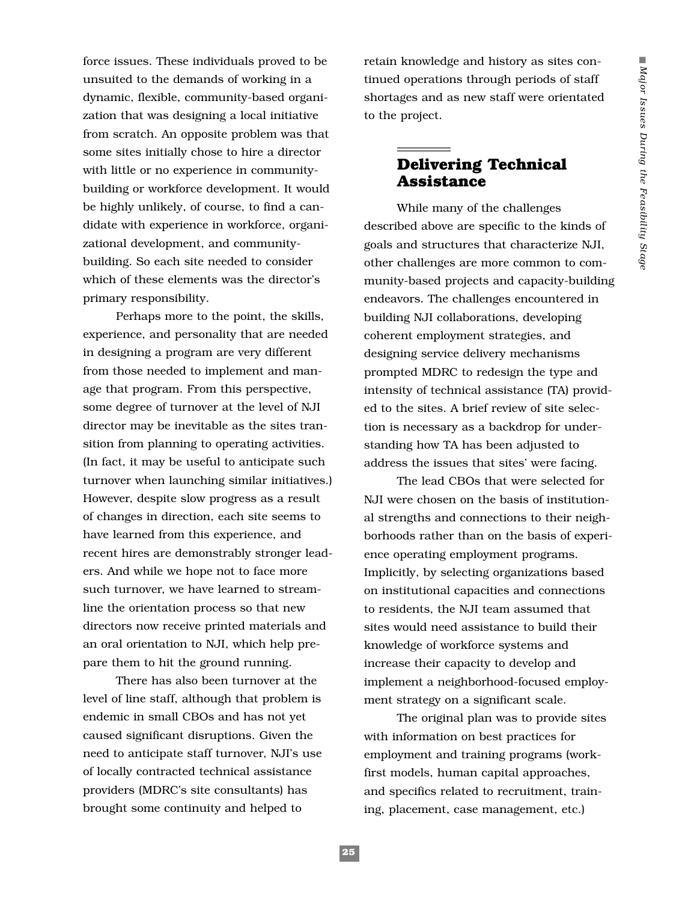force issues. These individuals proved to be unsuited to the demands of working in a dynamic, flexible, community-based organization that was designing a local initiative from scratch. An opposite problem was that some sites initially chose to hire a director with little or no experience in community-building or workforce development. It would be highly unlikely, of course, to find a candidate with experience in workforce, organizational development, and community-building. So each site needed to consider which of these elements was the director's primary responsibility.

Perhaps more to the point, the skills, experience, and personality that are needed in designing a program are very different from those needed to implement and manage that program. From this perspective, some degree of turnover at the level of NJI director may be inevitable as the sites transition from planning to operating activities. (In fact, it may be useful to anticipate such turnover when launching similar initiatives.) However, despite slow progress as a result of changes in direction, each site seems to have learned from this experience, and recent hires are demonstrably stronger leaders. And while we hope not to face more such turnover, we have learned to streamline the orientation process so that new directors now receive printed materials and an oral orientation to NJI, which help prepare them to hit the ground running.

There has also been turnover at the level of line staff, although that problem is endemic in small CBOs and has not yet caused significant disruptions. Given the need to anticipate staff turnover, NJI's use of locally contracted technical assistance providers (MDRC's site consultants) has brought some continuity and helped to retain knowledge and history as sites continued operations through periods of staff shortages and as new staff were orientated to the project.

## Delivering Technical Assistance

While many of the challenges described above are specific to the kinds of goals and structures that characterize NJI, other challenges are more common to community-based projects and capacity-building endeavors. The challenges encountered in building NJI collaborations, developing coherent employment strategies, and designing service delivery mechanisms prompted MDRC to redesign the type and intensity of technical assistance (TA) provided to the sites. A brief review of site selection is necessary as a backdrop for understanding how TA has been adjusted to address the issues that sites' were facing.

The lead CBOs that were selected for NJI were chosen on the basis of institutional strengths and connections to their neighborhoods rather than on the basis of experience operating employment programs. Implicitly, by selecting organizations based on institutional capacities and connections to residents, the NJI team assumed that sites would need assistance to build their knowledge of workforce systems and increase their capacity to develop and implement a neighborhood-focused employment strategy on a significant scale.

The original plan was to provide sites with information on best practices for employment and training programs (work-first models, human capital approaches, and specifics related to recruitment, training, placement, case management, etc.)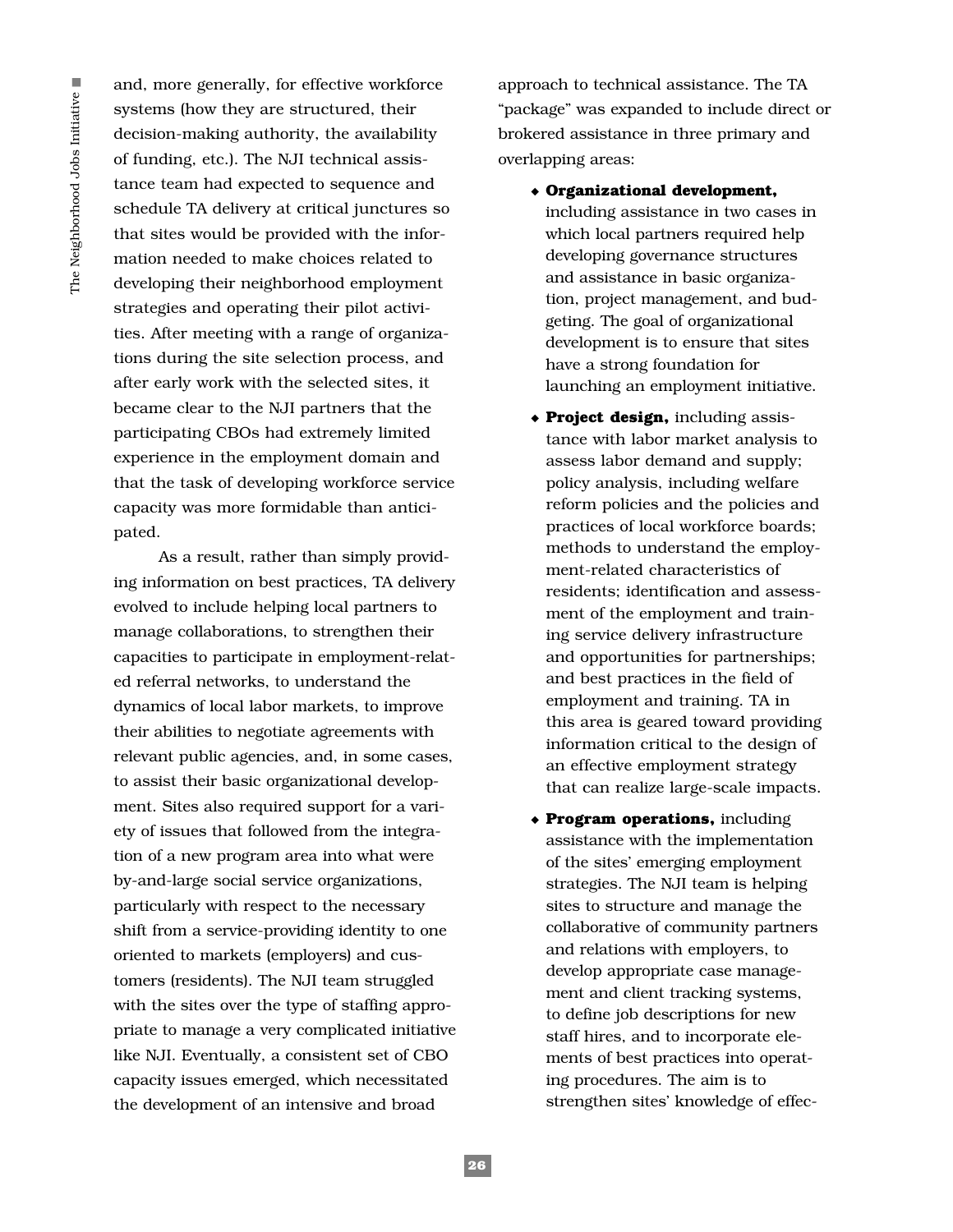and, more generally, for effective workforce systems (how they are structured, their decision-making authority, the availability of funding, etc.). The NJI technical assistance team had expected to sequence and schedule TA delivery at critical junctures so that sites would be provided with the information needed to make choices related to developing their neighborhood employment strategies and operating their pilot activities. After meeting with a range of organizations during the site selection process, and after early work with the selected sites, it became clear to the NJI partners that the participating CBOs had extremely limited experience in the employment domain and that the task of developing workforce service capacity was more formidable than anticipated.

As a result, rather than simply providing information on best practices, TA delivery evolved to include helping local partners to manage collaborations, to strengthen their capacities to participate in employment-related referral networks, to understand the dynamics of local labor markets, to improve their abilities to negotiate agreements with relevant public agencies, and, in some cases, to assist their basic organizational development. Sites also required support for a variety of issues that followed from the integration of a new program area into what were by-and-large social service organizations, particularly with respect to the necessary shift from a service-providing identity to one oriented to markets (employers) and customers (residents). The NJI team struggled with the sites over the type of staffing appropriate to manage a very complicated initiative like NJI. Eventually, a consistent set of CBO capacity issues emerged, which necessitated the development of an intensive and broad approach to technical assistance. The TA "package" was expanded to include direct or brokered assistance in three primary and overlapping areas:

- **Organizational development,** including assistance in two cases in which local partners required help developing governance structures and assistance in basic organization, project management, and budgeting. The goal of organizational development is to ensure that sites have a strong foundation for launching an employment initiative.
- **Project design,** including assistance with labor market analysis to assess labor demand and supply; policy analysis, including welfare reform policies and the policies and practices of local workforce boards; methods to understand the employment-related characteristics of residents; identification and assessment of the employment and training service delivery infrastructure and opportunities for partnerships; and best practices in the field of employment and training. TA in this area is geared toward providing information critical to the design of an effective employment strategy that can realize large-scale impacts.
- **Program operations,** including assistance with the implementation of the sites' emerging employment strategies. The NJI team is helping sites to structure and manage the collaborative of community partners and relations with employers, to develop appropriate case management and client tracking systems, to define job descriptions for new staff hires, and to incorporate elements of best practices into operating procedures. The aim is to strengthen sites' knowledge of effec-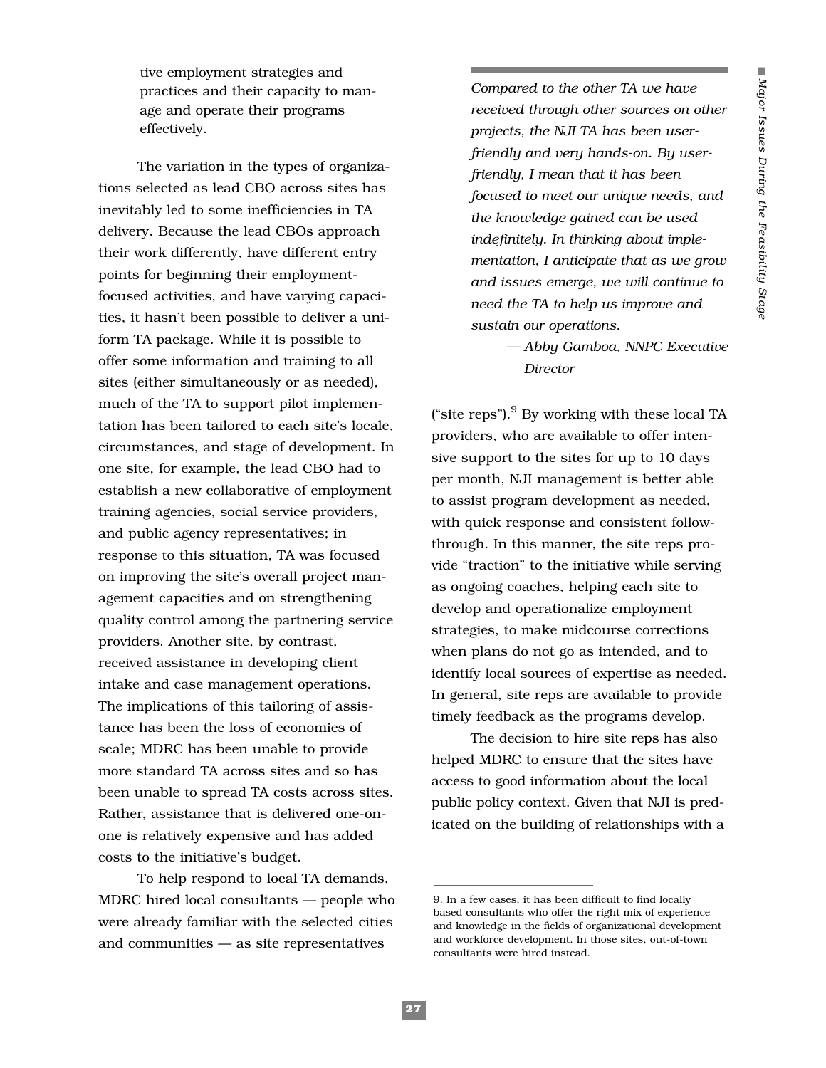tive employment strategies and practices and their capacity to manage and operate their programs effectively.

The variation in the types of organizations selected as lead CBO across sites has inevitably led to some inefficiencies in TA delivery. Because the lead CBOs approach their work differently, have different entry points for beginning their employment-focused activities, and have varying capacities, it hasn't been possible to deliver a uniform TA package. While it is possible to offer some information and training to all sites (either simultaneously or as needed), much of the TA to support pilot implementation has been tailored to each site's locale, circumstances, and stage of development. In one site, for example, the lead CBO had to establish a new collaborative of employment training agencies, social service providers, and public agency representatives; in response to this situation, TA was focused on improving the site's overall project management capacities and on strengthening quality control among the partnering service providers. Another site, by contrast, received assistance in developing client intake and case management operations. The implications of this tailoring of assistance has been the loss of economies of scale; MDRC has been unable to provide more standard TA across sites and so has been unable to spread TA costs across sites. Rather, assistance that is delivered one-on-one is relatively expensive and has added costs to the initiative's budget.

To help respond to local TA demands, MDRC hired local consultants — people who were already familiar with the selected cities and communities — as site representatives ("site reps").[9] By working with these local TA providers, who are available to offer intensive support to the sites for up to 10 days per month, NJI management is better able to assist program development as needed, with quick response and consistent follow-through. In this manner, the site reps provide "traction" to the initiative while serving as ongoing coaches, helping each site to develop and operationalize employment strategies, to make midcourse corrections when plans do not go as intended, and to identify local sources of expertise as needed. In general, site reps are available to provide timely feedback as the programs develop.

> *Compared to the other TA we have received through other sources on other projects, the NJI TA has been user-friendly and very hands-on. By user-friendly, I mean that it has been focused to meet our unique needs, and the knowledge gained can be used indefinitely. In thinking about implementation, I anticipate that as we grow and issues emerge, we will continue to need the TA to help us improve and sustain our operations.*
>
> *— Abby Gamboa, NNPC Executive Director*

The decision to hire site reps has also helped MDRC to ensure that the sites have access to good information about the local public policy context. Given that NJI is predicated on the building of relationships with a

9. In a few cases, it has been difficult to find locally based consultants who offer the right mix of experience and knowledge in the fields of organizational development and workforce development. In those sites, out-of-town consultants were hired instead.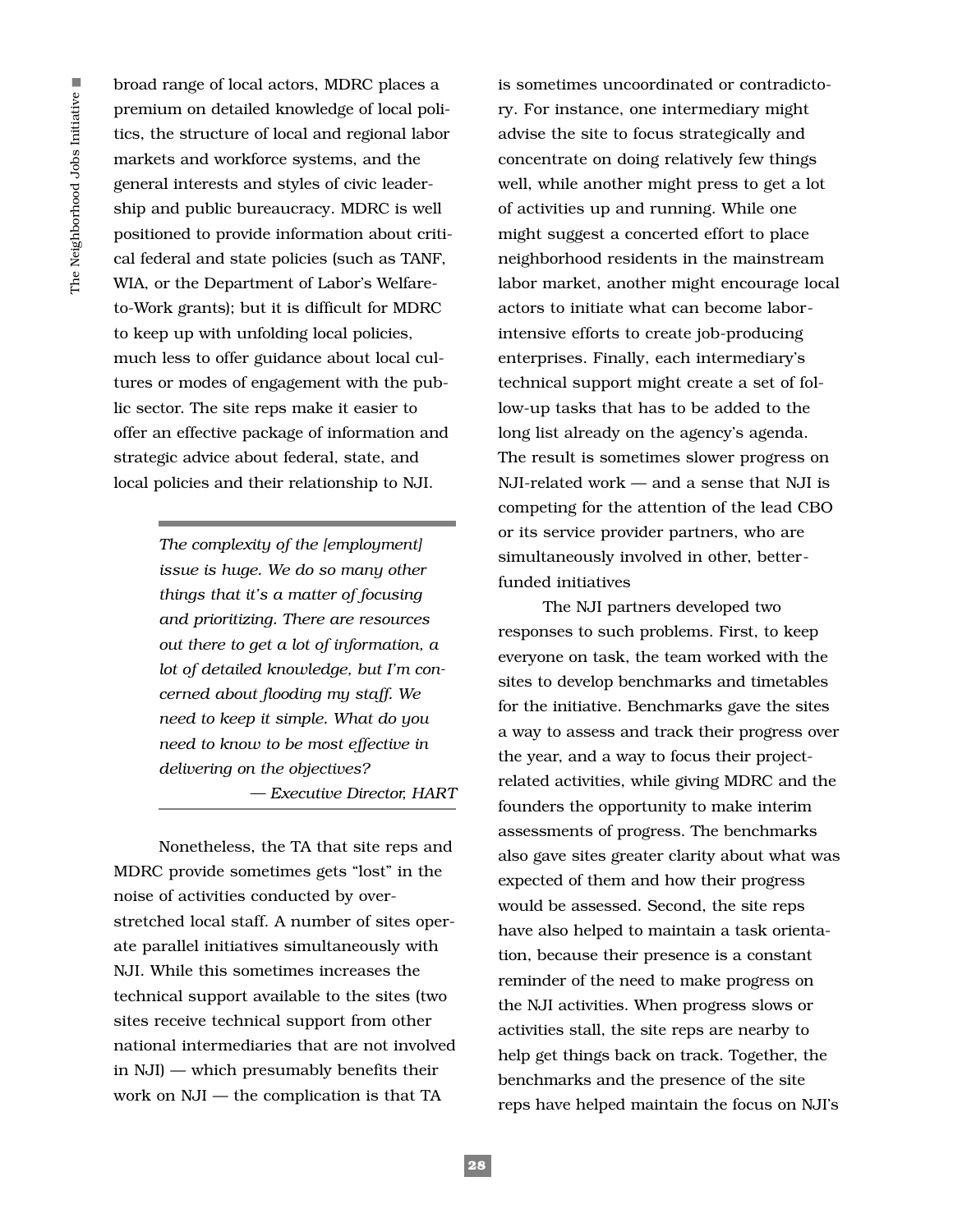broad range of local actors, MDRC places a premium on detailed knowledge of local politics, the structure of local and regional labor markets and workforce systems, and the general interests and styles of civic leadership and public bureaucracy. MDRC is well positioned to provide information about critical federal and state policies (such as TANF, WIA, or the Department of Labor's Welfare-to-Work grants); but it is difficult for MDRC to keep up with unfolding local policies, much less to offer guidance about local cultures or modes of engagement with the public sector. The site reps make it easier to offer an effective package of information and strategic advice about federal, state, and local policies and their relationship to NJI.

> *The complexity of the [employment] issue is huge. We do so many other things that it's a matter of focusing and prioritizing. There are resources out there to get a lot of information, a lot of detailed knowledge, but I'm concerned about flooding my staff. We need to keep it simple. What do you need to know to be most effective in delivering on the objectives?*
>
> *— Executive Director, HART*

Nonetheless, the TA that site reps and MDRC provide sometimes gets "lost" in the noise of activities conducted by over-stretched local staff. A number of sites operate parallel initiatives simultaneously with NJI. While this sometimes increases the technical support available to the sites (two sites receive technical support from other national intermediaries that are not involved in NJI) — which presumably benefits their work on NJI — the complication is that TA is sometimes uncoordinated or contradictory. For instance, one intermediary might advise the site to focus strategically and concentrate on doing relatively few things well, while another might press to get a lot of activities up and running. While one might suggest a concerted effort to place neighborhood residents in the mainstream labor market, another might encourage local actors to initiate what can become labor-intensive efforts to create job-producing enterprises. Finally, each intermediary's technical support might create a set of follow-up tasks that has to be added to the long list already on the agency's agenda. The result is sometimes slower progress on NJI-related work — and a sense that NJI is competing for the attention of the lead CBO or its service provider partners, who are simultaneously involved in other, better-funded initiatives

The NJI partners developed two responses to such problems. First, to keep everyone on task, the team worked with the sites to develop benchmarks and timetables for the initiative. Benchmarks gave the sites a way to assess and track their progress over the year, and a way to focus their project-related activities, while giving MDRC and the founders the opportunity to make interim assessments of progress. The benchmarks also gave sites greater clarity about what was expected of them and how their progress would be assessed. Second, the site reps have also helped to maintain a task orientation, because their presence is a constant reminder of the need to make progress on the NJI activities. When progress slows or activities stall, the site reps are nearby to help get things back on track. Together, the benchmarks and the presence of the site reps have helped maintain the focus on NJI's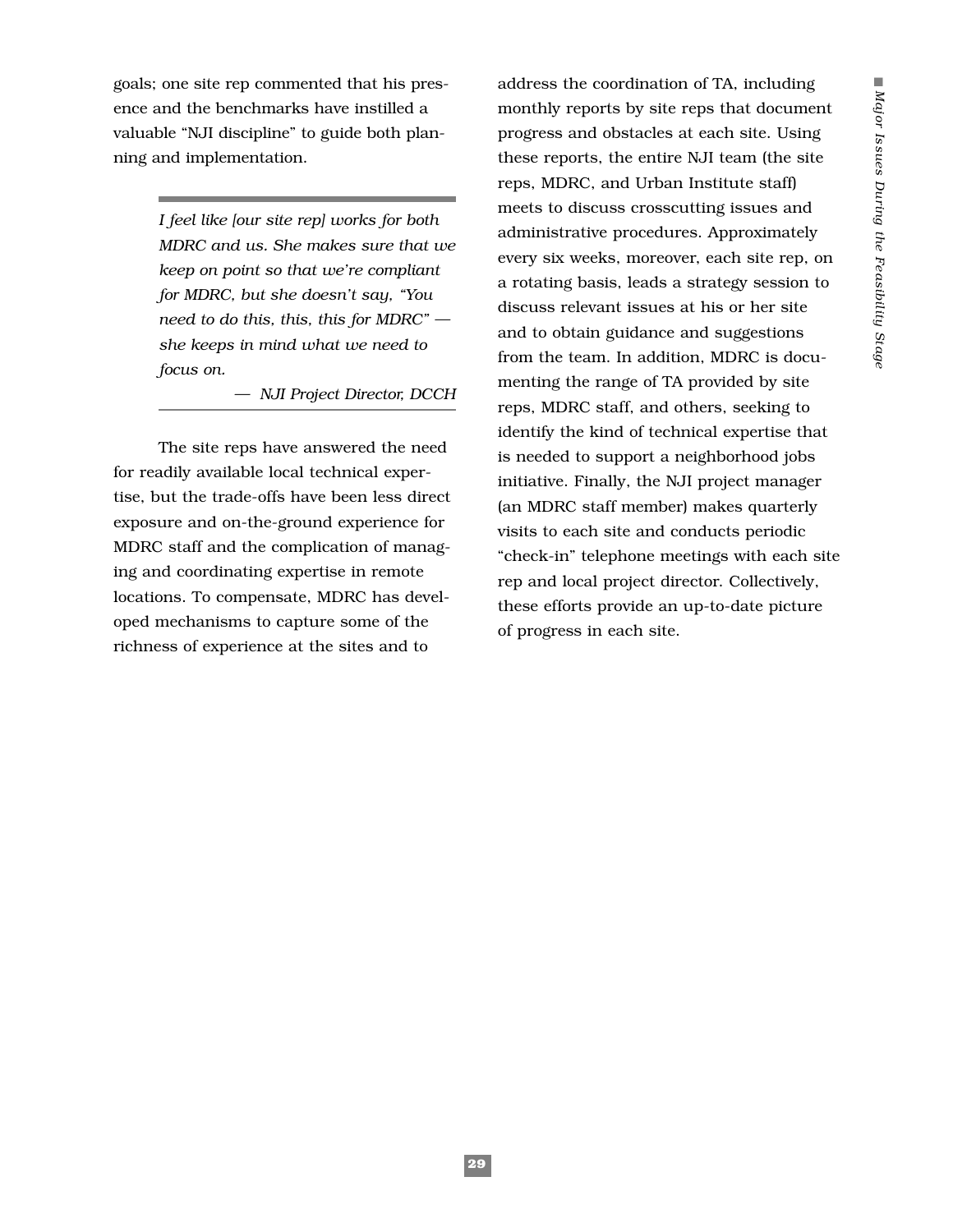goals; one site rep commented that his presence and the benchmarks have instilled a valuable "NJI discipline" to guide both planning and implementation.

> *I feel like [our site rep] works for both MDRC and us. She makes sure that we keep on point so that we're compliant for MDRC, but she doesn't say, "You need to do this, this, this for MDRC" — she keeps in mind what we need to focus on.*
>
> — *NJI Project Director, DCCH*

The site reps have answered the need for readily available local technical expertise, but the trade-offs have been less direct exposure and on-the-ground experience for MDRC staff and the complication of managing and coordinating expertise in remote locations. To compensate, MDRC has developed mechanisms to capture some of the richness of experience at the sites and to address the coordination of TA, including monthly reports by site reps that document progress and obstacles at each site. Using these reports, the entire NJI team (the site reps, MDRC, and Urban Institute staff) meets to discuss crosscutting issues and administrative procedures. Approximately every six weeks, moreover, each site rep, on a rotating basis, leads a strategy session to discuss relevant issues at his or her site and to obtain guidance and suggestions from the team. In addition, MDRC is documenting the range of TA provided by site reps, MDRC staff, and others, seeking to identify the kind of technical expertise that is needed to support a neighborhood jobs initiative. Finally, the NJI project manager (an MDRC staff member) makes quarterly visits to each site and conducts periodic "check-in" telephone meetings with each site rep and local project director. Collectively, these efforts provide an up-to-date picture of progress in each site.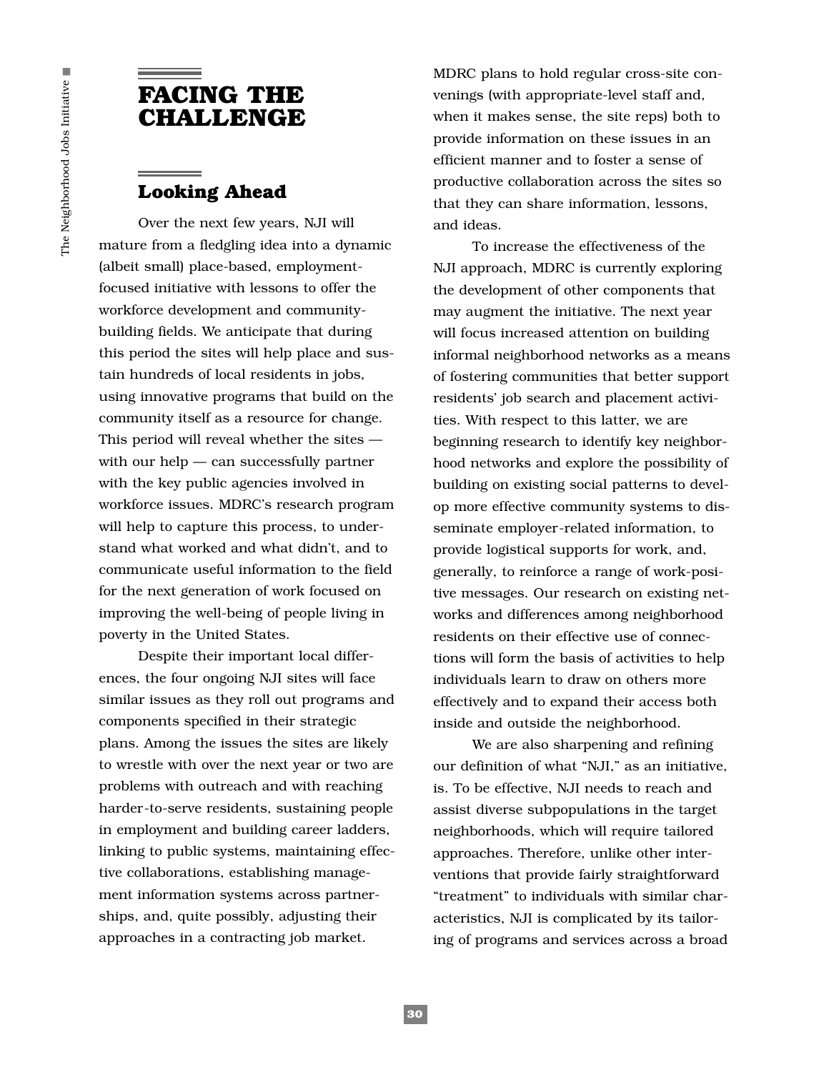# FACING THE CHALLENGE

## Looking Ahead

Over the next few years, NJI will mature from a fledgling idea into a dynamic (albeit small) place-based, employment-focused initiative with lessons to offer the workforce development and community-building fields. We anticipate that during this period the sites will help place and sustain hundreds of local residents in jobs, using innovative programs that build on the community itself as a resource for change. This period will reveal whether the sites — with our help — can successfully partner with the key public agencies involved in workforce issues. MDRC's research program will help to capture this process, to understand what worked and what didn't, and to communicate useful information to the field for the next generation of work focused on improving the well-being of people living in poverty in the United States.

Despite their important local differences, the four ongoing NJI sites will face similar issues as they roll out programs and components specified in their strategic plans. Among the issues the sites are likely to wrestle with over the next year or two are problems with outreach and with reaching harder-to-serve residents, sustaining people in employment and building career ladders, linking to public systems, maintaining effective collaborations, establishing management information systems across partnerships, and, quite possibly, adjusting their approaches in a contracting job market.

MDRC plans to hold regular cross-site convenings (with appropriate-level staff and, when it makes sense, the site reps) both to provide information on these issues in an efficient manner and to foster a sense of productive collaboration across the sites so that they can share information, lessons, and ideas.

To increase the effectiveness of the NJI approach, MDRC is currently exploring the development of other components that may augment the initiative. The next year will focus increased attention on building informal neighborhood networks as a means of fostering communities that better support residents' job search and placement activities. With respect to this latter, we are beginning research to identify key neighborhood networks and explore the possibility of building on existing social patterns to develop more effective community systems to disseminate employer-related information, to provide logistical supports for work, and, generally, to reinforce a range of work-positive messages. Our research on existing networks and differences among neighborhood residents on their effective use of connections will form the basis of activities to help individuals learn to draw on others more effectively and to expand their access both inside and outside the neighborhood.

We are also sharpening and refining our definition of what "NJI," as an initiative, is. To be effective, NJI needs to reach and assist diverse subpopulations in the target neighborhoods, which will require tailored approaches. Therefore, unlike other interventions that provide fairly straightforward "treatment" to individuals with similar characteristics, NJI is complicated by its tailoring of programs and services across a broad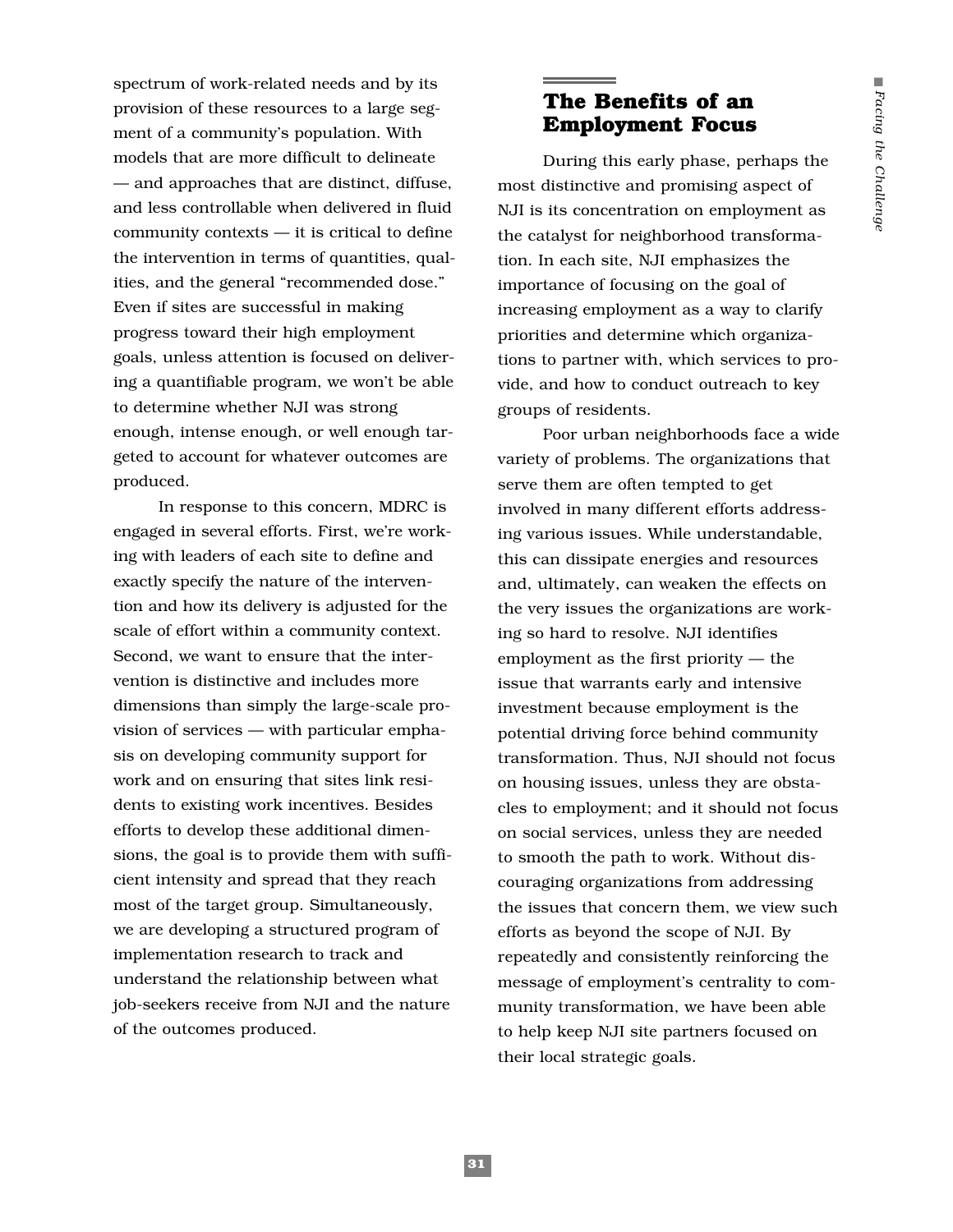spectrum of work-related needs and by its provision of these resources to a large segment of a community's population. With models that are more difficult to delineate — and approaches that are distinct, diffuse, and less controllable when delivered in fluid community contexts — it is critical to define the intervention in terms of quantities, qualities, and the general "recommended dose." Even if sites are successful in making progress toward their high employment goals, unless attention is focused on delivering a quantifiable program, we won't be able to determine whether NJI was strong enough, intense enough, or well enough targeted to account for whatever outcomes are produced.

In response to this concern, MDRC is engaged in several efforts. First, we're working with leaders of each site to define and exactly specify the nature of the intervention and how its delivery is adjusted for the scale of effort within a community context. Second, we want to ensure that the intervention is distinctive and includes more dimensions than simply the large-scale provision of services — with particular emphasis on developing community support for work and on ensuring that sites link residents to existing work incentives. Besides efforts to develop these additional dimensions, the goal is to provide them with sufficient intensity and spread that they reach most of the target group. Simultaneously, we are developing a structured program of implementation research to track and understand the relationship between what job-seekers receive from NJI and the nature of the outcomes produced.

## The Benefits of an Employment Focus

During this early phase, perhaps the most distinctive and promising aspect of NJI is its concentration on employment as the catalyst for neighborhood transformation. In each site, NJI emphasizes the importance of focusing on the goal of increasing employment as a way to clarify priorities and determine which organizations to partner with, which services to provide, and how to conduct outreach to key groups of residents.

Poor urban neighborhoods face a wide variety of problems. The organizations that serve them are often tempted to get involved in many different efforts addressing various issues. While understandable, this can dissipate energies and resources and, ultimately, can weaken the effects on the very issues the organizations are working so hard to resolve. NJI identifies employment as the first priority — the issue that warrants early and intensive investment because employment is the potential driving force behind community transformation. Thus, NJI should not focus on housing issues, unless they are obstacles to employment; and it should not focus on social services, unless they are needed to smooth the path to work. Without discouraging organizations from addressing the issues that concern them, we view such efforts as beyond the scope of NJI. By repeatedly and consistently reinforcing the message of employment's centrality to community transformation, we have been able to help keep NJI site partners focused on their local strategic goals.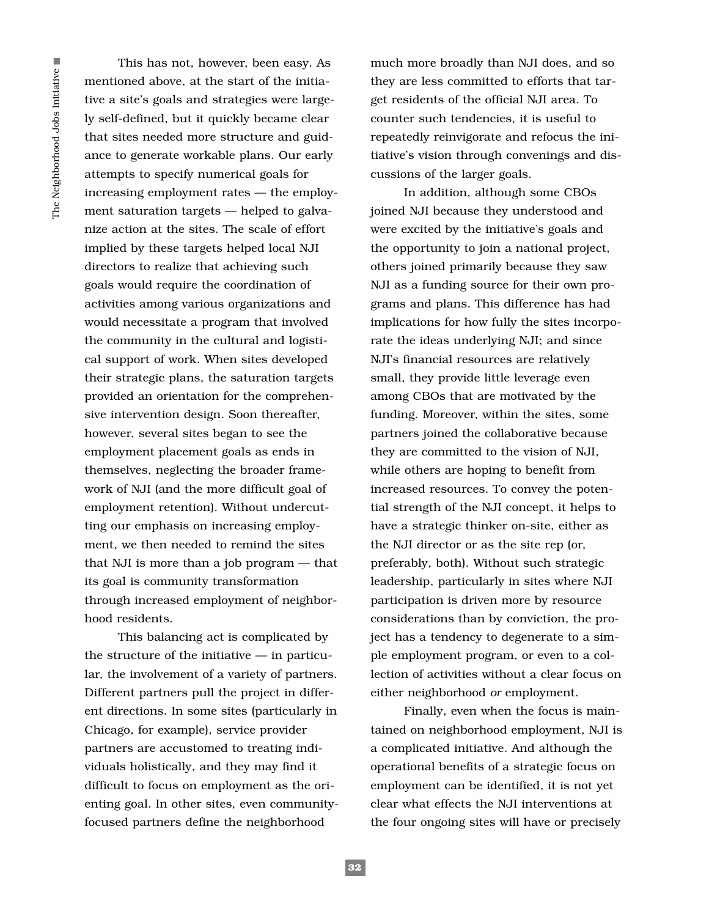This has not, however, been easy. As mentioned above, at the start of the initiative a site's goals and strategies were largely self-defined, but it quickly became clear that sites needed more structure and guidance to generate workable plans. Our early attempts to specify numerical goals for increasing employment rates — the employment saturation targets — helped to galvanize action at the sites. The scale of effort implied by these targets helped local NJI directors to realize that achieving such goals would require the coordination of activities among various organizations and would necessitate a program that involved the community in the cultural and logistical support of work. When sites developed their strategic plans, the saturation targets provided an orientation for the comprehensive intervention design. Soon thereafter, however, several sites began to see the employment placement goals as ends in themselves, neglecting the broader framework of NJI (and the more difficult goal of employment retention). Without undercutting our emphasis on increasing employment, we then needed to remind the sites that NJI is more than a job program — that its goal is community transformation through increased employment of neighborhood residents.

This balancing act is complicated by the structure of the initiative — in particular, the involvement of a variety of partners. Different partners pull the project in different directions. In some sites (particularly in Chicago, for example), service provider partners are accustomed to treating individuals holistically, and they may find it difficult to focus on employment as the orienting goal. In other sites, even community-focused partners define the neighborhood much more broadly than NJI does, and so they are less committed to efforts that target residents of the official NJI area. To counter such tendencies, it is useful to repeatedly reinvigorate and refocus the initiative's vision through convenings and discussions of the larger goals.

In addition, although some CBOs joined NJI because they understood and were excited by the initiative's goals and the opportunity to join a national project, others joined primarily because they saw NJI as a funding source for their own programs and plans. This difference has had implications for how fully the sites incorporate the ideas underlying NJI; and since NJI's financial resources are relatively small, they provide little leverage even among CBOs that are motivated by the funding. Moreover, within the sites, some partners joined the collaborative because they are committed to the vision of NJI, while others are hoping to benefit from increased resources. To convey the potential strength of the NJI concept, it helps to have a strategic thinker on-site, either as the NJI director or as the site rep (or, preferably, both). Without such strategic leadership, particularly in sites where NJI participation is driven more by resource considerations than by conviction, the project has a tendency to degenerate to a simple employment program, or even to a collection of activities without a clear focus on either neighborhood *or* employment.

Finally, even when the focus is maintained on neighborhood employment, NJI is a complicated initiative. And although the operational benefits of a strategic focus on employment can be identified, it is not yet clear what effects the NJI interventions at the four ongoing sites will have or precisely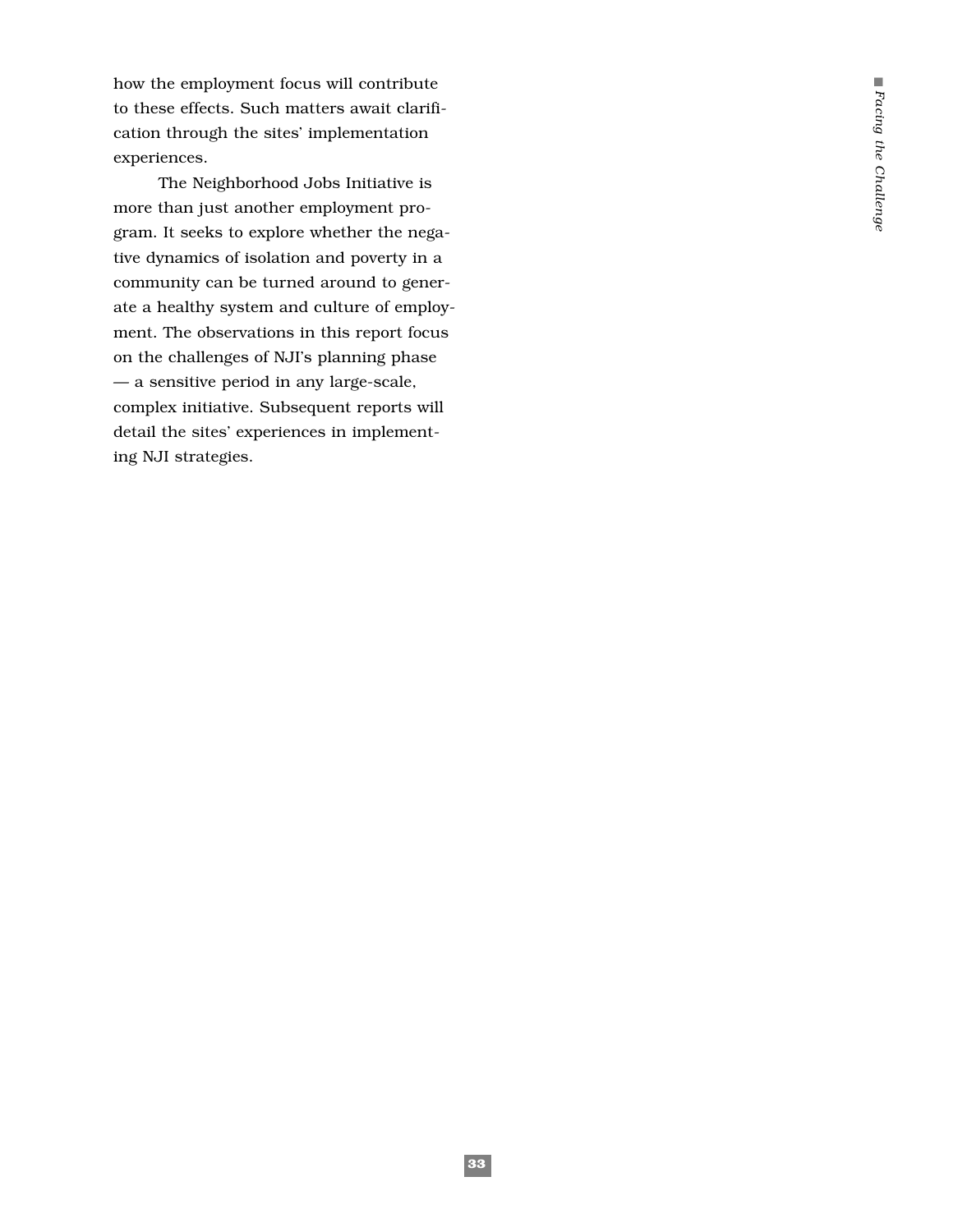how the employment focus will contribute to these effects. Such matters await clarification through the sites' implementation experiences.

The Neighborhood Jobs Initiative is more than just another employment program. It seeks to explore whether the negative dynamics of isolation and poverty in a community can be turned around to generate a healthy system and culture of employment. The observations in this report focus on the challenges of NJI's planning phase — a sensitive period in any large-scale, complex initiative. Subsequent reports will detail the sites' experiences in implementing NJI strategies.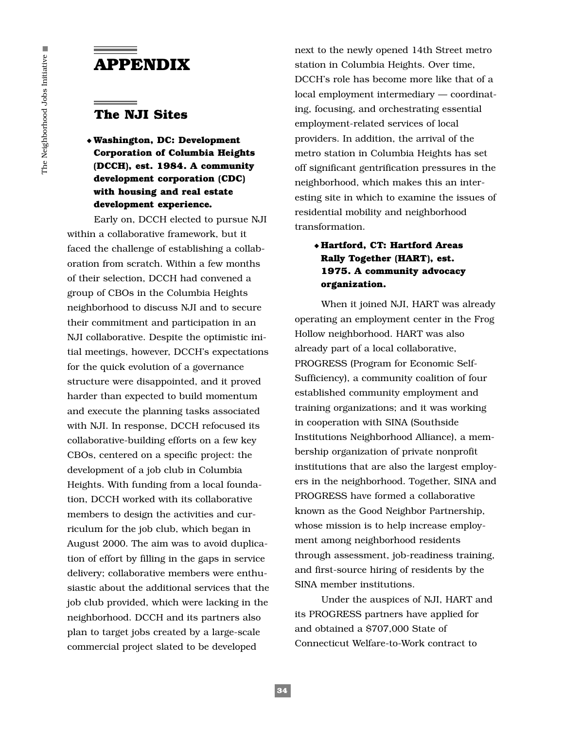# APPENDIX

## The NJI Sites

- **Washington, DC: Development Corporation of Columbia Heights (DCCH), est. 1984. A community development corporation (CDC) with housing and real estate development experience.**

Early on, DCCH elected to pursue NJI within a collaborative framework, but it faced the challenge of establishing a collaboration from scratch. Within a few months of their selection, DCCH had convened a group of CBOs in the Columbia Heights neighborhood to discuss NJI and to secure their commitment and participation in an NJI collaborative. Despite the optimistic initial meetings, however, DCCH's expectations for the quick evolution of a governance structure were disappointed, and it proved harder than expected to build momentum and execute the planning tasks associated with NJI. In response, DCCH refocused its collaborative-building efforts on a few key CBOs, centered on a specific project: the development of a job club in Columbia Heights. With funding from a local foundation, DCCH worked with its collaborative members to design the activities and curriculum for the job club, which began in August 2000. The aim was to avoid duplication of effort by filling in the gaps in service delivery; collaborative members were enthusiastic about the additional services that the job club provided, which were lacking in the neighborhood. DCCH and its partners also plan to target jobs created by a large-scale commercial project slated to be developed next to the newly opened 14th Street metro station in Columbia Heights. Over time, DCCH's role has become more like that of a local employment intermediary — coordinating, focusing, and orchestrating essential employment-related services of local providers. In addition, the arrival of the metro station in Columbia Heights has set off significant gentrification pressures in the neighborhood, which makes this an interesting site in which to examine the issues of residential mobility and neighborhood transformation.

- **Hartford, CT: Hartford Areas Rally Together (HART), est. 1975. A community advocacy organization.**

When it joined NJI, HART was already operating an employment center in the Frog Hollow neighborhood. HART was also already part of a local collaborative, PROGRESS (Program for Economic Self-Sufficiency), a community coalition of four established community employment and training organizations; and it was working in cooperation with SINA (Southside Institutions Neighborhood Alliance), a membership organization of private nonprofit institutions that are also the largest employers in the neighborhood. Together, SINA and PROGRESS have formed a collaborative known as the Good Neighbor Partnership, whose mission is to help increase employment among neighborhood residents through assessment, job-readiness training, and first-source hiring of residents by the SINA member institutions.

Under the auspices of NJI, HART and its PROGRESS partners have applied for and obtained a $707,000 State of Connecticut Welfare-to-Work contract to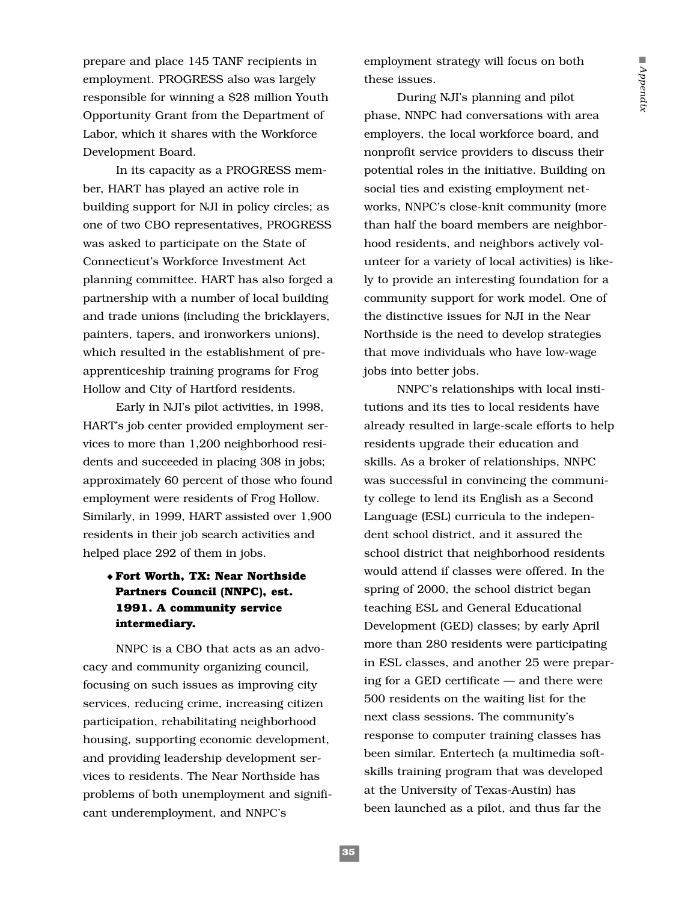prepare and place 145 TANF recipients in employment. PROGRESS also was largely responsible for winning a $28 million Youth Opportunity Grant from the Department of Labor, which it shares with the Workforce Development Board.

In its capacity as a PROGRESS member, HART has played an active role in building support for NJI in policy circles; as one of two CBO representatives, PROGRESS was asked to participate on the State of Connecticut's Workforce Investment Act planning committee. HART has also forged a partnership with a number of local building and trade unions (including the bricklayers, painters, tapers, and ironworkers unions), which resulted in the establishment of preapprenticeship training programs for Frog Hollow and City of Hartford residents.

Early in NJI's pilot activities, in 1998, HART's job center provided employment services to more than 1,200 neighborhood residents and succeeded in placing 308 in jobs; approximately 60 percent of those who found employment were residents of Frog Hollow. Similarly, in 1999, HART assisted over 1,900 residents in their job search activities and helped place 292 of them in jobs.

- **Fort Worth, TX: Near Northside Partners Council (NNPC), est. 1991. A community service intermediary.**

NNPC is a CBO that acts as an advocacy and community organizing council, focusing on such issues as improving city services, reducing crime, increasing citizen participation, rehabilitating neighborhood housing, supporting economic development, and providing leadership development services to residents. The Near Northside has problems of both unemployment and significant underemployment, and NNPC's employment strategy will focus on both these issues.

During NJI's planning and pilot phase, NNPC had conversations with area employers, the local workforce board, and nonprofit service providers to discuss their potential roles in the initiative. Building on social ties and existing employment networks, NNPC's close-knit community (more than half the board members are neighborhood residents, and neighbors actively volunteer for a variety of local activities) is likely to provide an interesting foundation for a community support for work model. One of the distinctive issues for NJI in the Near Northside is the need to develop strategies that move individuals who have low-wage jobs into better jobs.

NNPC's relationships with local institutions and its ties to local residents have already resulted in large-scale efforts to help residents upgrade their education and skills. As a broker of relationships, NNPC was successful in convincing the community college to lend its English as a Second Language (ESL) curricula to the independent school district, and it assured the school district that neighborhood residents would attend if classes were offered. In the spring of 2000, the school district began teaching ESL and General Educational Development (GED) classes; by early April more than 280 residents were participating in ESL classes, and another 25 were preparing for a GED certificate — and there were 500 residents on the waiting list for the next class sessions. The community's response to computer training classes has been similar. Entertech (a multimedia soft-skills training program that was developed at the University of Texas-Austin) has been launched as a pilot, and thus far the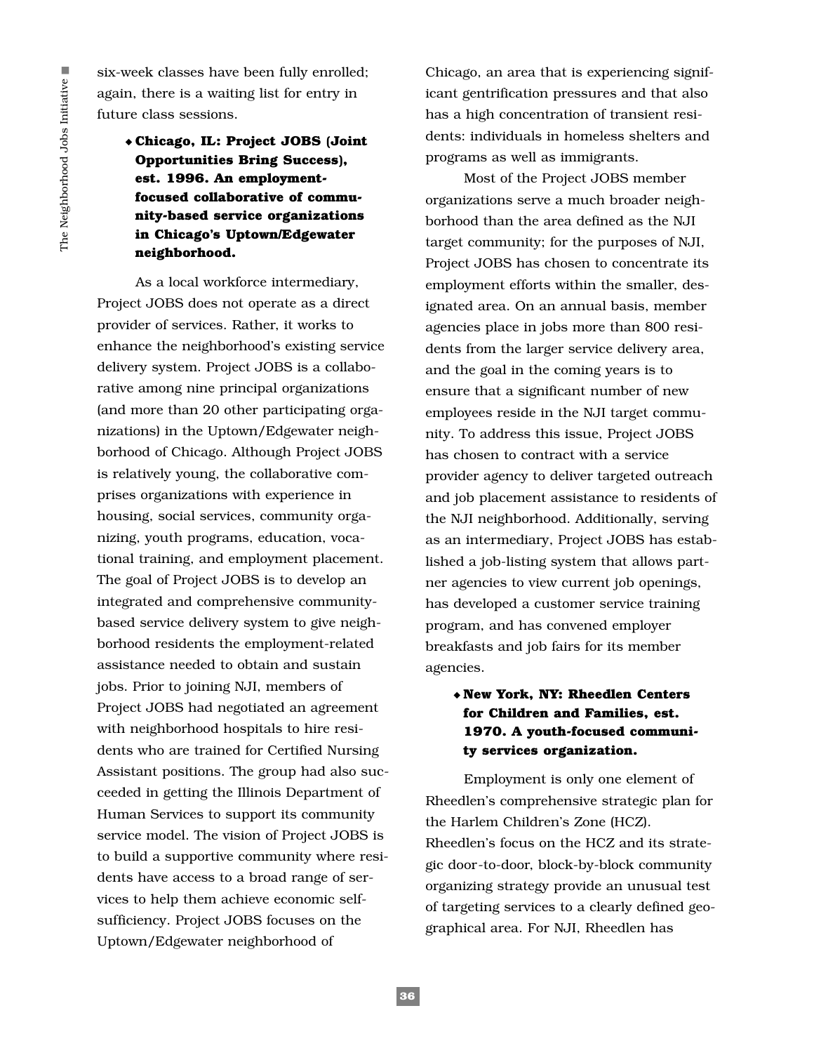six-week classes have been fully enrolled; again, there is a waiting list for entry in future class sessions.

- **Chicago, IL: Project JOBS (Joint Opportunities Bring Success), est. 1996. An employment-focused collaborative of community-based service organizations in Chicago's Uptown/Edgewater neighborhood.**

As a local workforce intermediary, Project JOBS does not operate as a direct provider of services. Rather, it works to enhance the neighborhood's existing service delivery system. Project JOBS is a collaborative among nine principal organizations (and more than 20 other participating organizations) in the Uptown/Edgewater neighborhood of Chicago. Although Project JOBS is relatively young, the collaborative comprises organizations with experience in housing, social services, community organizing, youth programs, education, vocational training, and employment placement. The goal of Project JOBS is to develop an integrated and comprehensive community-based service delivery system to give neighborhood residents the employment-related assistance needed to obtain and sustain jobs. Prior to joining NJI, members of Project JOBS had negotiated an agreement with neighborhood hospitals to hire residents who are trained for Certified Nursing Assistant positions. The group had also succeeded in getting the Illinois Department of Human Services to support its community service model. The vision of Project JOBS is to build a supportive community where residents have access to a broad range of services to help them achieve economic self-sufficiency. Project JOBS focuses on the Uptown/Edgewater neighborhood of Chicago, an area that is experiencing significant gentrification pressures and that also has a high concentration of transient residents: individuals in homeless shelters and programs as well as immigrants.

Most of the Project JOBS member organizations serve a much broader neighborhood than the area defined as the NJI target community; for the purposes of NJI, Project JOBS has chosen to concentrate its employment efforts within the smaller, designated area. On an annual basis, member agencies place in jobs more than 800 residents from the larger service delivery area, and the goal in the coming years is to ensure that a significant number of new employees reside in the NJI target community. To address this issue, Project JOBS has chosen to contract with a service provider agency to deliver targeted outreach and job placement assistance to residents of the NJI neighborhood. Additionally, serving as an intermediary, Project JOBS has established a job-listing system that allows partner agencies to view current job openings, has developed a customer service training program, and has convened employer breakfasts and job fairs for its member agencies.

- **New York, NY: Rheedlen Centers for Children and Families, est. 1970. A youth-focused community services organization.**

Employment is only one element of Rheedlen's comprehensive strategic plan for the Harlem Children's Zone (HCZ). Rheedlen's focus on the HCZ and its strategic door-to-door, block-by-block community organizing strategy provide an unusual test of targeting services to a clearly defined geographical area. For NJI, Rheedlen has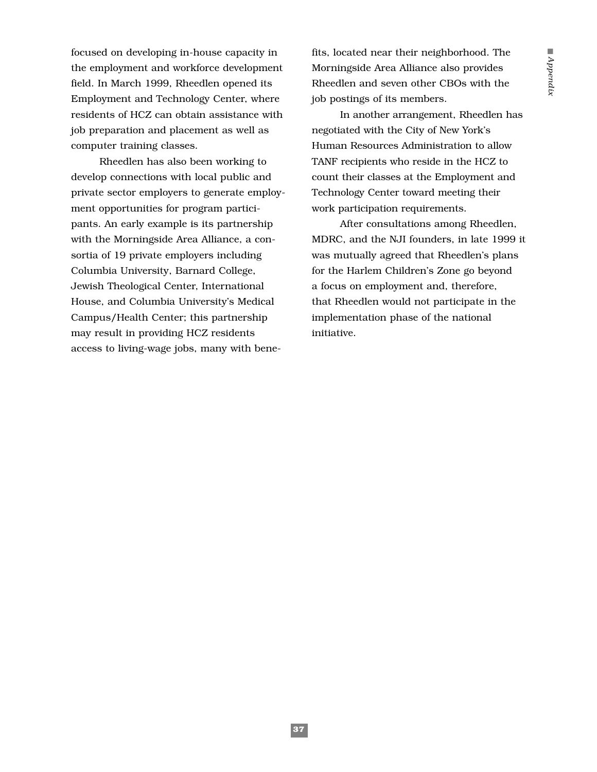focused on developing in-house capacity in the employment and workforce development field. In March 1999, Rheedlen opened its Employment and Technology Center, where residents of HCZ can obtain assistance with job preparation and placement as well as computer training classes.

Rheedlen has also been working to develop connections with local public and private sector employers to generate employment opportunities for program participants. An early example is its partnership with the Morningside Area Alliance, a consortia of 19 private employers including Columbia University, Barnard College, Jewish Theological Center, International House, and Columbia University's Medical Campus/Health Center; this partnership may result in providing HCZ residents access to living-wage jobs, many with benefits, located near their neighborhood. The Morningside Area Alliance also provides Rheedlen and seven other CBOs with the job postings of its members.

In another arrangement, Rheedlen has negotiated with the City of New York's Human Resources Administration to allow TANF recipients who reside in the HCZ to count their classes at the Employment and Technology Center toward meeting their work participation requirements.

After consultations among Rheedlen, MDRC, and the NJI founders, in late 1999 it was mutually agreed that Rheedlen's plans for the Harlem Children's Zone go beyond a focus on employment and, therefore, that Rheedlen would not participate in the implementation phase of the national initiative.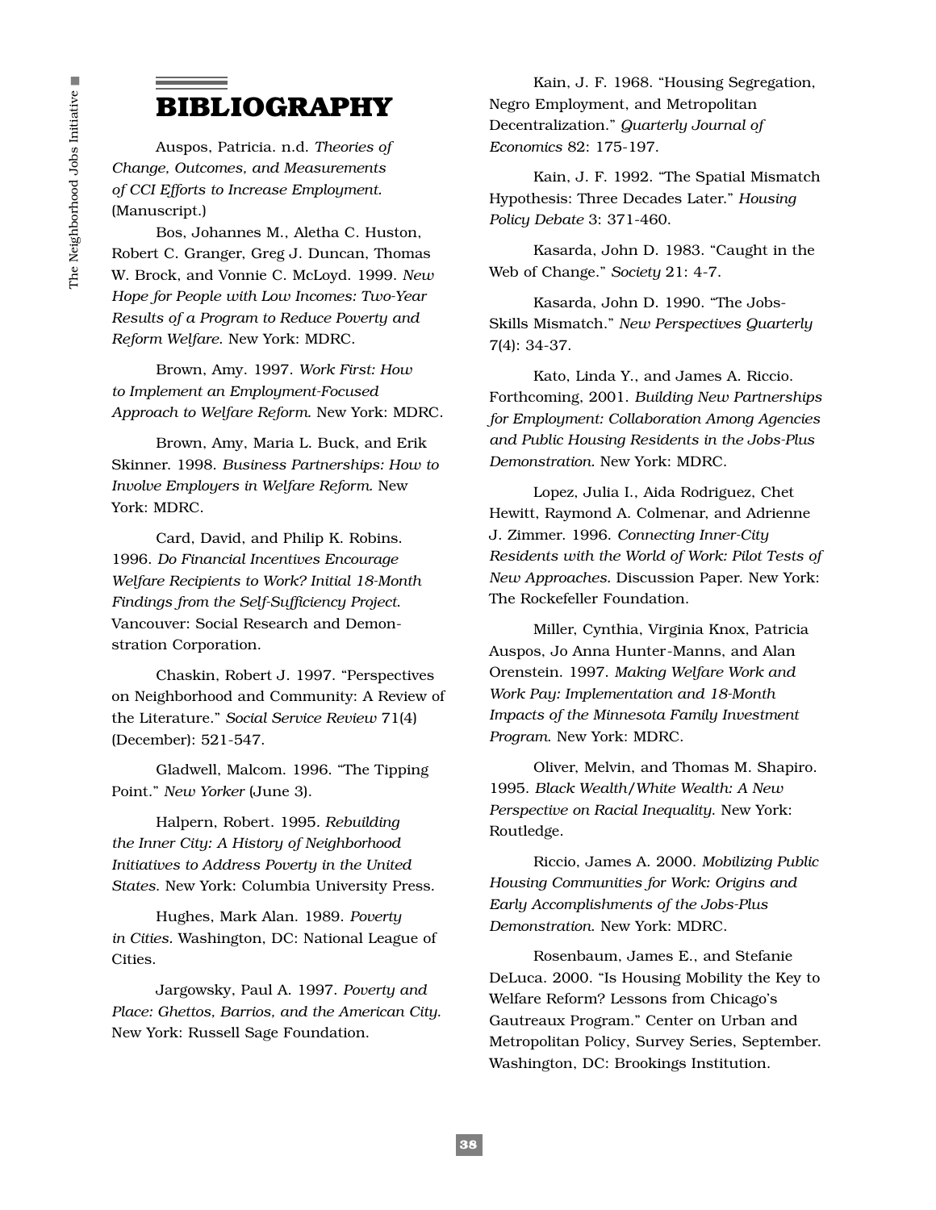# BIBLIOGRAPHY

Auspos, Patricia. n.d. *Theories of Change, Outcomes, and Measurements of CCI Efforts to Increase Employment.* (Manuscript.)

Bos, Johannes M., Aletha C. Huston, Robert C. Granger, Greg J. Duncan, Thomas W. Brock, and Vonnie C. McLoyd. 1999. *New Hope for People with Low Incomes: Two-Year Results of a Program to Reduce Poverty and Reform Welfare.* New York: MDRC.

Brown, Amy. 1997. *Work First: How to Implement an Employment-Focused Approach to Welfare Reform.* New York: MDRC.

Brown, Amy, Maria L. Buck, and Erik Skinner. 1998. *Business Partnerships: How to Involve Employers in Welfare Reform.* New York: MDRC.

Card, David, and Philip K. Robins. 1996. *Do Financial Incentives Encourage Welfare Recipients to Work? Initial 18-Month Findings from the Self-Sufficiency Project.* Vancouver: Social Research and Demonstration Corporation.

Chaskin, Robert J. 1997. "Perspectives on Neighborhood and Community: A Review of the Literature." *Social Service Review* 71(4) (December): 521-547.

Gladwell, Malcom. 1996. "The Tipping Point." *New Yorker* (June 3).

Halpern, Robert. 1995. *Rebuilding the Inner City: A History of Neighborhood Initiatives to Address Poverty in the United States.* New York: Columbia University Press.

Hughes, Mark Alan. 1989. *Poverty in Cities.* Washington, DC: National League of Cities.

Jargowsky, Paul A. 1997. *Poverty and Place: Ghettos, Barrios, and the American City.* New York: Russell Sage Foundation.

Kain, J. F. 1968. "Housing Segregation, Negro Employment, and Metropolitan Decentralization." *Quarterly Journal of Economics* 82: 175-197.

Kain, J. F. 1992. "The Spatial Mismatch Hypothesis: Three Decades Later." *Housing Policy Debate* 3: 371-460.

Kasarda, John D. 1983. "Caught in the Web of Change." *Society* 21: 4-7.

Kasarda, John D. 1990. "The Jobs-Skills Mismatch." *New Perspectives Quarterly* 7(4): 34-37.

Kato, Linda Y., and James A. Riccio. Forthcoming, 2001. *Building New Partnerships for Employment: Collaboration Among Agencies and Public Housing Residents in the Jobs-Plus Demonstration.* New York: MDRC.

Lopez, Julia I., Aida Rodriguez, Chet Hewitt, Raymond A. Colmenar, and Adrienne J. Zimmer. 1996. *Connecting Inner-City Residents with the World of Work: Pilot Tests of New Approaches.* Discussion Paper. New York: The Rockefeller Foundation.

Miller, Cynthia, Virginia Knox, Patricia Auspos, Jo Anna Hunter-Manns, and Alan Orenstein. 1997. *Making Welfare Work and Work Pay: Implementation and 18-Month Impacts of the Minnesota Family Investment Program.* New York: MDRC.

Oliver, Melvin, and Thomas M. Shapiro. 1995. *Black Wealth/White Wealth: A New Perspective on Racial Inequality.* New York: Routledge.

Riccio, James A. 2000. *Mobilizing Public Housing Communities for Work: Origins and Early Accomplishments of the Jobs-Plus Demonstration.* New York: MDRC.

Rosenbaum, James E., and Stefanie DeLuca. 2000. "Is Housing Mobility the Key to Welfare Reform? Lessons from Chicago's Gautreaux Program." Center on Urban and Metropolitan Policy, Survey Series, September. Washington, DC: Brookings Institution.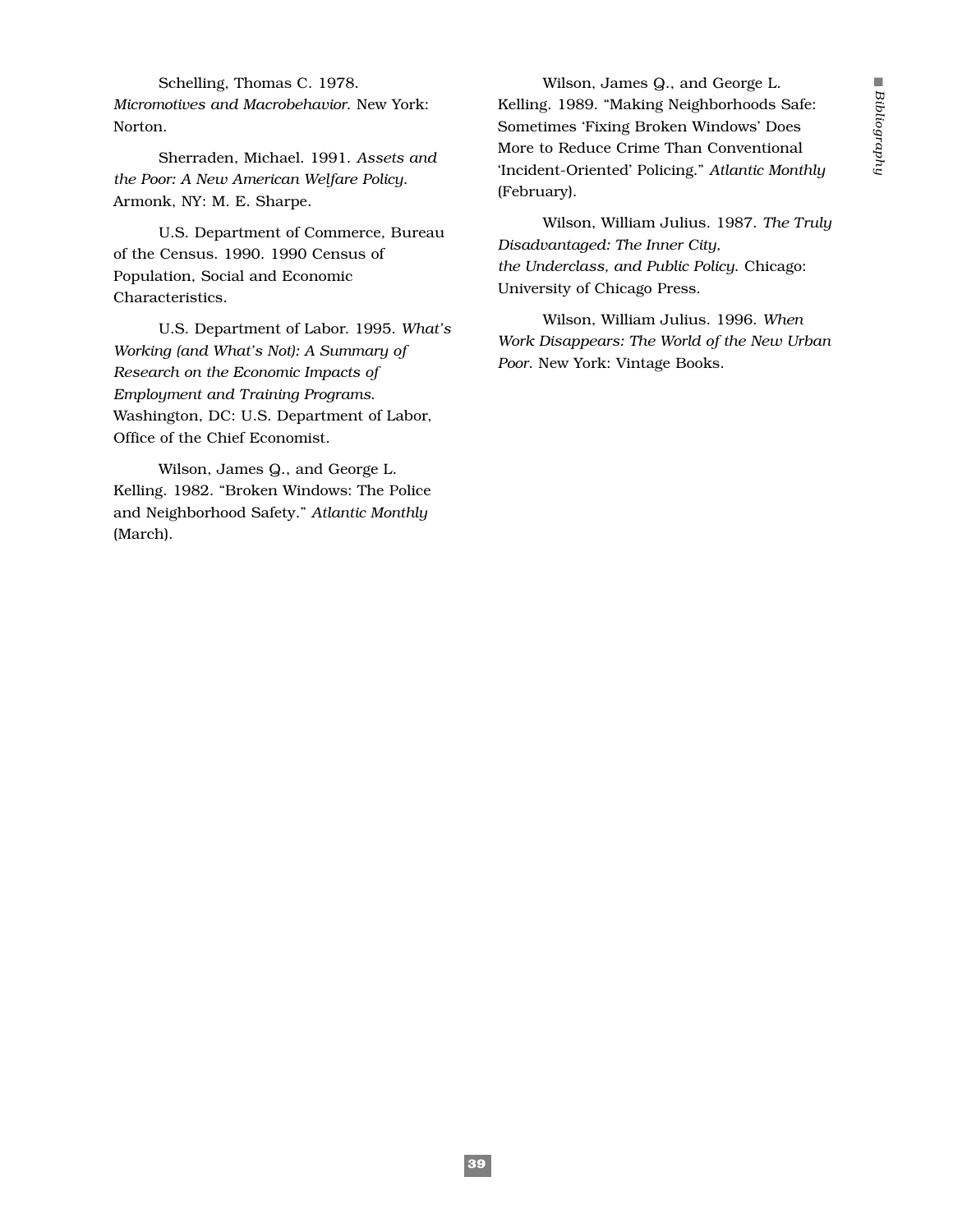Schelling, Thomas C. 1978. *Micromotives and Macrobehavior.* New York: Norton.

Sherraden, Michael. 1991. *Assets and the Poor: A New American Welfare Policy.* Armonk, NY: M. E. Sharpe.

U.S. Department of Commerce, Bureau of the Census. 1990. 1990 Census of Population, Social and Economic Characteristics.

U.S. Department of Labor. 1995. *What's Working (and What's Not): A Summary of Research on the Economic Impacts of Employment and Training Programs.* Washington, DC: U.S. Department of Labor, Office of the Chief Economist.

Wilson, James Q., and George L. Kelling. 1982. "Broken Windows: The Police and Neighborhood Safety." *Atlantic Monthly* (March).

Wilson, James Q., and George L. Kelling. 1989. "Making Neighborhoods Safe: Sometimes 'Fixing Broken Windows' Does More to Reduce Crime Than Conventional 'Incident-Oriented' Policing." *Atlantic Monthly* (February).

Wilson, William Julius. 1987. *The Truly Disadvantaged: The Inner City, the Underclass, and Public Policy.* Chicago: University of Chicago Press.

Wilson, William Julius. 1996. *When Work Disappears: The World of the New Urban Poor.* New York: Vintage Books.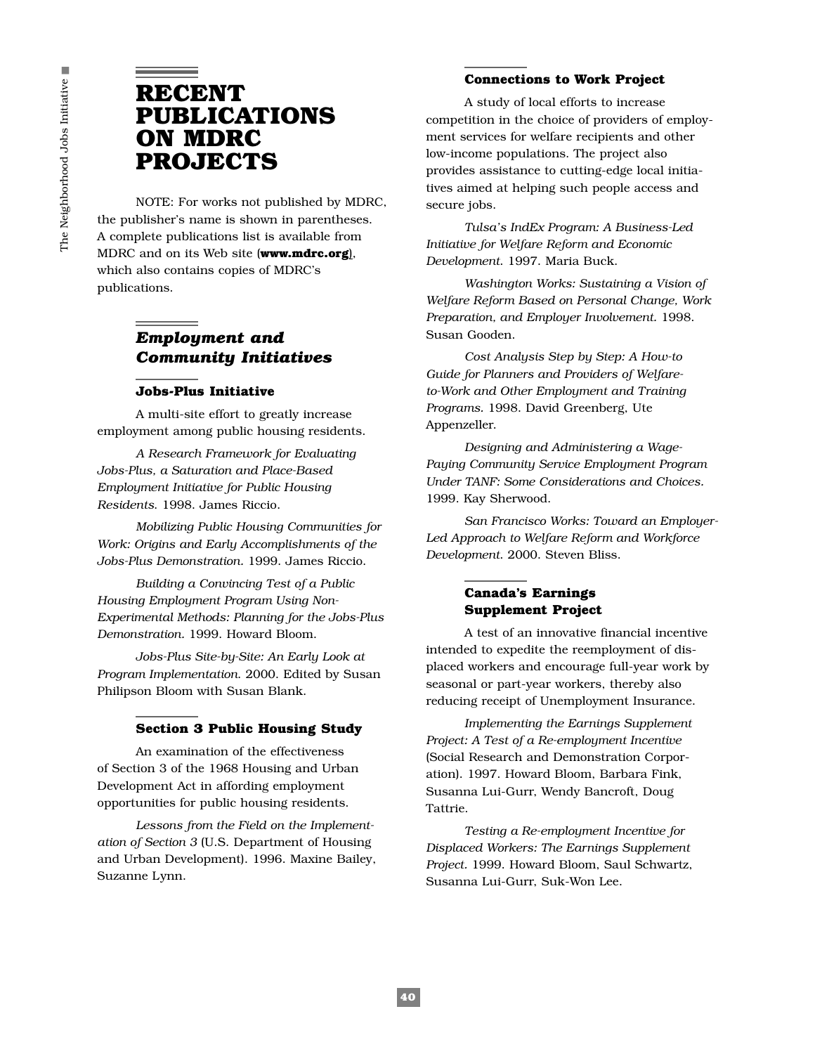# RECENT PUBLICATIONS ON MDRC PROJECTS

NOTE: For works not published by MDRC, the publisher's name is shown in parentheses. A complete publications list is available from MDRC and on its Web site (**www.mdrc.org**), which also contains copies of MDRC's publications.

## *Employment and Community Initiatives*

### Jobs-Plus Initiative

A multi-site effort to greatly increase employment among public housing residents.

*A Research Framework for Evaluating Jobs-Plus, a Saturation and Place-Based Employment Initiative for Public Housing Residents.* 1998. James Riccio.

*Mobilizing Public Housing Communities for Work: Origins and Early Accomplishments of the Jobs-Plus Demonstration.* 1999. James Riccio.

*Building a Convincing Test of a Public Housing Employment Program Using Non-Experimental Methods: Planning for the Jobs-Plus Demonstration.* 1999. Howard Bloom.

*Jobs-Plus Site-by-Site: An Early Look at Program Implementation.* 2000. Edited by Susan Philipson Bloom with Susan Blank.

### Section 3 Public Housing Study

An examination of the effectiveness of Section 3 of the 1968 Housing and Urban Development Act in affording employment opportunities for public housing residents.

*Lessons from the Field on the Implementation of Section 3* (U.S. Department of Housing and Urban Development). 1996. Maxine Bailey, Suzanne Lynn.

### Connections to Work Project

A study of local efforts to increase competition in the choice of providers of employment services for welfare recipients and other low-income populations. The project also provides assistance to cutting-edge local initiatives aimed at helping such people access and secure jobs.

*Tulsa's IndEx Program: A Business-Led Initiative for Welfare Reform and Economic Development.* 1997. Maria Buck.

*Washington Works: Sustaining a Vision of Welfare Reform Based on Personal Change, Work Preparation, and Employer Involvement.* 1998. Susan Gooden.

*Cost Analysis Step by Step: A How-to Guide for Planners and Providers of Welfare-to-Work and Other Employment and Training Programs.* 1998. David Greenberg, Ute Appenzeller.

*Designing and Administering a Wage-Paying Community Service Employment Program Under TANF: Some Considerations and Choices.* 1999. Kay Sherwood.

*San Francisco Works: Toward an Employer-Led Approach to Welfare Reform and Workforce Development.* 2000. Steven Bliss.

### Canada's Earnings Supplement Project

A test of an innovative financial incentive intended to expedite the reemployment of displaced workers and encourage full-year work by seasonal or part-year workers, thereby also reducing receipt of Unemployment Insurance.

*Implementing the Earnings Supplement Project: A Test of a Re-employment Incentive* (Social Research and Demonstration Corporation). 1997. Howard Bloom, Barbara Fink, Susanna Lui-Gurr, Wendy Bancroft, Doug Tattrie.

*Testing a Re-employment Incentive for Displaced Workers: The Earnings Supplement Project.* 1999. Howard Bloom, Saul Schwartz, Susanna Lui-Gurr, Suk-Won Lee.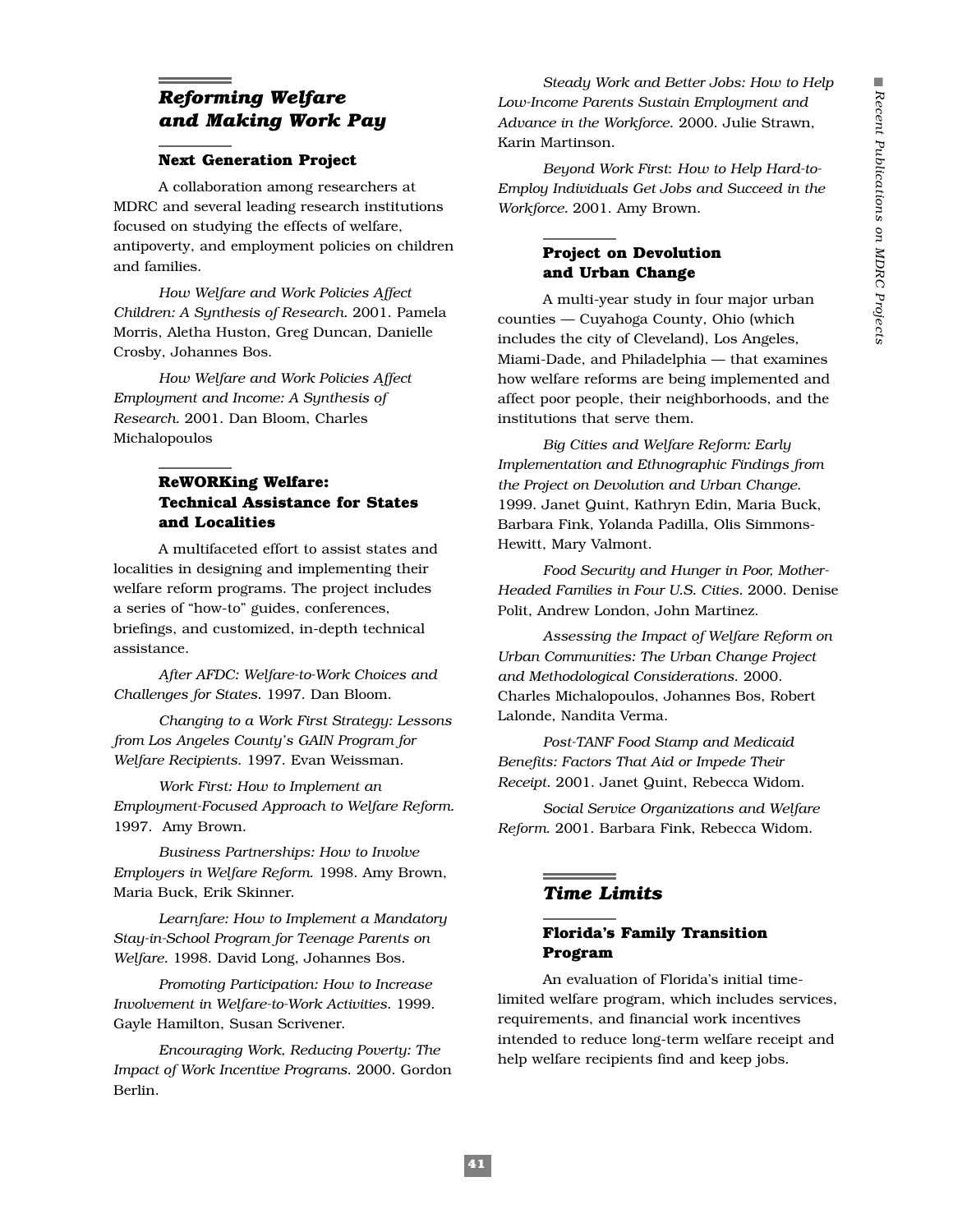## *Reforming Welfare and Making Work Pay*

### Next Generation Project

A collaboration among researchers at MDRC and several leading research institutions focused on studying the effects of welfare, antipoverty, and employment policies on children and families.

*How Welfare and Work Policies Affect Children: A Synthesis of Research.* 2001. Pamela Morris, Aletha Huston, Greg Duncan, Danielle Crosby, Johannes Bos.

*How Welfare and Work Policies Affect Employment and Income: A Synthesis of Research.* 2001. Dan Bloom, Charles Michalopoulos

### ReWORKing Welfare: Technical Assistance for States and Localities

A multifaceted effort to assist states and localities in designing and implementing their welfare reform programs. The project includes a series of "how-to" guides, conferences, briefings, and customized, in-depth technical assistance.

*After AFDC: Welfare-to-Work Choices and Challenges for States.* 1997. Dan Bloom.

*Changing to a Work First Strategy: Lessons from Los Angeles County's GAIN Program for Welfare Recipients.* 1997. Evan Weissman.

*Work First: How to Implement an Employment-Focused Approach to Welfare Reform.* 1997. Amy Brown.

*Business Partnerships: How to Involve Employers in Welfare Reform.* 1998. Amy Brown, Maria Buck, Erik Skinner.

*Learnfare: How to Implement a Mandatory Stay-in-School Program for Teenage Parents on Welfare.* 1998. David Long, Johannes Bos.

*Promoting Participation: How to Increase Involvement in Welfare-to-Work Activities.* 1999. Gayle Hamilton, Susan Scrivener.

*Encouraging Work, Reducing Poverty: The Impact of Work Incentive Programs.* 2000. Gordon Berlin.

*Steady Work and Better Jobs: How to Help Low-Income Parents Sustain Employment and Advance in the Workforce.* 2000. Julie Strawn, Karin Martinson.

*Beyond Work First: How to Help Hard-to-Employ Individuals Get Jobs and Succeed in the Workforce.* 2001. Amy Brown.

### Project on Devolution and Urban Change

A multi-year study in four major urban counties — Cuyahoga County, Ohio (which includes the city of Cleveland), Los Angeles, Miami-Dade, and Philadelphia — that examines how welfare reforms are being implemented and affect poor people, their neighborhoods, and the institutions that serve them.

*Big Cities and Welfare Reform: Early Implementation and Ethnographic Findings from the Project on Devolution and Urban Change.* 1999. Janet Quint, Kathryn Edin, Maria Buck, Barbara Fink, Yolanda Padilla, Olis Simmons-Hewitt, Mary Valmont.

*Food Security and Hunger in Poor, Mother-Headed Families in Four U.S. Cities.* 2000. Denise Polit, Andrew London, John Martinez.

*Assessing the Impact of Welfare Reform on Urban Communities: The Urban Change Project and Methodological Considerations.* 2000. Charles Michalopoulos, Johannes Bos, Robert Lalonde, Nandita Verma.

*Post-TANF Food Stamp and Medicaid Benefits: Factors That Aid or Impede Their Receipt.* 2001. Janet Quint, Rebecca Widom.

*Social Service Organizations and Welfare Reform.* 2001. Barbara Fink, Rebecca Widom.

## *Time Limits*

### Florida's Family Transition Program

An evaluation of Florida's initial time-limited welfare program, which includes services, requirements, and financial work incentives intended to reduce long-term welfare receipt and help welfare recipients find and keep jobs.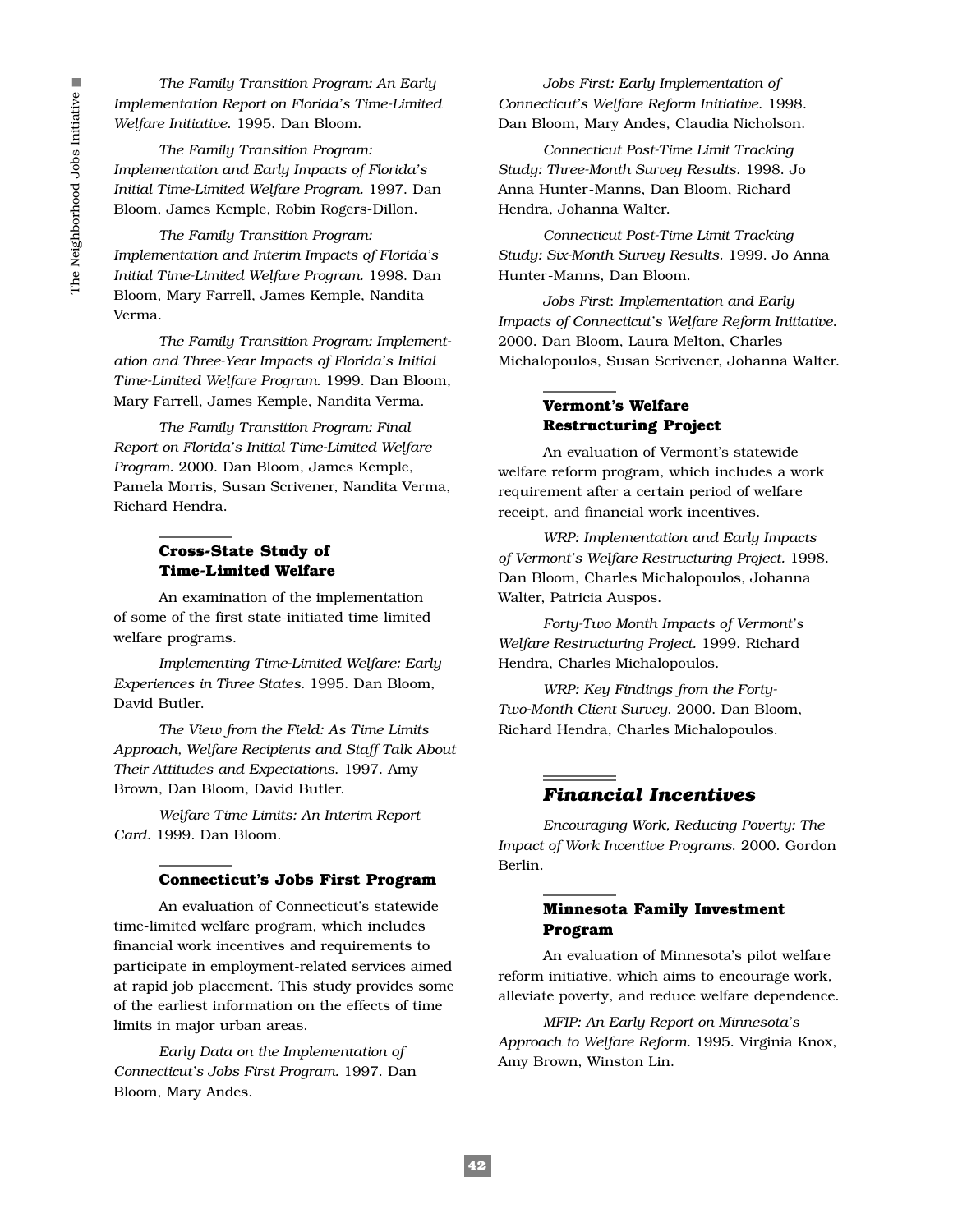*The Family Transition Program: An Early Implementation Report on Florida's Time-Limited Welfare Initiative.* 1995. Dan Bloom.

*The Family Transition Program: Implementation and Early Impacts of Florida's Initial Time-Limited Welfare Program.* 1997. Dan Bloom, James Kemple, Robin Rogers-Dillon.

*The Family Transition Program: Implementation and Interim Impacts of Florida's Initial Time-Limited Welfare Program.* 1998. Dan Bloom, Mary Farrell, James Kemple, Nandita Verma.

*The Family Transition Program: Implementation and Three-Year Impacts of Florida's Initial Time-Limited Welfare Program.* 1999. Dan Bloom, Mary Farrell, James Kemple, Nandita Verma.

*The Family Transition Program: Final Report on Florida's Initial Time-Limited Welfare Program.* 2000. Dan Bloom, James Kemple, Pamela Morris, Susan Scrivener, Nandita Verma, Richard Hendra.

### Cross-State Study of Time-Limited Welfare

An examination of the implementation of some of the first state-initiated time-limited welfare programs.

*Implementing Time-Limited Welfare: Early Experiences in Three States.* 1995. Dan Bloom, David Butler.

*The View from the Field: As Time Limits Approach, Welfare Recipients and Staff Talk About Their Attitudes and Expectations.* 1997. Amy Brown, Dan Bloom, David Butler.

*Welfare Time Limits: An Interim Report Card.* 1999. Dan Bloom.

### Connecticut's Jobs First Program

An evaluation of Connecticut's statewide time-limited welfare program, which includes financial work incentives and requirements to participate in employment-related services aimed at rapid job placement. This study provides some of the earliest information on the effects of time limits in major urban areas.

*Early Data on the Implementation of Connecticut's Jobs First Program.* 1997. Dan Bloom, Mary Andes.

*Jobs First: Early Implementation of Connecticut's Welfare Reform Initiative.* 1998. Dan Bloom, Mary Andes, Claudia Nicholson.

*Connecticut Post-Time Limit Tracking Study: Three-Month Survey Results.* 1998. Jo Anna Hunter-Manns, Dan Bloom, Richard Hendra, Johanna Walter.

*Connecticut Post-Time Limit Tracking Study: Six-Month Survey Results.* 1999. Jo Anna Hunter-Manns, Dan Bloom.

*Jobs First: Implementation and Early Impacts of Connecticut's Welfare Reform Initiative.* 2000. Dan Bloom, Laura Melton, Charles Michalopoulos, Susan Scrivener, Johanna Walter.

### Vermont's Welfare Restructuring Project

An evaluation of Vermont's statewide welfare reform program, which includes a work requirement after a certain period of welfare receipt, and financial work incentives.

*WRP: Implementation and Early Impacts of Vermont's Welfare Restructuring Project.* 1998. Dan Bloom, Charles Michalopoulos, Johanna Walter, Patricia Auspos.

*Forty-Two Month Impacts of Vermont's Welfare Restructuring Project.* 1999. Richard Hendra, Charles Michalopoulos.

*WRP: Key Findings from the Forty-Two-Month Client Survey.* 2000. Dan Bloom, Richard Hendra, Charles Michalopoulos.

## Financial Incentives

*Encouraging Work, Reducing Poverty: The Impact of Work Incentive Programs.* 2000. Gordon Berlin.

### Minnesota Family Investment Program

An evaluation of Minnesota's pilot welfare reform initiative, which aims to encourage work, alleviate poverty, and reduce welfare dependence.

*MFIP: An Early Report on Minnesota's Approach to Welfare Reform.* 1995. Virginia Knox, Amy Brown, Winston Lin.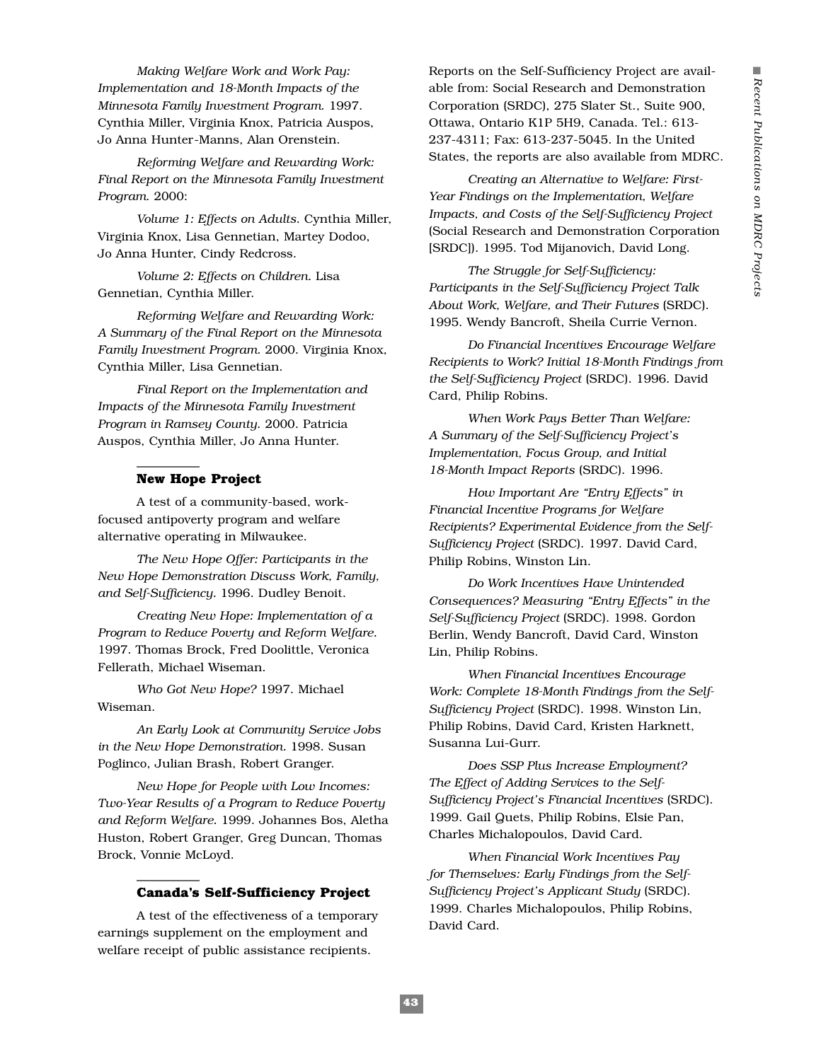*Making Welfare Work and Work Pay: Implementation and 18-Month Impacts of the Minnesota Family Investment Program.* 1997. Cynthia Miller, Virginia Knox, Patricia Auspos, Jo Anna Hunter-Manns, Alan Orenstein.

*Reforming Welfare and Rewarding Work: Final Report on the Minnesota Family Investment Program.* 2000:

*Volume 1: Effects on Adults.* Cynthia Miller, Virginia Knox, Lisa Gennetian, Martey Dodoo, Jo Anna Hunter, Cindy Redcross.

*Volume 2: Effects on Children.* Lisa Gennetian, Cynthia Miller.

*Reforming Welfare and Rewarding Work: A Summary of the Final Report on the Minnesota Family Investment Program.* 2000. Virginia Knox, Cynthia Miller, Lisa Gennetian.

*Final Report on the Implementation and Impacts of the Minnesota Family Investment Program in Ramsey County.* 2000. Patricia Auspos, Cynthia Miller, Jo Anna Hunter.

### New Hope Project

A test of a community-based, work-focused antipoverty program and welfare alternative operating in Milwaukee.

*The New Hope Offer: Participants in the New Hope Demonstration Discuss Work, Family, and Self-Sufficiency.* 1996. Dudley Benoit.

*Creating New Hope: Implementation of a Program to Reduce Poverty and Reform Welfare.* 1997. Thomas Brock, Fred Doolittle, Veronica Fellerath, Michael Wiseman.

*Who Got New Hope?* 1997. Michael Wiseman.

*An Early Look at Community Service Jobs in the New Hope Demonstration.* 1998. Susan Poglinco, Julian Brash, Robert Granger.

*New Hope for People with Low Incomes: Two-Year Results of a Program to Reduce Poverty and Reform Welfare.* 1999. Johannes Bos, Aletha Huston, Robert Granger, Greg Duncan, Thomas Brock, Vonnie McLoyd.

### Canada's Self-Sufficiency Project

A test of the effectiveness of a temporary earnings supplement on the employment and welfare receipt of public assistance recipients.

Reports on the Self-Sufficiency Project are available from: Social Research and Demonstration Corporation (SRDC), 275 Slater St., Suite 900, Ottawa, Ontario K1P 5H9, Canada. Tel.: 613-237-4311; Fax: 613-237-5045. In the United States, the reports are also available from MDRC.

*Creating an Alternative to Welfare: First-Year Findings on the Implementation, Welfare Impacts, and Costs of the Self-Sufficiency Project* (Social Research and Demonstration Corporation [SRDC]). 1995. Tod Mijanovich, David Long.

*The Struggle for Self-Sufficiency: Participants in the Self-Sufficiency Project Talk About Work, Welfare, and Their Futures* (SRDC). 1995. Wendy Bancroft, Sheila Currie Vernon.

*Do Financial Incentives Encourage Welfare Recipients to Work? Initial 18-Month Findings from the Self-Sufficiency Project* (SRDC). 1996. David Card, Philip Robins.

*When Work Pays Better Than Welfare: A Summary of the Self-Sufficiency Project's Implementation, Focus Group, and Initial 18-Month Impact Reports* (SRDC). 1996.

*How Important Are "Entry Effects" in Financial Incentive Programs for Welfare Recipients? Experimental Evidence from the Self-Sufficiency Project* (SRDC). 1997. David Card, Philip Robins, Winston Lin.

*Do Work Incentives Have Unintended Consequences? Measuring "Entry Effects" in the Self-Sufficiency Project* (SRDC). 1998. Gordon Berlin, Wendy Bancroft, David Card, Winston Lin, Philip Robins.

*When Financial Incentives Encourage Work: Complete 18-Month Findings from the Self-Sufficiency Project* (SRDC). 1998. Winston Lin, Philip Robins, David Card, Kristen Harknett, Susanna Lui-Gurr.

*Does SSP Plus Increase Employment? The Effect of Adding Services to the Self-Sufficiency Project's Financial Incentives* (SRDC). 1999. Gail Quets, Philip Robins, Elsie Pan, Charles Michalopoulos, David Card.

*When Financial Work Incentives Pay for Themselves: Early Findings from the Self-Sufficiency Project's Applicant Study* (SRDC). 1999. Charles Michalopoulos, Philip Robins, David Card.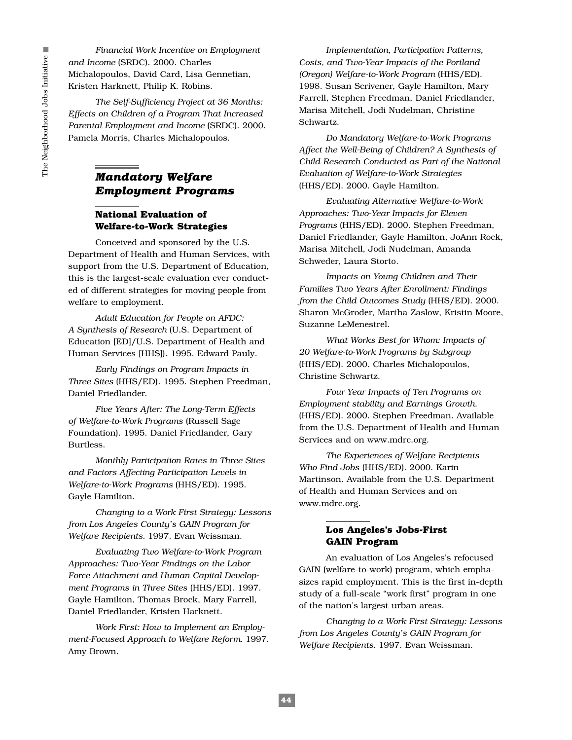*Financial Work Incentive on Employment and Income* (SRDC). 2000. Charles Michalopoulos, David Card, Lisa Gennetian, Kristen Harknett, Philip K. Robins.

*The Self-Sufficiency Project at 36 Months: Effects on Children of a Program That Increased Parental Employment and Income* (SRDC). 2000. Pamela Morris, Charles Michalopoulos.

## *Mandatory Welfare Employment Programs*

### National Evaluation of Welfare-to-Work Strategies

Conceived and sponsored by the U.S. Department of Health and Human Services, with support from the U.S. Department of Education, this is the largest-scale evaluation ever conducted of different strategies for moving people from welfare to employment.

*Adult Education for People on AFDC: A Synthesis of Research* (U.S. Department of Education [ED]/U.S. Department of Health and Human Services [HHS]). 1995. Edward Pauly.

*Early Findings on Program Impacts in Three Sites* (HHS/ED). 1995. Stephen Freedman, Daniel Friedlander.

*Five Years After: The Long-Term Effects of Welfare-to-Work Programs* (Russell Sage Foundation). 1995. Daniel Friedlander, Gary Burtless.

*Monthly Participation Rates in Three Sites and Factors Affecting Participation Levels in Welfare-to-Work Programs* (HHS/ED). 1995. Gayle Hamilton.

*Changing to a Work First Strategy: Lessons from Los Angeles County's GAIN Program for Welfare Recipients.* 1997. Evan Weissman.

*Evaluating Two Welfare-to-Work Program Approaches: Two-Year Findings on the Labor Force Attachment and Human Capital Development Programs in Three Sites* (HHS/ED). 1997. Gayle Hamilton, Thomas Brock, Mary Farrell, Daniel Friedlander, Kristen Harknett.

*Work First: How to Implement an Employment-Focused Approach to Welfare Reform.* 1997. Amy Brown.

*Implementation, Participation Patterns, Costs, and Two-Year Impacts of the Portland (Oregon) Welfare-to-Work Program* (HHS/ED). 1998. Susan Scrivener, Gayle Hamilton, Mary Farrell, Stephen Freedman, Daniel Friedlander, Marisa Mitchell, Jodi Nudelman, Christine Schwartz.

*Do Mandatory Welfare-to-Work Programs Affect the Well-Being of Children? A Synthesis of Child Research Conducted as Part of the National Evaluation of Welfare-to-Work Strategies* (HHS/ED). 2000. Gayle Hamilton.

*Evaluating Alternative Welfare-to-Work Approaches: Two-Year Impacts for Eleven Programs* (HHS/ED). 2000. Stephen Freedman, Daniel Friedlander, Gayle Hamilton, JoAnn Rock, Marisa Mitchell, Jodi Nudelman, Amanda Schweder, Laura Storto.

*Impacts on Young Children and Their Families Two Years After Enrollment: Findings from the Child Outcomes Study* (HHS/ED). 2000. Sharon McGroder, Martha Zaslow, Kristin Moore, Suzanne LeMenestrel.

*What Works Best for Whom: Impacts of 20 Welfare-to-Work Programs by Subgroup* (HHS/ED). 2000. Charles Michalopoulos, Christine Schwartz.

*Four Year Impacts of Ten Programs on Employment stability and Earnings Growth.* (HHS/ED). 2000. Stephen Freedman. Available from the U.S. Department of Health and Human Services and on www.mdrc.org.

*The Experiences of Welfare Recipients Who Find Jobs* (HHS/ED). 2000. Karin Martinson. Available from the U.S. Department of Health and Human Services and on www.mdrc.org.

### Los Angeles's Jobs-First GAIN Program

An evaluation of Los Angeles's refocused GAIN (welfare-to-work) program, which emphasizes rapid employment. This is the first in-depth study of a full-scale "work first" program in one of the nation's largest urban areas.

*Changing to a Work First Strategy: Lessons from Los Angeles County's GAIN Program for Welfare Recipients.* 1997. Evan Weissman.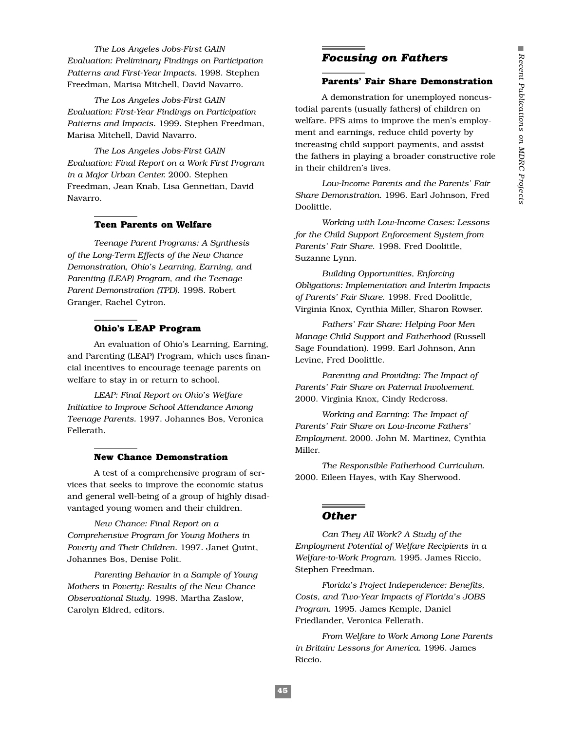*The Los Angeles Jobs-First GAIN Evaluation: Preliminary Findings on Participation Patterns and First-Year Impacts.* 1998. Stephen Freedman, Marisa Mitchell, David Navarro.

*The Los Angeles Jobs-First GAIN Evaluation: First-Year Findings on Participation Patterns and Impacts.* 1999. Stephen Freedman, Marisa Mitchell, David Navarro.

*The Los Angeles Jobs-First GAIN Evaluation: Final Report on a Work First Program in a Major Urban Center.* 2000. Stephen Freedman, Jean Knab, Lisa Gennetian, David Navarro.

### Teen Parents on Welfare

*Teenage Parent Programs: A Synthesis of the Long-Term Effects of the New Chance Demonstration, Ohio's Learning, Earning, and Parenting (LEAP) Program, and the Teenage Parent Demonstration (TPD).* 1998. Robert Granger, Rachel Cytron.

### Ohio's LEAP Program

An evaluation of Ohio's Learning, Earning, and Parenting (LEAP) Program, which uses financial incentives to encourage teenage parents on welfare to stay in or return to school.

*LEAP: Final Report on Ohio's Welfare Initiative to Improve School Attendance Among Teenage Parents.* 1997. Johannes Bos, Veronica Fellerath.

### New Chance Demonstration

A test of a comprehensive program of services that seeks to improve the economic status and general well-being of a group of highly disadvantaged young women and their children.

*New Chance: Final Report on a Comprehensive Program for Young Mothers in Poverty and Their Children.* 1997. Janet Quint, Johannes Bos, Denise Polit.

*Parenting Behavior in a Sample of Young Mothers in Poverty: Results of the New Chance Observational Study.* 1998. Martha Zaslow, Carolyn Eldred, editors.

## *Focusing on Fathers*

### Parents' Fair Share Demonstration

A demonstration for unemployed noncustodial parents (usually fathers) of children on welfare. PFS aims to improve the men's employment and earnings, reduce child poverty by increasing child support payments, and assist the fathers in playing a broader constructive role in their children's lives.

*Low-Income Parents and the Parents' Fair Share Demonstration.* 1996. Earl Johnson, Fred Doolittle.

*Working with Low-Income Cases: Lessons for the Child Support Enforcement System from Parents' Fair Share.* 1998. Fred Doolittle, Suzanne Lynn.

*Building Opportunities, Enforcing Obligations: Implementation and Interim Impacts of Parents' Fair Share.* 1998. Fred Doolittle, Virginia Knox, Cynthia Miller, Sharon Rowser.

*Fathers' Fair Share: Helping Poor Men Manage Child Support and Fatherhood* (Russell Sage Foundation). 1999. Earl Johnson, Ann Levine, Fred Doolittle.

*Parenting and Providing: The Impact of Parents' Fair Share on Paternal Involvement.* 2000. Virginia Knox, Cindy Redcross.

*Working and Earning: The Impact of Parents' Fair Share on Low-Income Fathers' Employment.* 2000. John M. Martinez, Cynthia Miller.

*The Responsible Fatherhood Curriculum.* 2000. Eileen Hayes, with Kay Sherwood.

## *Other*

*Can They All Work? A Study of the Employment Potential of Welfare Recipients in a Welfare-to-Work Program.* 1995. James Riccio, Stephen Freedman.

*Florida's Project Independence: Benefits, Costs, and Two-Year Impacts of Florida's JOBS Program.* 1995. James Kemple, Daniel Friedlander, Veronica Fellerath.

*From Welfare to Work Among Lone Parents in Britain: Lessons for America.* 1996. James Riccio.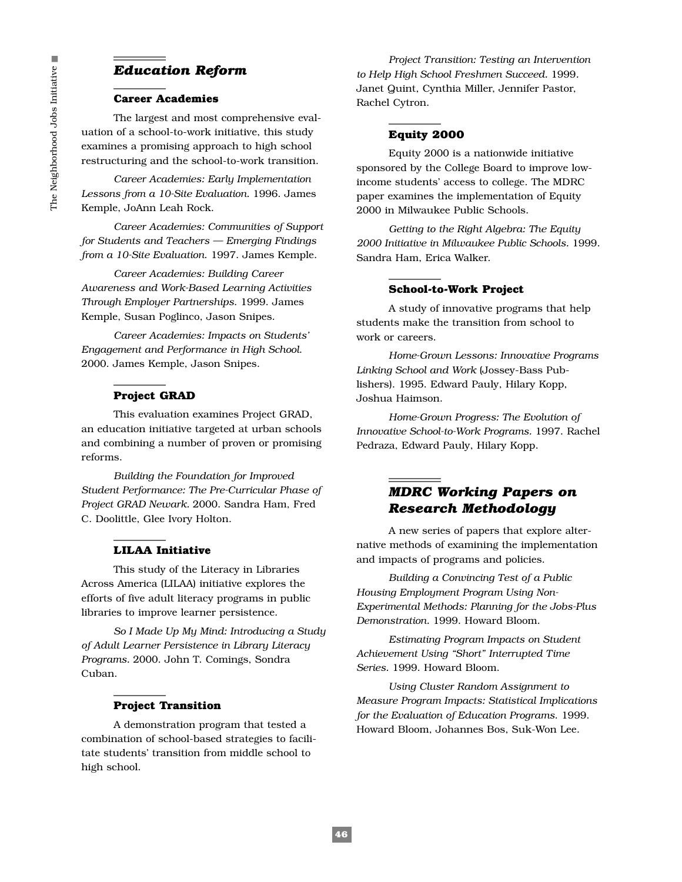## *Education Reform*

### Career Academies

The largest and most comprehensive evaluation of a school-to-work initiative, this study examines a promising approach to high school restructuring and the school-to-work transition.

*Career Academies: Early Implementation Lessons from a 10-Site Evaluation.* 1996. James Kemple, JoAnn Leah Rock.

*Career Academies: Communities of Support for Students and Teachers — Emerging Findings from a 10-Site Evaluation.* 1997. James Kemple.

*Career Academies: Building Career Awareness and Work-Based Learning Activities Through Employer Partnerships.* 1999. James Kemple, Susan Poglinco, Jason Snipes.

*Career Academies: Impacts on Students' Engagement and Performance in High School.* 2000. James Kemple, Jason Snipes.

### Project GRAD

This evaluation examines Project GRAD, an education initiative targeted at urban schools and combining a number of proven or promising reforms.

*Building the Foundation for Improved Student Performance: The Pre-Curricular Phase of Project GRAD Newark.* 2000. Sandra Ham, Fred C. Doolittle, Glee Ivory Holton.

### LILAA Initiative

This study of the Literacy in Libraries Across America (LILAA) initiative explores the efforts of five adult literacy programs in public libraries to improve learner persistence.

*So I Made Up My Mind: Introducing a Study of Adult Learner Persistence in Library Literacy Programs.* 2000. John T. Comings, Sondra Cuban.

### Project Transition

A demonstration program that tested a combination of school-based strategies to facilitate students' transition from middle school to high school.

*Project Transition: Testing an Intervention to Help High School Freshmen Succeed.* 1999. Janet Quint, Cynthia Miller, Jennifer Pastor, Rachel Cytron.

### Equity 2000

Equity 2000 is a nationwide initiative sponsored by the College Board to improve low-income students' access to college. The MDRC paper examines the implementation of Equity 2000 in Milwaukee Public Schools.

*Getting to the Right Algebra: The Equity 2000 Initiative in Milwaukee Public Schools.* 1999. Sandra Ham, Erica Walker.

### School-to-Work Project

A study of innovative programs that help students make the transition from school to work or careers.

*Home-Grown Lessons: Innovative Programs Linking School and Work* (Jossey-Bass Publishers). 1995. Edward Pauly, Hilary Kopp, Joshua Haimson.

*Home-Grown Progress: The Evolution of Innovative School-to-Work Programs.* 1997. Rachel Pedraza, Edward Pauly, Hilary Kopp.

## *MDRC Working Papers on Research Methodology*

A new series of papers that explore alternative methods of examining the implementation and impacts of programs and policies.

*Building a Convincing Test of a Public Housing Employment Program Using Non-Experimental Methods: Planning for the Jobs-Plus Demonstration.* 1999. Howard Bloom.

*Estimating Program Impacts on Student Achievement Using "Short" Interrupted Time Series.* 1999. Howard Bloom.

*Using Cluster Random Assignment to Measure Program Impacts: Statistical Implications for the Evaluation of Education Programs.* 1999. Howard Bloom, Johannes Bos, Suk-Won Lee.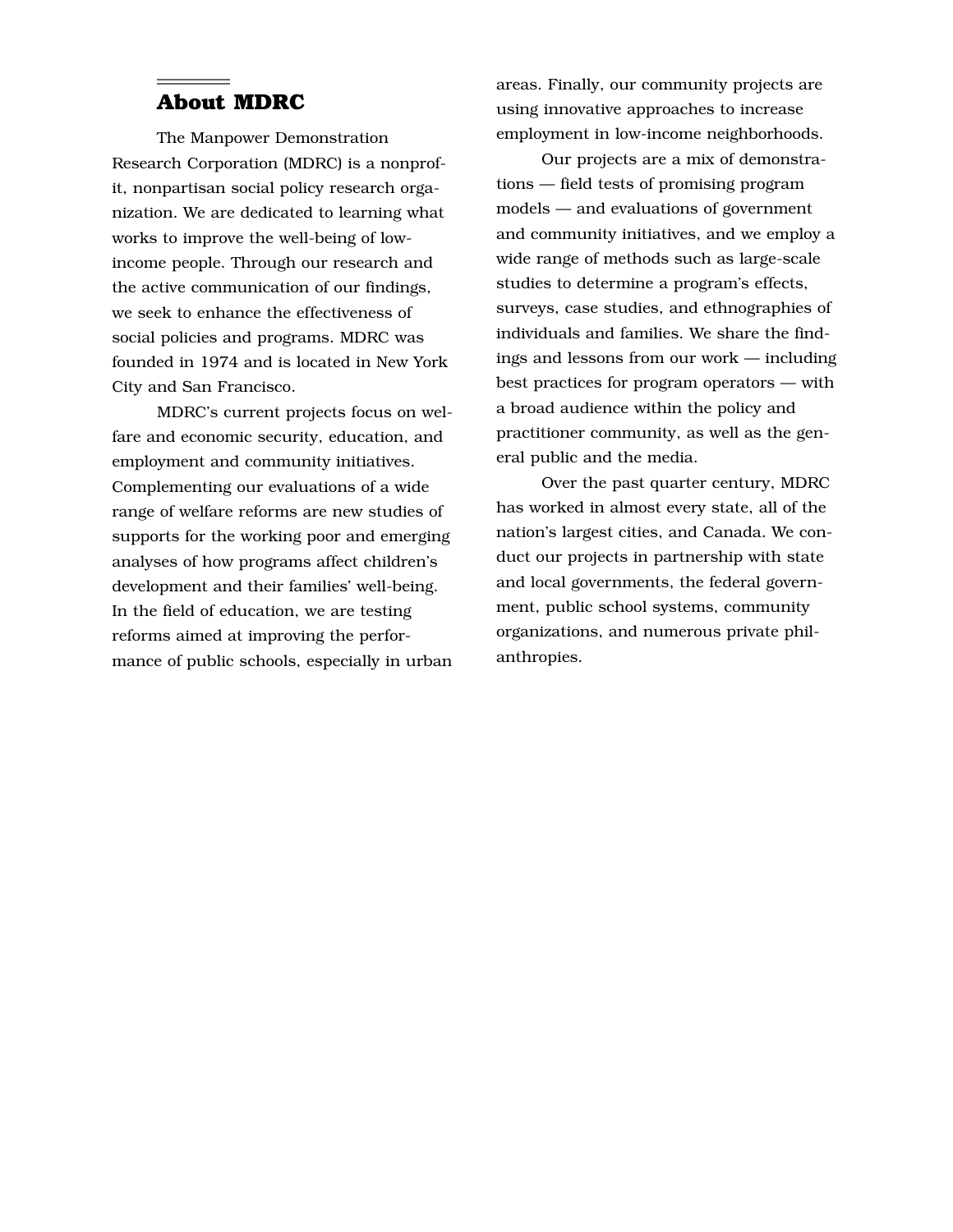## About MDRC

The Manpower Demonstration Research Corporation (MDRC) is a nonprofit, nonpartisan social policy research organization. We are dedicated to learning what works to improve the well-being of low-income people. Through our research and the active communication of our findings, we seek to enhance the effectiveness of social policies and programs. MDRC was founded in 1974 and is located in New York City and San Francisco.

MDRC's current projects focus on welfare and economic security, education, and employment and community initiatives. Complementing our evaluations of a wide range of welfare reforms are new studies of supports for the working poor and emerging analyses of how programs affect children's development and their families' well-being. In the field of education, we are testing reforms aimed at improving the performance of public schools, especially in urban areas. Finally, our community projects are using innovative approaches to increase employment in low-income neighborhoods.

Our projects are a mix of demonstrations — field tests of promising program models — and evaluations of government and community initiatives, and we employ a wide range of methods such as large-scale studies to determine a program's effects, surveys, case studies, and ethnographies of individuals and families. We share the findings and lessons from our work — including best practices for program operators — with a broad audience within the policy and practitioner community, as well as the general public and the media.

Over the past quarter century, MDRC has worked in almost every state, all of the nation's largest cities, and Canada. We conduct our projects in partnership with state and local governments, the federal government, public school systems, community organizations, and numerous private philanthropies.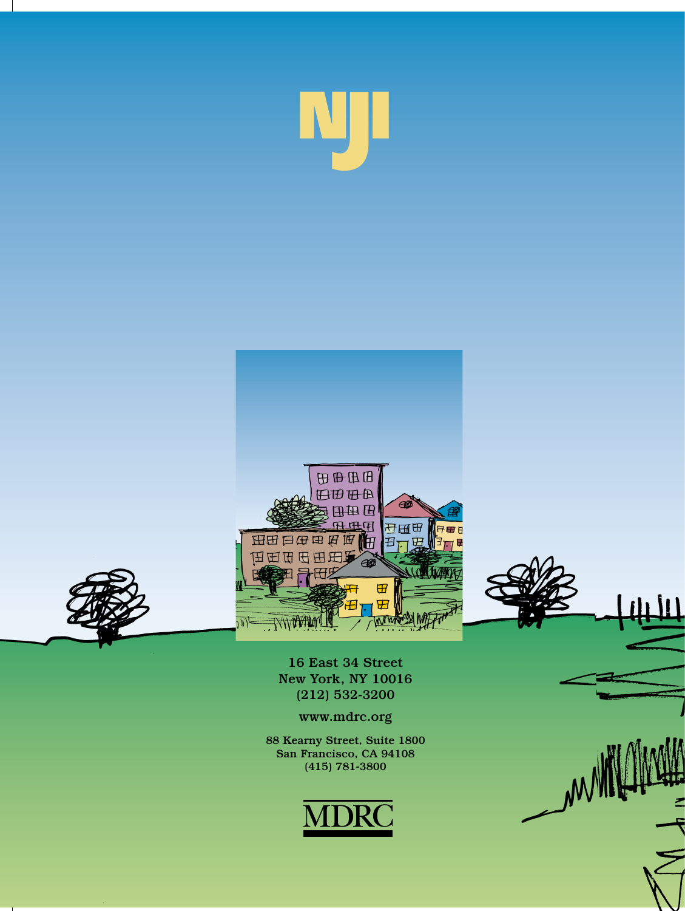NJI

16 East 34 Street
New York, NY 10016
(212) 532-3200

www.mdrc.org

88 Kearny Street, Suite 1800
San Francisco, CA 94108
(415) 781-3800

MDRC